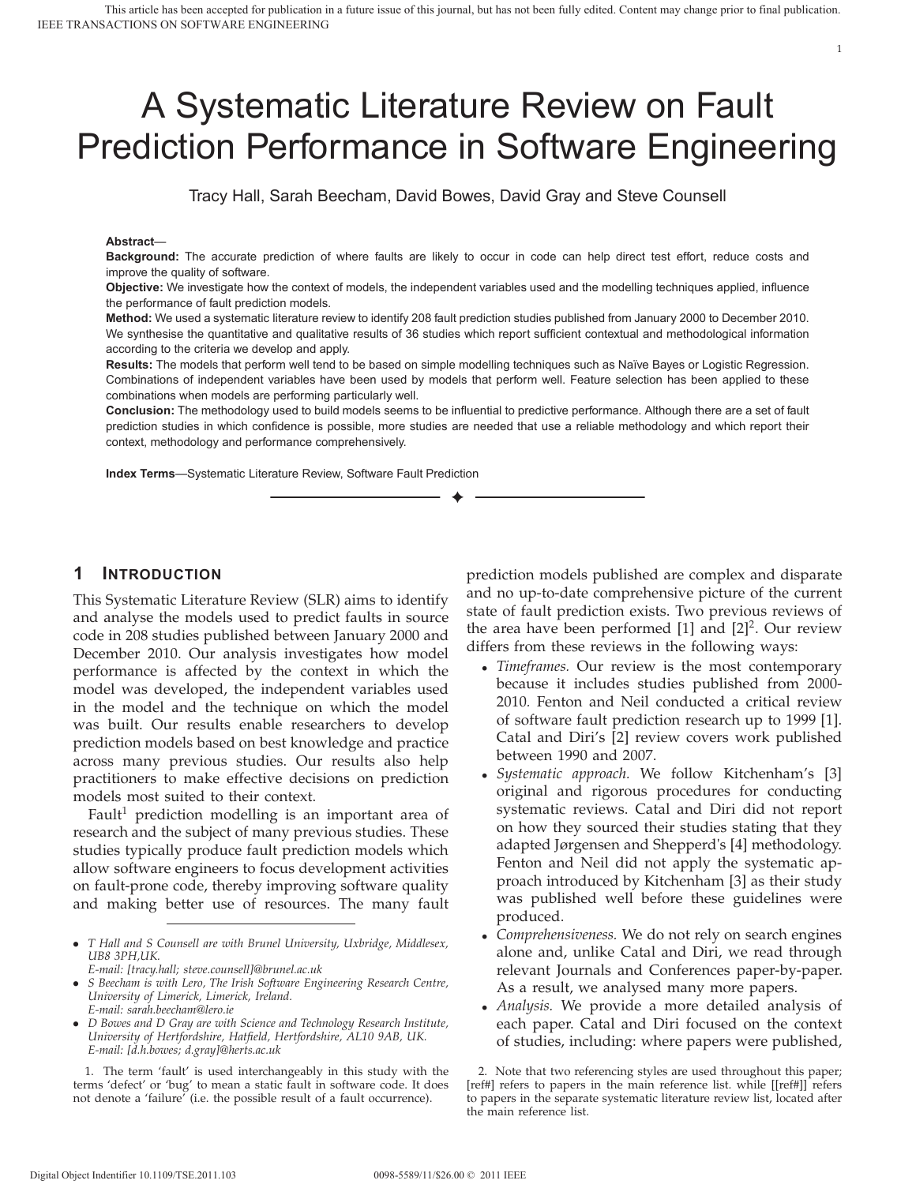# A Systematic Literature Review on Fault Prediction Performance in Software Engineering

Tracy Hall, Sarah Beecham, David Bowes, David Gray and Steve Counsell

**Abstract**—

**Background:** The accurate prediction of where faults are likely to occur in code can help direct test effort, reduce costs and improve the quality of software.

**Objective:** We investigate how the context of models, the independent variables used and the modelling techniques applied, influence the performance of fault prediction models.

**Method:** We used a systematic literature review to identify 208 fault prediction studies published from January 2000 to December 2010. We synthesise the quantitative and qualitative results of 36 studies which report sufficient contextual and methodological information according to the criteria we develop and apply.

**Results:** The models that perform well tend to be based on simple modelling techniques such as Naïve Bayes or Logistic Regression. Combinations of independent variables have been used by models that perform well. Feature selection has been applied to these combinations when models are performing particularly well.

**Conclusion:** The methodology used to build models seems to be influential to predictive performance. Although there are a set of fault prediction studies in which confidence is possible, more studies are needed that use a reliable methodology and which report their context, methodology and performance comprehensively.

**Index Terms**—Systematic Literature Review, Software Fault Prediction

## 1 Introduction

This Systematic Literature Review (SLR) aims to identify and analyse the models used to predict faults in source code in 208 studies published between January 2000 and December 2010. Our analysis investigates how model performance is affected by the context in which the model was developed, the independent variables used in the model and the technique on which the model was built. Our results enable researchers to develop prediction models based on best knowledge and practice across many previous studies. Our results also help practitioners to make effective decisions on prediction models most suited to their context.

Fault[1] prediction modelling is an important area of research and the subject of many previous studies. These studies typically produce fault prediction models which allow software engineers to focus development activities on fault-prone code, thereby improving software quality and making better use of resources. The many fault prediction models published are complex and disparate and no up-to-date comprehensive picture of the current state of fault prediction exists. Two previous reviews of the area have been performed [1] and [2][2]. Our review differs from these reviews in the following ways:

- *Timeframes.* Our review is the most contemporary because it includes studies published from 2000-2010. Fenton and Neil conducted a critical review of software fault prediction research up to 1999 [1]. Catal and Diri's [2] review covers work published between 1990 and 2007.
- *Systematic approach.* We follow Kitchenham's [3] original and rigorous procedures for conducting systematic reviews. Catal and Diri did not report on how they sourced their studies stating that they adapted Jørgensen and Shepperd's [4] methodology. Fenton and Neil did not apply the systematic approach introduced by Kitchenham [3] as their study was published well before these guidelines were produced.
- *Comprehensiveness.* We do not rely on search engines alone and, unlike Catal and Diri, we read through relevant Journals and Conferences paper-by-paper. As a result, we analysed many more papers.
- *Analysis.* We provide a more detailed analysis of each paper. Catal and Diri focused on the context of studies, including: where papers were published,

---

- *T Hall and S Counsell are with Brunel University, Uxbridge, Middlesex, UB8 3PH,UK. E-mail: [tracy.hall; steve.counsell]@brunel.ac.uk*
- *S Beecham is with Lero, The Irish Software Engineering Research Centre, University of Limerick, Limerick, Ireland. E-mail: sarah.beecham@lero.ie*
- *D Bowes and D Gray are with Science and Technology Research Institute, University of Hertfordshire, Hatfield, Hertfordshire, AL10 9AB, UK. E-mail: [d.h.bowes; d.gray]@herts.ac.uk*

1. The term 'fault' is used interchangeably in this study with the terms 'defect' or 'bug' to mean a static fault in software code. It does not denote a 'failure' (i.e. the possible result of a fault occurrence).

2. Note that two referencing styles are used throughout this paper; [ref#] refers to papers in the main reference list. while [[ref#]] refers to papers in the separate systematic literature review list, located after the main reference list.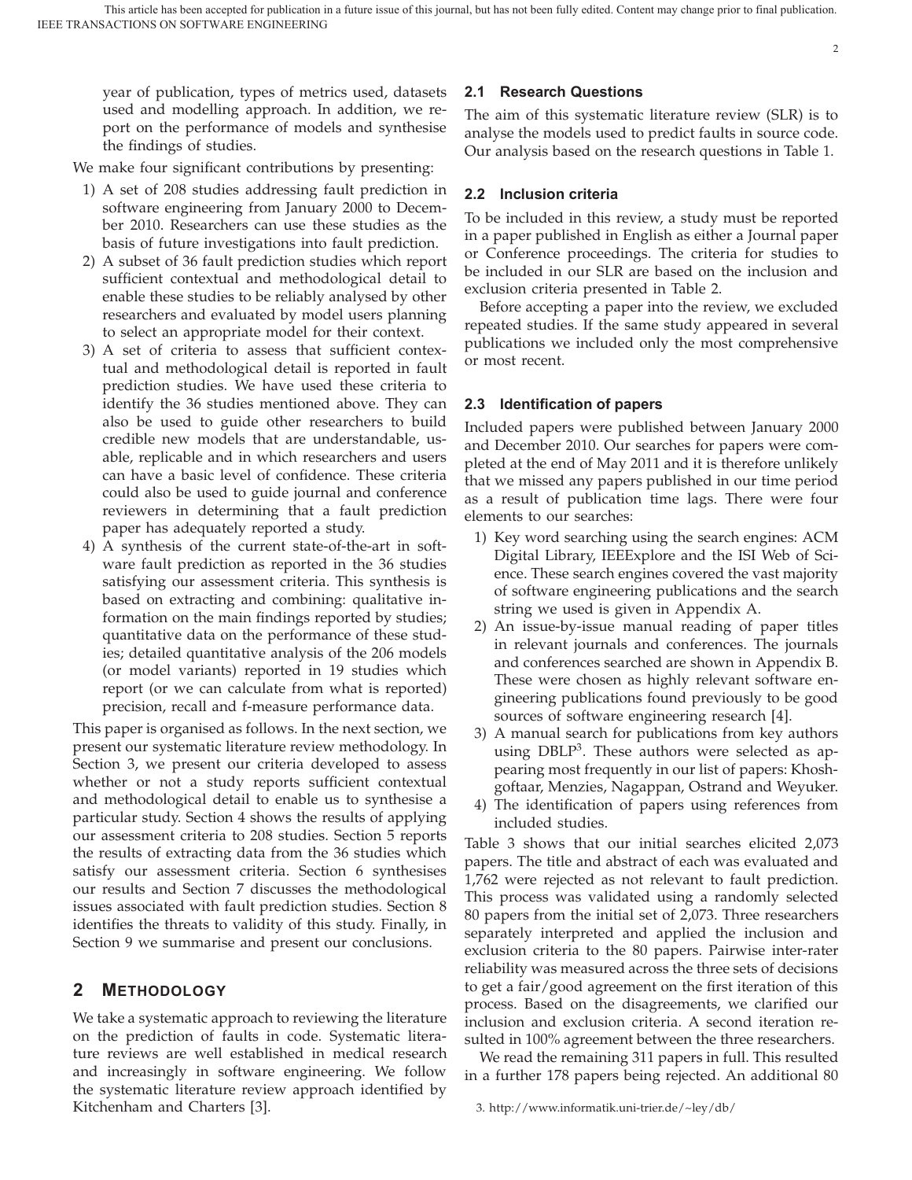year of publication, types of metrics used, datasets used and modelling approach. In addition, we report on the performance of models and synthesise the findings of studies.

We make four significant contributions by presenting:

1) A set of 208 studies addressing fault prediction in software engineering from January 2000 to December 2010. Researchers can use these studies as the basis of future investigations into fault prediction.
2) A subset of 36 fault prediction studies which report sufficient contextual and methodological detail to enable these studies to be reliably analysed by other researchers and evaluated by model users planning to select an appropriate model for their context.
3) A set of criteria to assess that sufficient contextual and methodological detail is reported in fault prediction studies. We have used these criteria to identify the 36 studies mentioned above. They can also be used to guide other researchers to build credible new models that are understandable, usable, replicable and in which researchers and users can have a basic level of confidence. These criteria could also be used to guide journal and conference reviewers in determining that a fault prediction paper has adequately reported a study.
4) A synthesis of the current state-of-the-art in software fault prediction as reported in the 36 studies satisfying our assessment criteria. This synthesis is based on extracting and combining: qualitative information on the main findings reported by studies; quantitative data on the performance of these studies; detailed quantitative analysis of the 206 models (or model variants) reported in 19 studies which report (or we can calculate from what is reported) precision, recall and f-measure performance data.

This paper is organised as follows. In the next section, we present our systematic literature review methodology. In Section 3, we present our criteria developed to assess whether or not a study reports sufficient contextual and methodological detail to enable us to synthesise a particular study. Section 4 shows the results of applying our assessment criteria to 208 studies. Section 5 reports the results of extracting data from the 36 studies which satisfy our assessment criteria. Section 6 synthesises our results and Section 7 discusses the methodological issues associated with fault prediction studies. Section 8 identifies the threats to validity of this study. Finally, in Section 9 we summarise and present our conclusions.

## 2 Methodology

We take a systematic approach to reviewing the literature on the prediction of faults in code. Systematic literature reviews are well established in medical research and increasingly in software engineering. We follow the systematic literature review approach identified by Kitchenham and Charters [3].

### 2.1 Research Questions

The aim of this systematic literature review (SLR) is to analyse the models used to predict faults in source code. Our analysis based on the research questions in Table 1.

### 2.2 Inclusion criteria

To be included in this review, a study must be reported in a paper published in English as either a Journal paper or Conference proceedings. The criteria for studies to be included in our SLR are based on the inclusion and exclusion criteria presented in Table 2.

Before accepting a paper into the review, we excluded repeated studies. If the same study appeared in several publications we included only the most comprehensive or most recent.

### 2.3 Identification of papers

Included papers were published between January 2000 and December 2010. Our searches for papers were completed at the end of May 2011 and it is therefore unlikely that we missed any papers published in our time period as a result of publication time lags. There were four elements to our searches:

1) Key word searching using the search engines: ACM Digital Library, IEEEXplore and the ISI Web of Science. These search engines covered the vast majority of software engineering publications and the search string we used is given in Appendix A.
2) An issue-by-issue manual reading of paper titles in relevant journals and conferences. The journals and conferences searched are shown in Appendix B. These were chosen as highly relevant software engineering publications found previously to be good sources of software engineering research [4].
3) A manual search for publications from key authors using DBLP[3]. These authors were selected as appearing most frequently in our list of papers: Khoshgoftaar, Menzies, Nagappan, Ostrand and Weyuker.
4) The identification of papers using references from included studies.

Table 3 shows that our initial searches elicited 2,073 papers. The title and abstract of each was evaluated and 1,762 were rejected as not relevant to fault prediction. This process was validated using a randomly selected 80 papers from the initial set of 2,073. Three researchers separately interpreted and applied the inclusion and exclusion criteria to the 80 papers. Pairwise inter-rater reliability was measured across the three sets of decisions to get a fair/good agreement on the first iteration of this process. Based on the disagreements, we clarified our inclusion and exclusion criteria. A second iteration resulted in 100% agreement between the three researchers.

We read the remaining 311 papers in full. This resulted in a further 178 papers being rejected. An additional 80

3. http://www.informatik.uni-trier.de/~ley/db/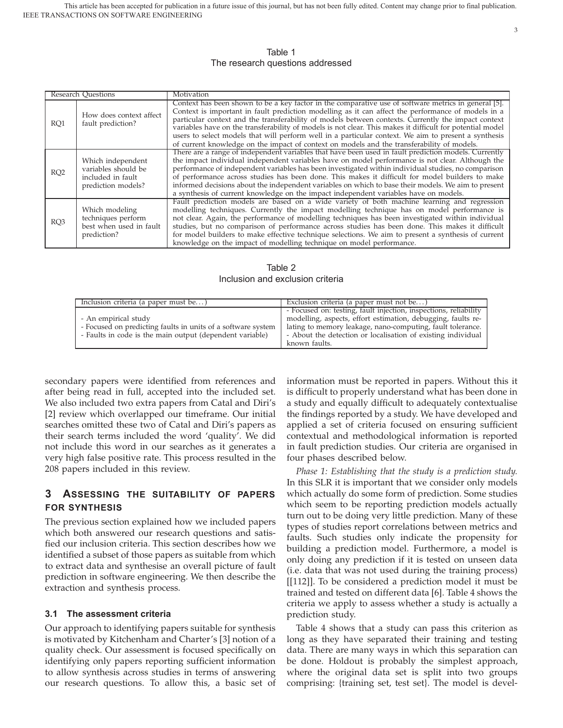Table 1
The research questions addressed

| Research Questions | | Motivation |
|---|---|---|
| RQ1 | How does context affect fault prediction? | Context has been shown to be a key factor in the comparative use of software metrics in general [5]. Context is important in fault prediction modelling as it can affect the performance of models in a particular context and the transferability of models between contexts. Currently the impact context variables have on the transferability of models is not clear. This makes it difficult for potential model users to select models that will perform well in a particular context. We aim to present a synthesis of current knowledge on the impact of context on models and the transferability of models. |
| RQ2 | Which independent variables should be included in fault prediction models? | There are a range of independent variables that have been used in fault prediction models. Currently the impact individual independent variables have on model performance is not clear. Although the performance of independent variables has been investigated within individual studies, no comparison of performance across studies has been done. This makes it difficult for model builders to make informed decisions about the independent variables on which to base their models. We aim to present a synthesis of current knowledge on the impact independent variables have on models. |
| RQ3 | Which modeling techniques perform best when used in fault prediction? | Fault prediction models are based on a wide variety of both machine learning and regression modelling techniques. Currently the impact modelling technique has on model performance is not clear. Again, the performance of modelling techniques has been investigated within individual studies, but no comparison of performance across studies has been done. This makes it difficult for model builders to make effective technique selections. We aim to present a synthesis of current knowledge on the impact of modelling technique on model performance. |

Table 2
Inclusion and exclusion criteria

| Inclusion criteria (a paper must be...) | Exclusion criteria (a paper must not be...) |
|---|---|
| - An empirical study<br>- Focused on predicting faults in units of a software system<br>- Faults in code is the main output (dependent variable) | - Focused on: testing, fault injection, inspections, reliability modelling, aspects, effort estimation, debugging, faults relating to memory leakage, nano-computing, fault tolerance.<br>- About the detection or localisation of existing individual known faults. |

secondary papers were identified from references and after being read in full, accepted into the included set. We also included two extra papers from Catal and Diri's [2] review which overlapped our timeframe. Our initial searches omitted these two of Catal and Diri's papers as their search terms included the word 'quality'. We did not include this word in our searches as it generates a very high false positive rate. This process resulted in the 208 papers included in this review.

## 3 Assessing the suitability of papers for synthesis

The previous section explained how we included papers which both answered our research questions and satisfied our inclusion criteria. This section describes how we identified a subset of those papers as suitable from which to extract data and synthesise an overall picture of fault prediction in software engineering. We then describe the extraction and synthesis process.

### 3.1 The assessment criteria

Our approach to identifying papers suitable for synthesis is motivated by Kitchenham and Charter's [3] notion of a quality check. Our assessment is focused specifically on identifying only papers reporting sufficient information to allow synthesis across studies in terms of answering our research questions. To allow this, a basic set of information must be reported in papers. Without this it is difficult to properly understand what has been done in a study and equally difficult to adequately contextualise the findings reported by a study. We have developed and applied a set of criteria focused on ensuring sufficient contextual and methodological information is reported in fault prediction studies. Our criteria are organised in four phases described below.

*Phase 1: Establishing that the study is a prediction study.* In this SLR it is important that we consider only models which actually do some form of prediction. Some studies which seem to be reporting prediction models actually turn out to be doing very little prediction. Many of these types of studies report correlations between metrics and faults. Such studies only indicate the propensity for building a prediction model. Furthermore, a model is only doing any prediction if it is tested on unseen data (i.e. data that was not used during the training process) [[112]]. To be considered a prediction model it must be trained and tested on different data [6]. Table 4 shows the criteria we apply to assess whether a study is actually a prediction study.

Table 4 shows that a study can pass this criterion as long as they have separated their training and testing data. There are many ways in which this separation can be done. Holdout is probably the simplest approach, where the original data set is split into two groups comprising: {training set, test set}. The model is devel-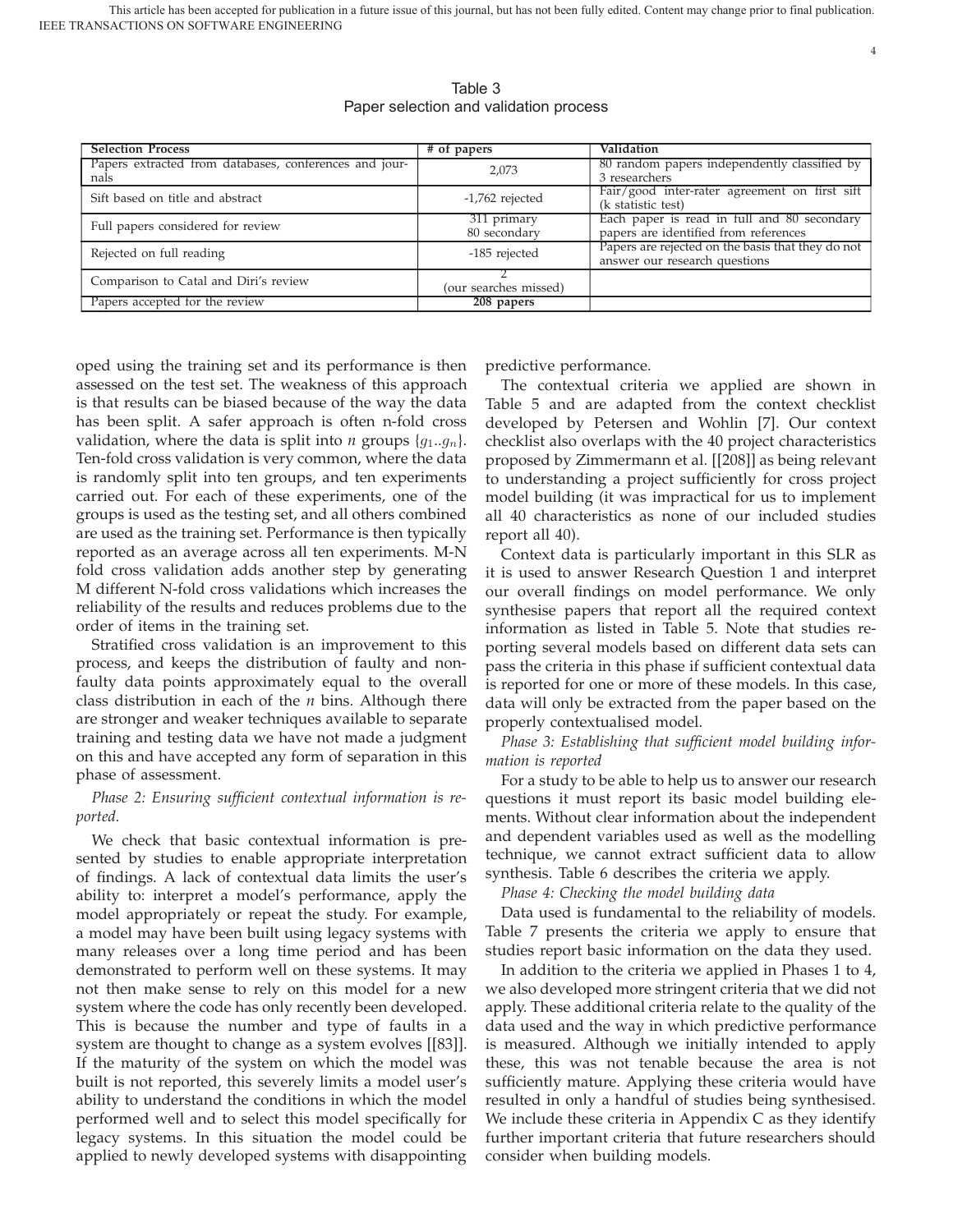Table 3
Paper selection and validation process

| Selection Process | # of papers | Validation |
|---|---|---|
| Papers extracted from databases, conferences and journals | 2,073 | 80 random papers independently classified by 3 researchers |
| Sift based on title and abstract | -1,762 rejected | Fair/good inter-rater agreement on first sift (k statistic test) |
| Full papers considered for review | 311 primary<br>80 secondary | Each paper is read in full and 80 secondary papers are identified from references |
| Rejected on full reading | -185 rejected | Papers are rejected on the basis that they do not answer our research questions |
| Comparison to Catal and Diri's review | 2<br>(our searches missed) | |
| Papers accepted for the review | **208 papers** | |

oped using the training set and its performance is then assessed on the test set. The weakness of this approach is that results can be biased because of the way the data has been split. A safer approach is often n-fold cross validation, where the data is split into *n* groups $\{g_1..g_n\}$. Ten-fold cross validation is very common, where the data is randomly split into ten groups, and ten experiments carried out. For each of these experiments, one of the groups is used as the testing set, and all others combined are used as the training set. Performance is then typically reported as an average across all ten experiments. M-N fold cross validation adds another step by generating M different N-fold cross validations which increases the reliability of the results and reduces problems due to the order of items in the training set.

Stratified cross validation is an improvement to this process, and keeps the distribution of faulty and non-faulty data points approximately equal to the overall class distribution in each of the *n* bins. Although there are stronger and weaker techniques available to separate training and testing data we have not made a judgment on this and have accepted any form of separation in this phase of assessment.

*Phase 2: Ensuring sufficient contextual information is reported.*

We check that basic contextual information is presented by studies to enable appropriate interpretation of findings. A lack of contextual data limits the user's ability to: interpret a model's performance, apply the model appropriately or repeat the study. For example, a model may have been built using legacy systems with many releases over a long time period and has been demonstrated to perform well on these systems. It may not then make sense to rely on this model for a new system where the code has only recently been developed. This is because the number and type of faults in a system are thought to change as a system evolves [[83]]. If the maturity of the system on which the model was built is not reported, this severely limits a model user's ability to understand the conditions in which the model performed well and to select this model specifically for legacy systems. In this situation the model could be applied to newly developed systems with disappointing predictive performance.

The contextual criteria we applied are shown in Table 5 and are adapted from the context checklist developed by Petersen and Wohlin [7]. Our context checklist also overlaps with the 40 project characteristics proposed by Zimmermann et al. [[208]] as being relevant to understanding a project sufficiently for cross project model building (it was impractical for us to implement all 40 characteristics as none of our included studies report all 40).

Context data is particularly important in this SLR as it is used to answer Research Question 1 and interpret our overall findings on model performance. We only synthesise papers that report all the required context information as listed in Table 5. Note that studies reporting several models based on different data sets can pass the criteria in this phase if sufficient contextual data is reported for one or more of these models. In this case, data will only be extracted from the paper based on the properly contextualised model.

*Phase 3: Establishing that sufficient model building information is reported*

For a study to be able to help us to answer our research questions it must report its basic model building elements. Without clear information about the independent and dependent variables used as well as the modelling technique, we cannot extract sufficient data to allow synthesis. Table 6 describes the criteria we apply.

*Phase 4: Checking the model building data*

Data used is fundamental to the reliability of models. Table 7 presents the criteria we apply to ensure that studies report basic information on the data they used.

In addition to the criteria we applied in Phases 1 to 4, we also developed more stringent criteria that we did not apply. These additional criteria relate to the quality of the data used and the way in which predictive performance is measured. Although we initially intended to apply these, this was not tenable because the area is not sufficiently mature. Applying these criteria would have resulted in only a handful of studies being synthesised. We include these criteria in Appendix C as they identify further important criteria that future researchers should consider when building models.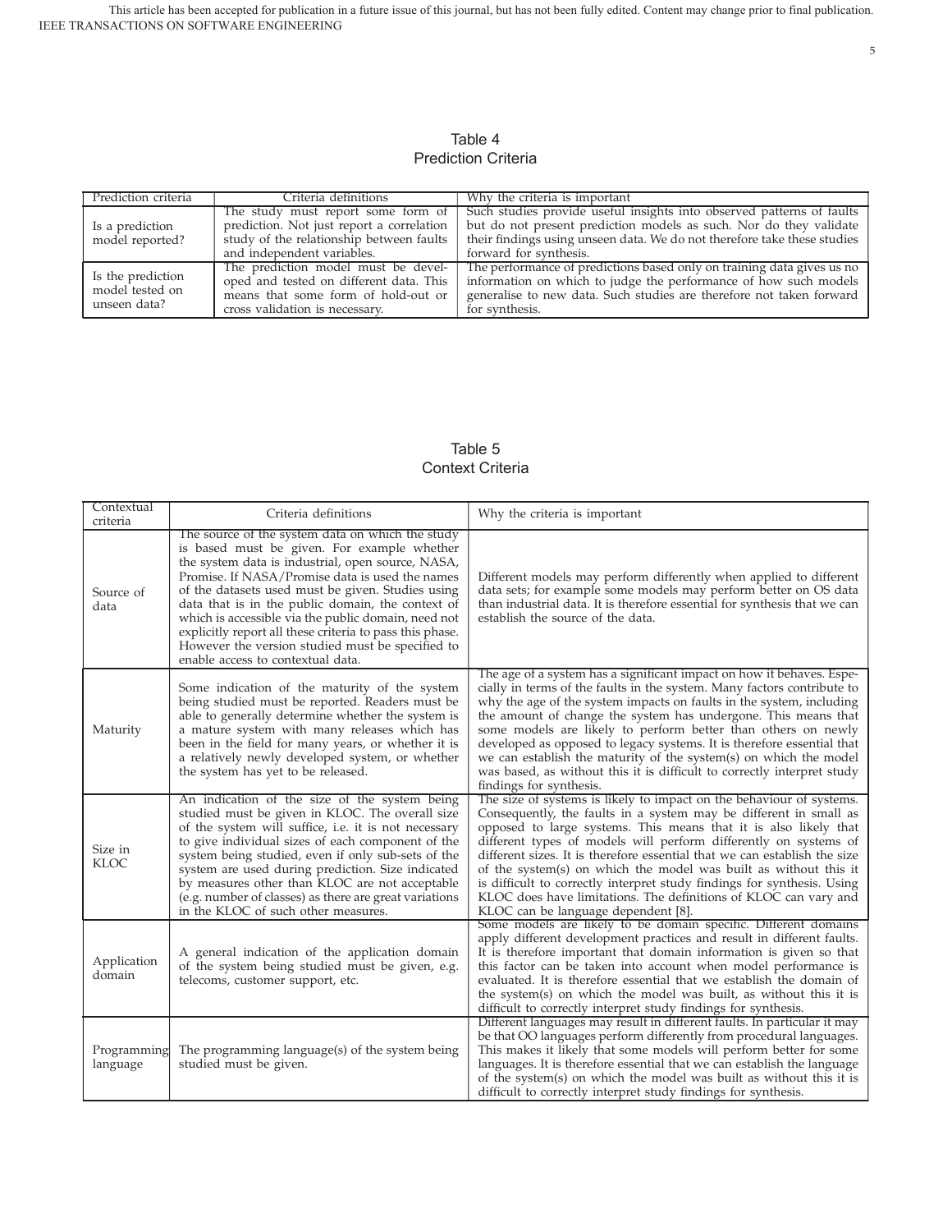Table 4
Prediction Criteria

| Prediction criteria | Criteria definitions | Why the criteria is important |
|---|---|---|
| Is a prediction model reported? | The study must report some form of prediction. Not just report a correlation study of the relationship between faults and independent variables. | Such studies provide useful insights into observed patterns of faults but do not present prediction models as such. Nor do they validate their findings using unseen data. We do not therefore take these studies forward for synthesis. |
| Is the prediction model tested on unseen data? | The prediction model must be developed and tested on different data. This means that some form of hold-out or cross validation is necessary. | The performance of predictions based only on training data gives us no information on which to judge the performance of how such models generalise to new data. Such studies are therefore not taken forward for synthesis. |

Table 5
Context Criteria

| Contextual criteria | Criteria definitions | Why the criteria is important |
|---|---|---|
| Source of data | The source of the system data on which the study is based must be given. For example whether the system data is industrial, open source, NASA, Promise. If NASA/Promise data is used the names of the datasets used must be given. Studies using data that is in the public domain, the context of which is accessible via the public domain, need not explicitly report all these criteria to pass this phase. However the version studied must be specified to enable access to contextual data. | Different models may perform differently when applied to different data sets; for example some models may perform better on OS data than industrial data. It is therefore essential for synthesis that we can establish the source of the data. |
| Maturity | Some indication of the maturity of the system being studied must be reported. Readers must be able to generally determine whether the system is a mature system with many releases which has been in the field for many years, or whether it is a relatively newly developed system, or whether the system has yet to be released. | The age of a system has a significant impact on how it behaves. Especially in terms of the faults in the system. Many factors contribute to why the age of the system impacts on faults in the system, including the amount of change the system has undergone. This means that some models are likely to perform better than others on newly developed as opposed to legacy systems. It is therefore essential that we can establish the maturity of the system(s) on which the model was based, as without this it is difficult to correctly interpret study findings for synthesis. |
| Size in KLOC | An indication of the size of the system being studied must be given in KLOC. The overall size of the system will suffice, i.e. it is not necessary to give individual sizes of each component of the system being studied, even if only sub-sets of the system are used during prediction. Size indicated by measures other than KLOC are not acceptable (e.g. number of classes) as there are great variations in the KLOC of such other measures. | The size of systems is likely to impact on the behaviour of systems. Consequently, the faults in a system may be different in small as opposed to large systems. This means that it is also likely that different types of models will perform differently on systems of different sizes. It is therefore essential that we can establish the size of the system(s) on which the model was built as without this it is difficult to correctly interpret study findings for synthesis. Using KLOC does have limitations. The definitions of KLOC can vary and KLOC can be language dependent [8]. |
| Application domain | A general indication of the application domain of the system being studied must be given, e.g. telecoms, customer support, etc. | Some models are likely to be domain specific. Different domains apply different development practices and result in different faults. It is therefore important that domain information is given so that this factor can be taken into account when model performance is evaluated. It is therefore essential that we establish the domain of the system(s) on which the model was built, as without this it is difficult to correctly interpret study findings for synthesis. |
| Programming language | The programming language(s) of the system being studied must be given. | Different languages may result in different faults. In particular it may be that OO languages perform differently from procedural languages. This makes it likely that some models will perform better for some languages. It is therefore essential that we can establish the language of the system(s) on which the model was built as without this it is difficult to correctly interpret study findings for synthesis. |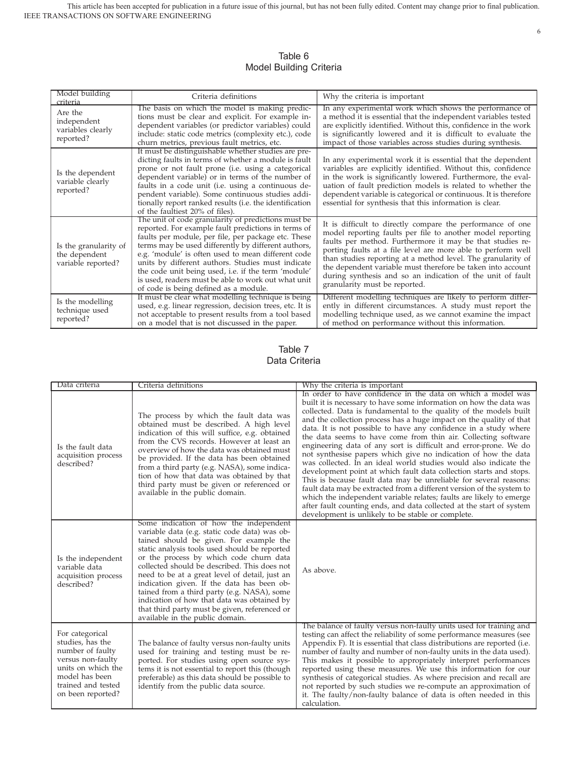Table 6
Model Building Criteria

| Model building criteria | Criteria definitions | Why the criteria is important |
|---|---|---|
| Are the independent variables clearly reported? | The basis on which the model is making predictions must be clear and explicit. For example independent variables (or predictor variables) could include: static code metrics (complexity etc.), code churn metrics, previous fault metrics, etc. | In any experimental work which shows the performance of a method it is essential that the independent variables tested are explicitly identified. Without this, confidence in the work is significantly lowered and it is difficult to evaluate the impact of those variables across studies during synthesis. |
| Is the dependent variable clearly reported? | It must be distinguishable whether studies are predicting faults in terms of whether a module is fault prone or not fault prone (i.e. using a categorical dependent variable) or in terms of the number of faults in a code unit (i.e. using a continuous dependent variable). Some continuous studies additionally report ranked results (i.e. the identification of the faultiest 20% of files). | In any experimental work it is essential that the dependent variables are explicitly identified. Without this, confidence in the work is significantly lowered. Furthermore, the evaluation of fault prediction models is related to whether the dependent variable is categorical or continuous. It is therefore essential for synthesis that this information is clear. |
| Is the granularity of the dependent variable reported? | The unit of code granularity of predictions must be reported. For example fault predictions in terms of faults per module, per file, per package etc. These terms may be used differently by different authors, e.g. 'module' is often used to mean different code units by different authors. Studies must indicate the code unit being used, i.e. if the term 'module' is used, readers must be able to work out what unit of code is being defined as a module. | It is difficult to directly compare the performance of one model reporting faults per file to another model reporting faults per method. Furthermore it may be that studies reporting faults at a file level are more able to perform well than studies reporting at a method level. The granularity of the dependent variable must therefore be taken into account during synthesis and so an indication of the unit of fault granularity must be reported. |
| Is the modelling technique used reported? | It must be clear what modelling technique is being used, e.g. linear regression, decision trees, etc. It is not acceptable to present results from a tool based on a model that is not discussed in the paper. | Different modelling techniques are likely to perform differently in different circumstances. A study must report the modelling technique used, as we cannot examine the impact of method on performance without this information. |

Table 7
Data Criteria

| Data criteria | Criteria definitions | Why the criteria is important |
|---|---|---|
| Is the fault data acquisition process described? | The process by which the fault data was obtained must be described. A high level indication of this will suffice, e.g. obtained from the CVS records. However at least an overview of how the data was obtained must be provided. If the data has been obtained from a third party (e.g. NASA), some indication of how that data was obtained by that third party must be given or referenced or available in the public domain. | In order to have confidence in the data on which a model was built it is necessary to have some information on how the data was collected. Data is fundamental to the quality of the models built and the collection process has a huge impact on the quality of that data. It is not possible to have any confidence in a study where the data seems to have come from thin air. Collecting software engineering data of any sort is difficult and error-prone. We do not synthesise papers which give no indication of how the data was collected. In an ideal world studies would also indicate the development point at which fault data collection starts and stops. This is because fault data may be unreliable for several reasons: fault data may be extracted from a different version of the system to which the independent variable relates; faults are likely to emerge after fault counting ends, and data collected at the start of system development is unlikely to be stable or complete. |
| Is the independent variable data acquisition process described? | Some indication of how the independent variable data (e.g. static code data) was obtained should be given. For example the static analysis tools used should be reported or the process by which code churn data collected should be described. This does not need to be at a great level of detail, just an indication given. If the data has been obtained from a third party (e.g. NASA), some indication of how that data was obtained by that third party must be given, referenced or available in the public domain. | As above. |
| For categorical studies, has the number of faulty versus non-faulty units on which the model has been trained and tested on been reported? | The balance of faulty versus non-faulty units used for training and testing must be reported. For studies using open source systems it is not essential to report this (though preferable) as this data should be possible to identify from the public data source. | The balance of faulty versus non-faulty units used for training and testing can affect the reliability of some performance measures (see Appendix F). It is essential that class distributions are reported (i.e. number of faulty and number of non-faulty units in the data used). This makes it possible to appropriately interpret performances reported using these measures. We use this information for our synthesis of categorical studies. As where precision and recall are not reported by such studies we re-compute an approximation of it. The faulty/non-faulty balance of data is often needed in this calculation. |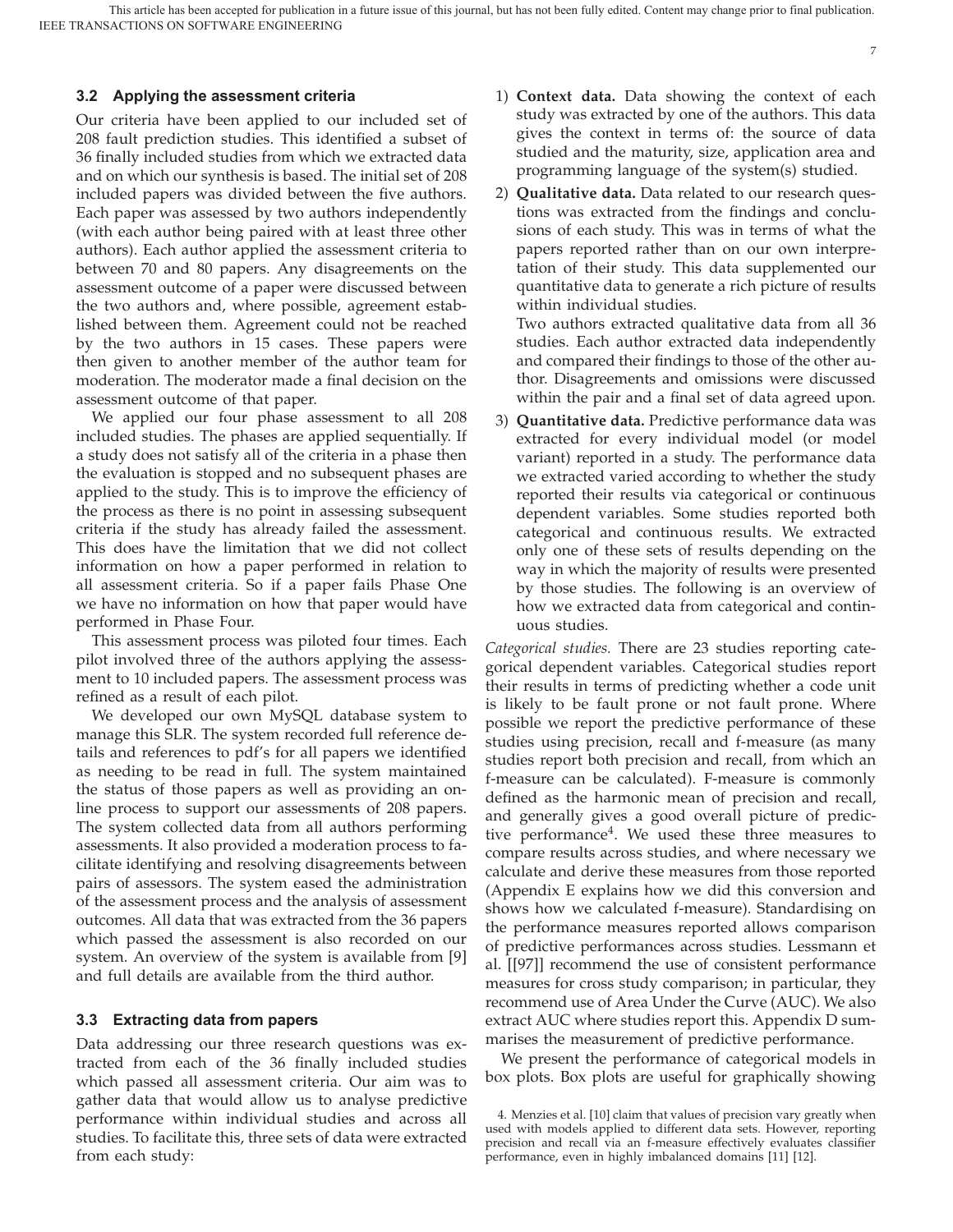### 3.2 Applying the assessment criteria

Our criteria have been applied to our included set of 208 fault prediction studies. This identified a subset of 36 finally included studies from which we extracted data and on which our synthesis is based. The initial set of 208 included papers was divided between the five authors. Each paper was assessed by two authors independently (with each author being paired with at least three other authors). Each author applied the assessment criteria to between 70 and 80 papers. Any disagreements on the assessment outcome of a paper were discussed between the two authors and, where possible, agreement established between them. Agreement could not be reached by the two authors in 15 cases. These papers were then given to another member of the author team for moderation. The moderator made a final decision on the assessment outcome of that paper.

We applied our four phase assessment to all 208 included studies. The phases are applied sequentially. If a study does not satisfy all of the criteria in a phase then the evaluation is stopped and no subsequent phases are applied to the study. This is to improve the efficiency of the process as there is no point in assessing subsequent criteria if the study has already failed the assessment. This does have the limitation that we did not collect information on how a paper performed in relation to all assessment criteria. So if a paper fails Phase One we have no information on how that paper would have performed in Phase Four.

This assessment process was piloted four times. Each pilot involved three of the authors applying the assessment to 10 included papers. The assessment process was refined as a result of each pilot.

We developed our own MySQL database system to manage this SLR. The system recorded full reference details and references to pdf's for all papers we identified as needing to be read in full. The system maintained the status of those papers as well as providing an online process to support our assessments of 208 papers. The system collected data from all authors performing assessments. It also provided a moderation process to facilitate identifying and resolving disagreements between pairs of assessors. The system eased the administration of the assessment process and the analysis of assessment outcomes. All data that was extracted from the 36 papers which passed the assessment is also recorded on our system. An overview of the system is available from [9] and full details are available from the third author.

### 3.3 Extracting data from papers

Data addressing our three research questions was extracted from each of the 36 finally included studies which passed all assessment criteria. Our aim was to gather data that would allow us to analyse predictive performance within individual studies and across all studies. To facilitate this, three sets of data were extracted from each study:

1) **Context data.** Data showing the context of each study was extracted by one of the authors. This data gives the context in terms of: the source of data studied and the maturity, size, application area and programming language of the system(s) studied.
2) **Qualitative data.** Data related to our research questions was extracted from the findings and conclusions of each study. This was in terms of what the papers reported rather than on our own interpretation of their study. This data supplemented our quantitative data to generate a rich picture of results within individual studies.

   Two authors extracted qualitative data from all 36 studies. Each author extracted data independently and compared their findings to those of the other author. Disagreements and omissions were discussed within the pair and a final set of data agreed upon.
3) **Quantitative data.** Predictive performance data was extracted for every individual model (or model variant) reported in a study. The performance data we extracted varied according to whether the study reported their results via categorical or continuous dependent variables. Some studies reported both categorical and continuous results. We extracted only one of these sets of results depending on the way in which the majority of results were presented by those studies. The following is an overview of how we extracted data from categorical and continuous studies.

*Categorical studies.* There are 23 studies reporting categorical dependent variables. Categorical studies report their results in terms of predicting whether a code unit is likely to be fault prone or not fault prone. Where possible we report the predictive performance of these studies using precision, recall and f-measure (as many studies report both precision and recall, from which an f-measure can be calculated). F-measure is commonly defined as the harmonic mean of precision and recall, and generally gives a good overall picture of predictive performance[4]. We used these three measures to compare results across studies, and where necessary we calculate and derive these measures from those reported (Appendix E explains how we did this conversion and shows how we calculated f-measure). Standardising on the performance measures reported allows comparison of predictive performances across studies. Lessmann et al. [[97]] recommend the use of consistent performance measures for cross study comparison; in particular, they recommend use of Area Under the Curve (AUC). We also extract AUC where studies report this. Appendix D summarises the measurement of predictive performance.

We present the performance of categorical models in box plots. Box plots are useful for graphically showing

4. Menzies et al. [10] claim that values of precision vary greatly when used with models applied to different data sets. However, reporting precision and recall via an f-measure effectively evaluates classifier performance, even in highly imbalanced domains [11] [12].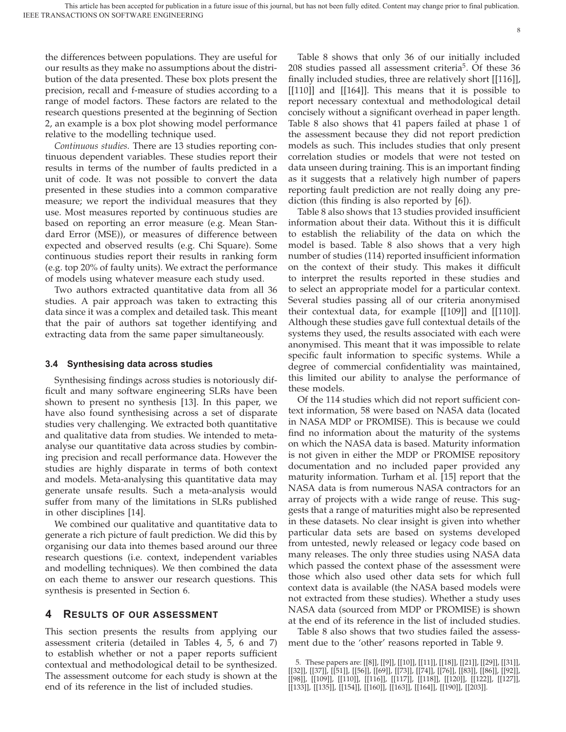the differences between populations. They are useful for our results as they make no assumptions about the distribution of the data presented. These box plots present the precision, recall and f-measure of studies according to a range of model factors. These factors are related to the research questions presented at the beginning of Section 2, an example is a box plot showing model performance relative to the modelling technique used.

*Continuous studies.* There are 13 studies reporting continuous dependent variables. These studies report their results in terms of the number of faults predicted in a unit of code. It was not possible to convert the data presented in these studies into a common comparative measure; we report the individual measures that they use. Most measures reported by continuous studies are based on reporting an error measure (e.g. Mean Standard Error (MSE)), or measures of difference between expected and observed results (e.g. Chi Square). Some continuous studies report their results in ranking form (e.g. top 20% of faulty units). We extract the performance of models using whatever measure each study used.

Two authors extracted quantitative data from all 36 studies. A pair approach was taken to extracting this data since it was a complex and detailed task. This meant that the pair of authors sat together identifying and extracting data from the same paper simultaneously.

### 3.4 Synthesising data across studies

Synthesising findings across studies is notoriously difficult and many software engineering SLRs have been shown to present no synthesis [13]. In this paper, we have also found synthesising across a set of disparate studies very challenging. We extracted both quantitative and qualitative data from studies. We intended to meta-analyse our quantitative data across studies by combining precision and recall performance data. However the studies are highly disparate in terms of both context and models. Meta-analysing this quantitative data may generate unsafe results. Such a meta-analysis would suffer from many of the limitations in SLRs published in other disciplines [14].

We combined our qualitative and quantitative data to generate a rich picture of fault prediction. We did this by organising our data into themes based around our three research questions (i.e. context, independent variables and modelling techniques). We then combined the data on each theme to answer our research questions. This synthesis is presented in Section 6.

## 4 Results of our assessment

This section presents the results from applying our assessment criteria (detailed in Tables 4, 5, 6 and 7) to establish whether or not a paper reports sufficient contextual and methodological detail to be synthesized. The assessment outcome for each study is shown at the end of its reference in the list of included studies.

Table 8 shows that only 36 of our initially included 208 studies passed all assessment criteria[5]. Of these 36 finally included studies, three are relatively short [[116]], [[110]] and [[164]]. This means that it is possible to report necessary contextual and methodological detail concisely without a significant overhead in paper length. Table 8 also shows that 41 papers failed at phase 1 of the assessment because they did not report prediction models as such. This includes studies that only present correlation studies or models that were not tested on data unseen during training. This is an important finding as it suggests that a relatively high number of papers reporting fault prediction are not really doing any prediction (this finding is also reported by [6]).

Table 8 also shows that 13 studies provided insufficient information about their data. Without this it is difficult to establish the reliability of the data on which the model is based. Table 8 also shows that a very high number of studies (114) reported insufficient information on the context of their study. This makes it difficult to interpret the results reported in these studies and to select an appropriate model for a particular context. Several studies passing all of our criteria anonymised their contextual data, for example [[109]] and [[110]]. Although these studies gave full contextual details of the systems they used, the results associated with each were anonymised. This meant that it was impossible to relate specific fault information to specific systems. While a degree of commercial confidentiality was maintained, this limited our ability to analyse the performance of these models.

Of the 114 studies which did not report sufficient context information, 58 were based on NASA data (located in NASA MDP or PROMISE). This is because we could find no information about the maturity of the systems on which the NASA data is based. Maturity information is not given in either the MDP or PROMISE repository documentation and no included paper provided any maturity information. Turham et al. [15] report that the NASA data is from numerous NASA contractors for an array of projects with a wide range of reuse. This suggests that a range of maturities might also be represented in these datasets. No clear insight is given into whether particular data sets are based on systems developed from untested, newly released or legacy code based on many releases. The only three studies using NASA data which passed the context phase of the assessment were those which also used other data sets for which full context data is available (the NASA based models were not extracted from these studies). Whether a study uses NASA data (sourced from MDP or PROMISE) is shown at the end of its reference in the list of included studies.

Table 8 also shows that two studies failed the assessment due to the 'other' reasons reported in Table 9.

5. These papers are: [[8]], [[9]], [[10]], [[11]], [[18]], [[21]], [[29]], [[31]], [[32]], [[37]], [[51]], [[56]], [[69]], [[73]], [[74]], [[76]], [[83]], [[86]], [[92]], [[98]], [[109]], [[110]], [[116]], [[117]], [[118]], [[120]], [[122]], [[127]], [[133]], [[135]], [[154]], [[160]], [[163]], [[164]], [[190]], [[203]].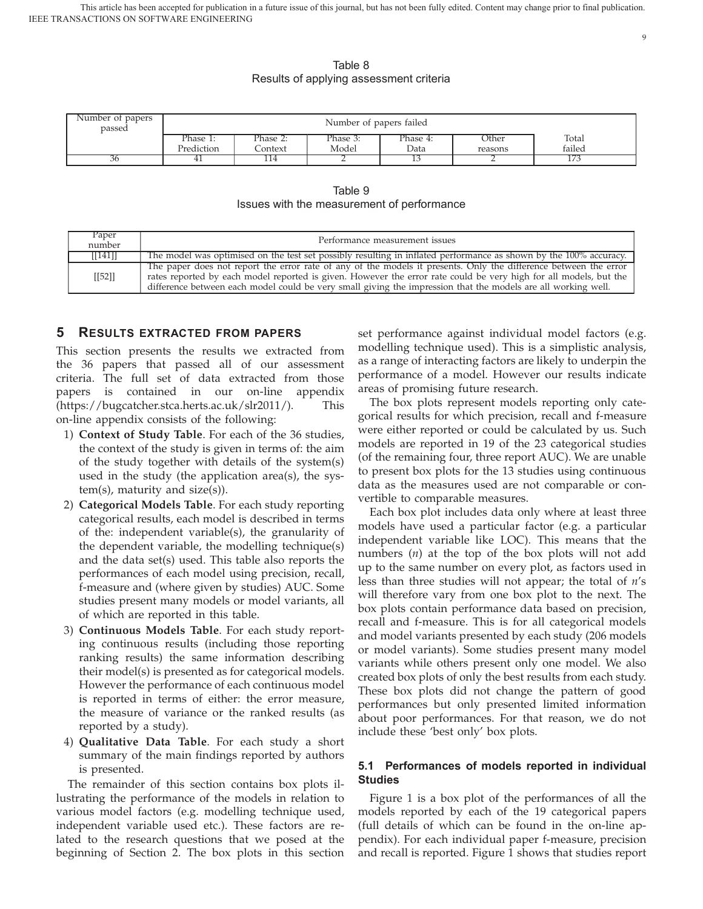Table 8
Results of applying assessment criteria

| Number of papers passed | Number of papers failed | | | | | |
|---|---|---|---|---|---|---|
| | Phase 1: Prediction | Phase 2: Context | Phase 3: Model | Phase 4: Data | Other reasons | Total failed |
| 36 | 41 | 114 | 2 | 13 | 2 | 173 |

Table 9
Issues with the measurement of performance

| Paper number | Performance measurement issues |
|---|---|
| [[141]] | The model was optimised on the test set possibly resulting in inflated performance as shown by the 100% accuracy. |
| [[52]] | The paper does not report the error rate of any of the models it presents. Only the difference between the error rates reported by each model reported is given. However the error rate could be very high for all models, but the difference between each model could be very small giving the impression that the models are all working well. |

## 5 Results extracted from papers

This section presents the results we extracted from the 36 papers that passed all of our assessment criteria. The full set of data extracted from those papers is contained in our on-line appendix (https://bugcatcher.stca.herts.ac.uk/slr2011/). This on-line appendix consists of the following:

1) **Context of Study Table**. For each of the 36 studies, the context of the study is given in terms of: the aim of the study together with details of the system(s) used in the study (the application area(s), the system(s), maturity and size(s)).
2) **Categorical Models Table**. For each study reporting categorical results, each model is described in terms of the: independent variable(s), the granularity of the dependent variable, the modelling technique(s) and the data set(s) used. This table also reports the performances of each model using precision, recall, f-measure and (where given by studies) AUC. Some studies present many models or model variants, all of which are reported in this table.
3) **Continuous Models Table**. For each study reporting continuous results (including those reporting ranking results) the same information describing their model(s) is presented as for categorical models. However the performance of each continuous model is reported in terms of either: the error measure, the measure of variance or the ranked results (as reported by a study).
4) **Qualitative Data Table**. For each study a short summary of the main findings reported by authors is presented.

The remainder of this section contains box plots illustrating the performance of the models in relation to various model factors (e.g. modelling technique used, independent variable used etc.). These factors are related to the research questions that we posed at the beginning of Section 2. The box plots in this section set performance against individual model factors (e.g. modelling technique used). This is a simplistic analysis, as a range of interacting factors are likely to underpin the performance of a model. However our results indicate areas of promising future research.

The box plots represent models reporting only categorical results for which precision, recall and f-measure were either reported or could be calculated by us. Such models are reported in 19 of the 23 categorical studies (of the remaining four, three report AUC). We are unable to present box plots for the 13 studies using continuous data as the measures used are not comparable or convertible to comparable measures.

Each box plot includes data only where at least three models have used a particular factor (e.g. a particular independent variable like LOC). This means that the numbers ($n$) at the top of the box plots will not add up to the same number on every plot, as factors used in less than three studies will not appear; the total of $n$'s will therefore vary from one box plot to the next. The box plots contain performance data based on precision, recall and f-measure. This is for all categorical models and model variants presented by each study (206 models or model variants). Some studies present many model variants while others present only one model. We also created box plots of only the best results from each study. These box plots did not change the pattern of good performances but only presented limited information about poor performances. For that reason, we do not include these 'best only' box plots.

### 5.1 Performances of models reported in individual Studies

Figure 1 is a box plot of the performances of all the models reported by each of the 19 categorical papers (full details of which can be found in the on-line appendix). For each individual paper f-measure, precision and recall is reported. Figure 1 shows that studies report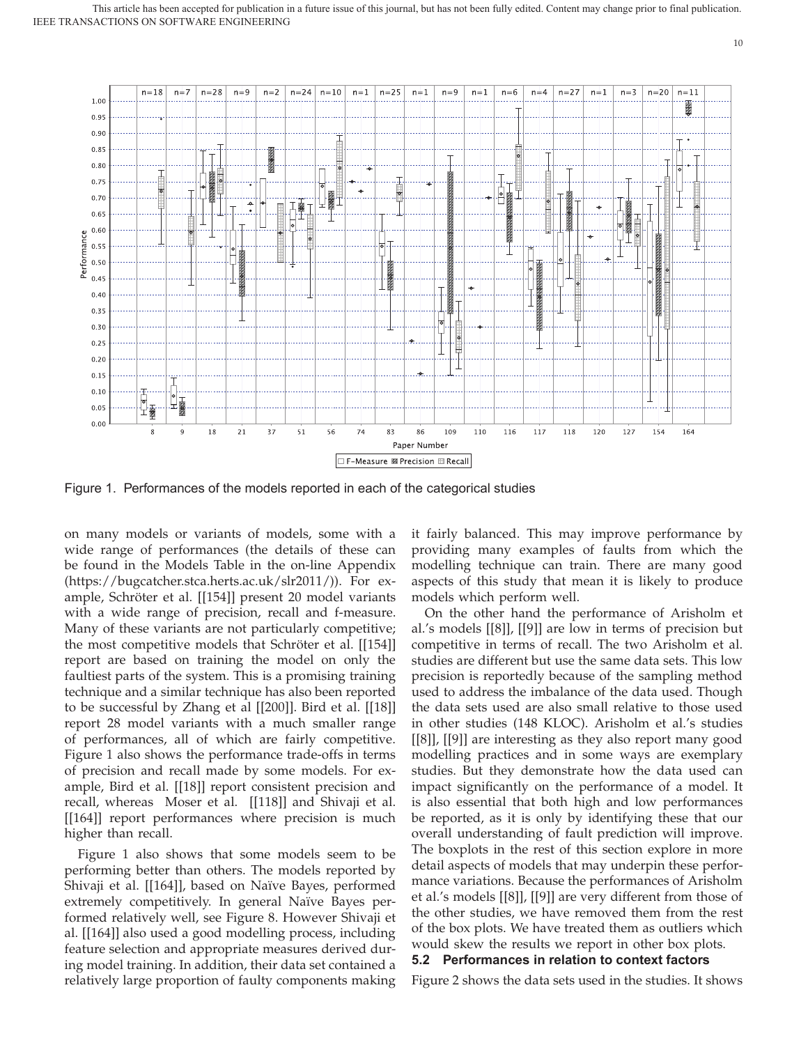Figure 1. Performances of the models reported in each of the categorical studies

on many models or variants of models, some with a wide range of performances (the details of these can be found in the Models Table in the on-line Appendix (https://bugcatcher.stca.herts.ac.uk/slr2011/)). For example, Schröter et al. [[154]] present 20 model variants with a wide range of precision, recall and f-measure. Many of these variants are not particularly competitive; the most competitive models that Schröter et al. [[154]] report are based on training the model on only the faultiest parts of the system. This is a promising training technique and a similar technique has also been reported to be successful by Zhang et al [[200]]. Bird et al. [[18]] report 28 model variants with a much smaller range of performances, all of which are fairly competitive. Figure 1 also shows the performance trade-offs in terms of precision and recall made by some models. For example, Bird et al. [[18]] report consistent precision and recall, whereas Moser et al. [[118]] and Shivaji et al. [[164]] report performances where precision is much higher than recall.

Figure 1 also shows that some models seem to be performing better than others. The models reported by Shivaji et al. [[164]], based on Naïve Bayes, performed extremely competitively. In general Naïve Bayes performed relatively well, see Figure 8. However Shivaji et al. [[164]] also used a good modelling process, including feature selection and appropriate measures derived during model training. In addition, their data set contained a relatively large proportion of faulty components making it fairly balanced. This may improve performance by providing many examples of faults from which the modelling technique can train. There are many good aspects of this study that mean it is likely to produce models which perform well.

On the other hand the performance of Arisholm et al.'s models [[8]], [[9]] are low in terms of precision but competitive in terms of recall. The two Arisholm et al. studies are different but use the same data sets. This low precision is reportedly because of the sampling method used to address the imbalance of the data used. Though the data sets used are also small relative to those used in other studies (148 KLOC). Arisholm et al.'s studies [[8]], [[9]] are interesting as they also report many good modelling practices and in some ways are exemplary studies. But they demonstrate how the data used can impact significantly on the performance of a model. It is also essential that both high and low performances be reported, as it is only by identifying these that our overall understanding of fault prediction will improve. The boxplots in the rest of this section explore in more detail aspects of models that may underpin these performance variations. Because the performances of Arisholm et al.'s models [[8]], [[9]] are very different from those of the other studies, we have removed them from the rest of the box plots. We have treated them as outliers which would skew the results we report in other box plots.

### 5.2 Performances in relation to context factors

Figure 2 shows the data sets used in the studies. It shows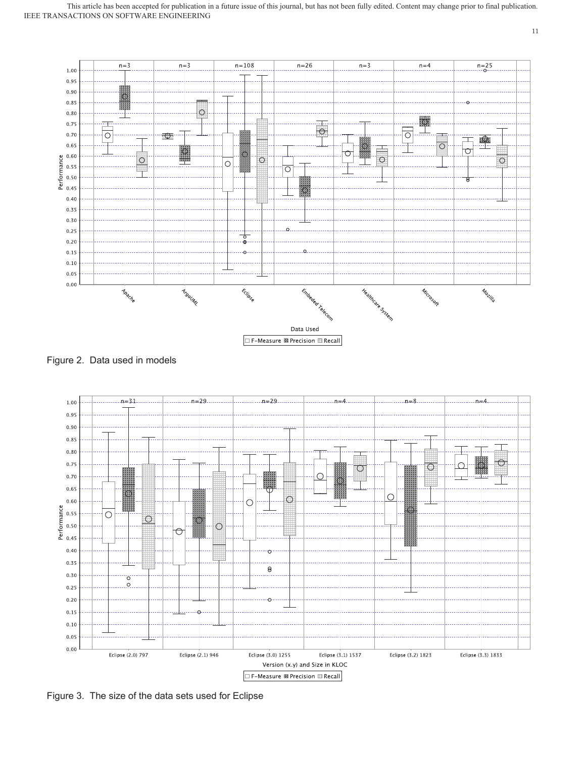Figure 2. Data used in models

Figure 3. The size of the data sets used for Eclipse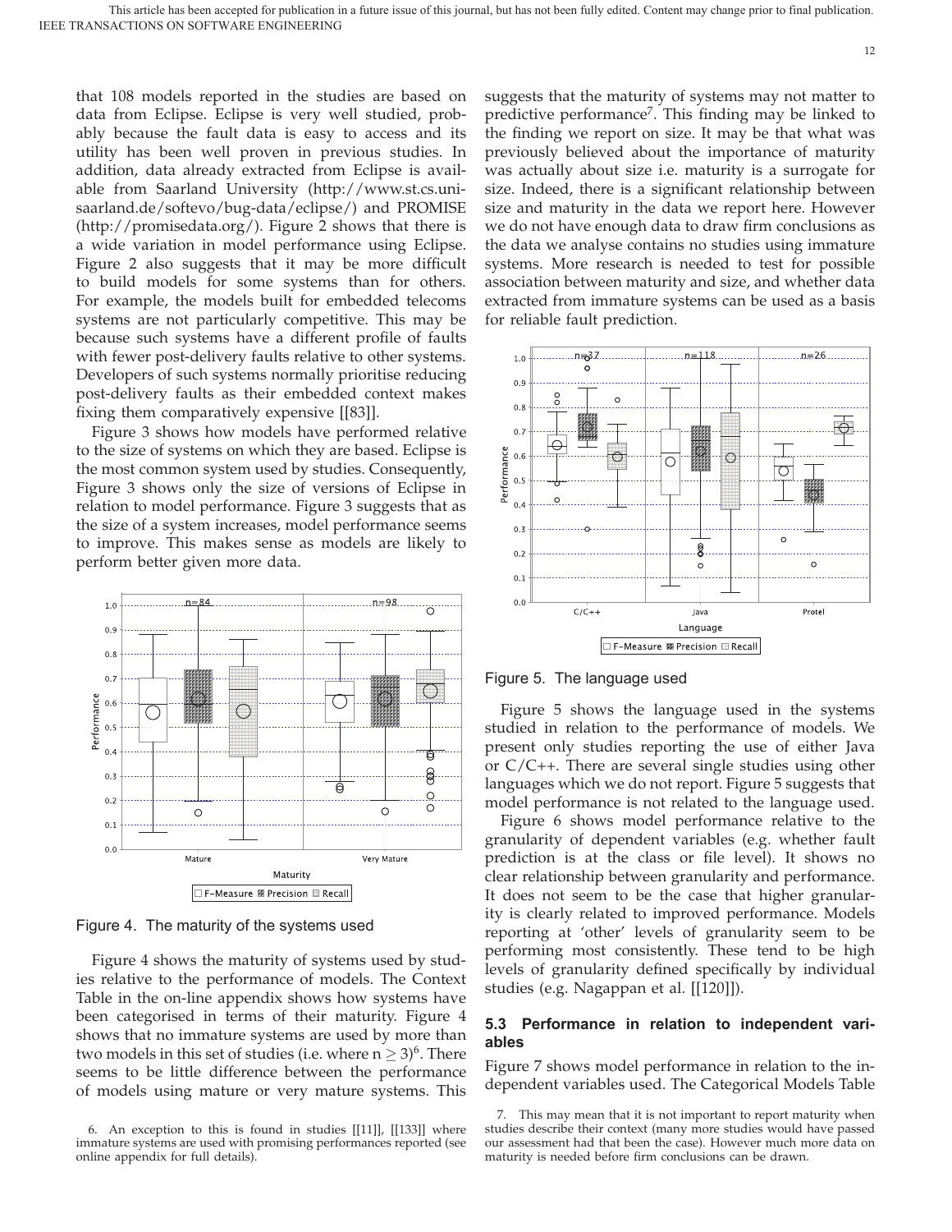that 108 models reported in the studies are based on data from Eclipse. Eclipse is very well studied, probably because the fault data is easy to access and its utility has been well proven in previous studies. In addition, data already extracted from Eclipse is available from Saarland University (http://www.st.cs.uni-saarland.de/softevo/bug-data/eclipse/) and PROMISE (http://promisedata.org/). Figure 2 shows that there is a wide variation in model performance using Eclipse. Figure 2 also suggests that it may be more difficult to build models for some systems than for others. For example, the models built for embedded telecoms systems are not particularly competitive. This may be because such systems have a different profile of faults with fewer post-delivery faults relative to other systems. Developers of such systems normally prioritise reducing post-delivery faults as their embedded context makes fixing them comparatively expensive [[83]].

Figure 3 shows how models have performed relative to the size of systems on which they are based. Eclipse is the most common system used by studies. Consequently, Figure 3 shows only the size of versions of Eclipse in relation to model performance. Figure 3 suggests that as the size of a system increases, model performance seems to improve. This makes sense as models are likely to perform better given more data.

Figure 4. The maturity of the systems used

Figure 4 shows the maturity of systems used by studies relative to the performance of models. The Context Table in the on-line appendix shows how systems have been categorised in terms of their maturity. Figure 4 shows that no immature systems are used by more than two models in this set of studies (i.e. where $n \geq 3$)[6]. There seems to be little difference between the performance of models using mature or very mature systems. This suggests that the maturity of systems may not matter to predictive performance[7]. This finding may be linked to the finding we report on size. It may be that what was previously believed about the importance of maturity was actually about size i.e. maturity is a surrogate for size. Indeed, there is a significant relationship between size and maturity in the data we report here. However we do not have enough data to draw firm conclusions as the data we analyse contains no studies using immature systems. More research is needed to test for possible association between maturity and size, and whether data extracted from immature systems can be used as a basis for reliable fault prediction.

Figure 5. The language used

Figure 5 shows the language used in the systems studied in relation to the performance of models. We present only studies reporting the use of either Java or C/C++. There are several single studies using other languages which we do not report. Figure 5 suggests that model performance is not related to the language used.

Figure 6 shows model performance relative to the granularity of dependent variables (e.g. whether fault prediction is at the class or file level). It shows no clear relationship between granularity and performance. It does not seem to be the case that higher granularity is clearly related to improved performance. Models reporting at 'other' levels of granularity seem to be performing most consistently. These tend to be high levels of granularity defined specifically by individual studies (e.g. Nagappan et al. [[120]]).

### 5.3 Performance in relation to independent variables

Figure 7 shows model performance in relation to the independent variables used. The Categorical Models Table

6. An exception to this is found in studies [[11]], [[133]] where immature systems are used with promising performances reported (see online appendix for full details).

7. This may mean that it is not important to report maturity when studies describe their context (many more studies would have passed our assessment had that been the case). However much more data on maturity is needed before firm conclusions can be drawn.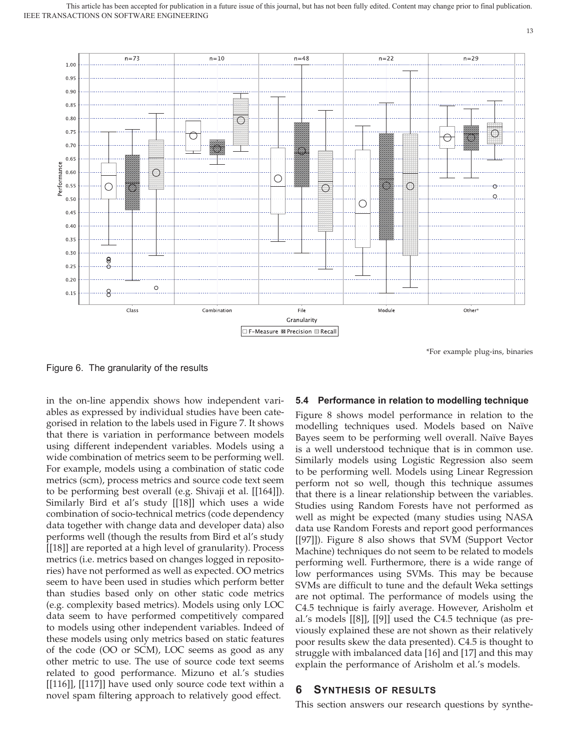\*For example plug-ins, binaries

Figure 6. The granularity of the results

in the on-line appendix shows how independent variables as expressed by individual studies have been categorised in relation to the labels used in Figure 7. It shows that there is variation in performance between models using different independent variables. Models using a wide combination of metrics seem to be performing well. For example, models using a combination of static code metrics (scm), process metrics and source code text seem to be performing best overall (e.g. Shivaji et al. [[164]]). Similarly Bird et al's study [[18]] which uses a wide combination of socio-technical metrics (code dependency data together with change data and developer data) also performs well (though the results from Bird et al's study [[18]] are reported at a high level of granularity). Process metrics (i.e. metrics based on changes logged in repositories) have not performed as well as expected. OO metrics seem to have been used in studies which perform better than studies based only on other static code metrics (e.g. complexity based metrics). Models using only LOC data seem to have performed competitively compared to models using other independent variables. Indeed of these models using only metrics based on static features of the code (OO or SCM), LOC seems as good as any other metric to use. The use of source code text seems related to good performance. Mizuno et al.'s studies [[116]], [[117]] have used only source code text within a novel spam filtering approach to relatively good effect.

### 5.4 Performance in relation to modelling technique

Figure 8 shows model performance in relation to the modelling techniques used. Models based on Naïve Bayes seem to be performing well overall. Naïve Bayes is a well understood technique that is in common use. Similarly models using Logistic Regression also seem to be performing well. Models using Linear Regression perform not so well, though this technique assumes that there is a linear relationship between the variables. Studies using Random Forests have not performed as well as might be expected (many studies using NASA data use Random Forests and report good performances [[97]]). Figure 8 also shows that SVM (Support Vector Machine) techniques do not seem to be related to models performing well. Furthermore, there is a wide range of low performances using SVMs. This may be because SVMs are difficult to tune and the default Weka settings are not optimal. The performance of models using the C4.5 technique is fairly average. However, Arisholm et al.'s models [[8]], [[9]] used the C4.5 technique (as previously explained these are not shown as their relatively poor results skew the data presented). C4.5 is thought to struggle with imbalanced data [16] and [17] and this may explain the performance of Arisholm et al.'s models.

## 6 Synthesis of results

This section answers our research questions by synthe-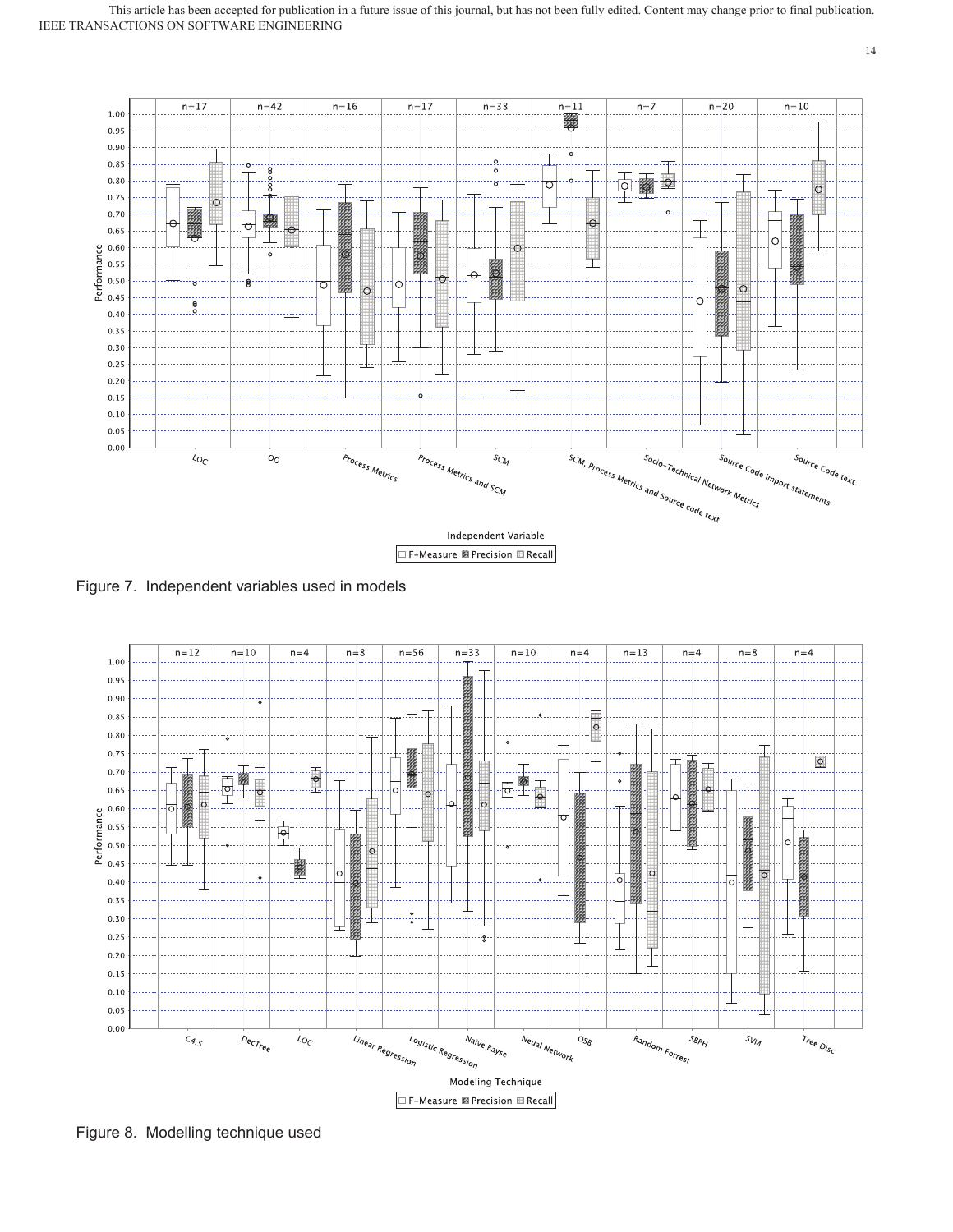Figure 7. Independent variables used in models

Figure 8. Modelling technique used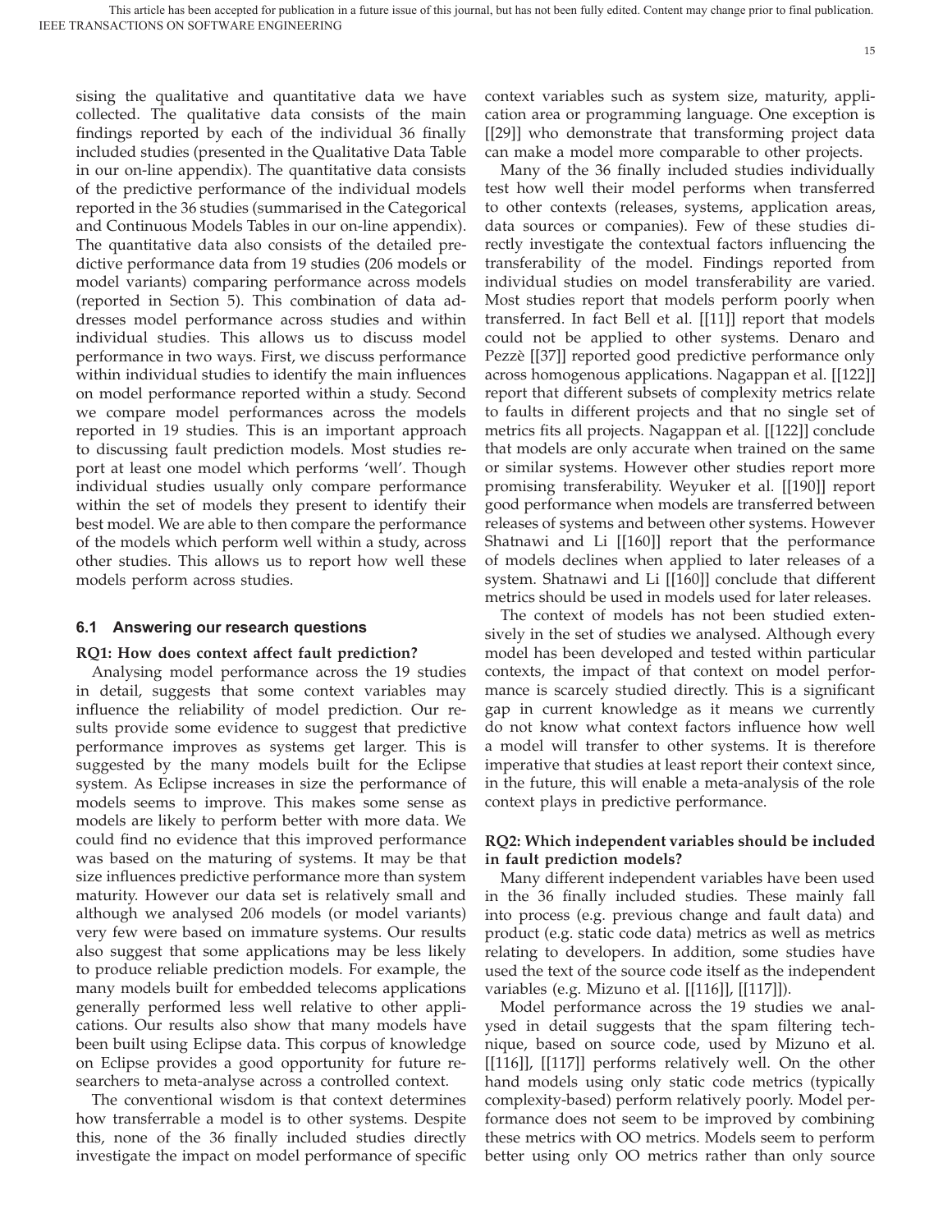sising the qualitative and quantitative data we have collected. The qualitative data consists of the main findings reported by each of the individual 36 finally included studies (presented in the Qualitative Data Table in our on-line appendix). The quantitative data consists of the predictive performance of the individual models reported in the 36 studies (summarised in the Categorical and Continuous Models Tables in our on-line appendix). The quantitative data also consists of the detailed predictive performance data from 19 studies (206 models or model variants) comparing performance across models (reported in Section 5). This combination of data addresses model performance across studies and within individual studies. This allows us to discuss model performance in two ways. First, we discuss performance within individual studies to identify the main influences on model performance reported within a study. Second we compare model performances across the models reported in 19 studies. This is an important approach to discussing fault prediction models. Most studies report at least one model which performs 'well'. Though individual studies usually only compare performance within the set of models they present to identify their best model. We are able to then compare the performance of the models which perform well within a study, across other studies. This allows us to report how well these models perform across studies.

### 6.1 Answering our research questions

**RQ1: How does context affect fault prediction?**

Analysing model performance across the 19 studies in detail, suggests that some context variables may influence the reliability of model prediction. Our results provide some evidence to suggest that predictive performance improves as systems get larger. This is suggested by the many models built for the Eclipse system. As Eclipse increases in size the performance of models seems to improve. This makes some sense as models are likely to perform better with more data. We could find no evidence that this improved performance was based on the maturing of systems. It may be that size influences predictive performance more than system maturity. However our data set is relatively small and although we analysed 206 models (or model variants) very few were based on immature systems. Our results also suggest that some applications may be less likely to produce reliable prediction models. For example, the many models built for embedded telecoms applications generally performed less well relative to other applications. Our results also show that many models have been built using Eclipse data. This corpus of knowledge on Eclipse provides a good opportunity for future researchers to meta-analyse across a controlled context.

The conventional wisdom is that context determines how transferrable a model is to other systems. Despite this, none of the 36 finally included studies directly investigate the impact on model performance of specific context variables such as system size, maturity, application area or programming language. One exception is [[29]] who demonstrate that transforming project data can make a model more comparable to other projects.

Many of the 36 finally included studies individually test how well their model performs when transferred to other contexts (releases, systems, application areas, data sources or companies). Few of these studies directly investigate the contextual factors influencing the transferability of the model. Findings reported from individual studies on model transferability are varied. Most studies report that models perform poorly when transferred. In fact Bell et al. [[11]] report that models could not be applied to other systems. Denaro and Pezzè [[37]] reported good predictive performance only across homogenous applications. Nagappan et al. [[122]] report that different subsets of complexity metrics relate to faults in different projects and that no single set of metrics fits all projects. Nagappan et al. [[122]] conclude that models are only accurate when trained on the same or similar systems. However other studies report more promising transferability. Weyuker et al. [[190]] report good performance when models are transferred between releases of systems and between other systems. However Shatnawi and Li [[160]] report that the performance of models declines when applied to later releases of a system. Shatnawi and Li [[160]] conclude that different metrics should be used in models used for later releases.

The context of models has not been studied extensively in the set of studies we analysed. Although every model has been developed and tested within particular contexts, the impact of that context on model performance is scarcely studied directly. This is a significant gap in current knowledge as it means we currently do not know what context factors influence how well a model will transfer to other systems. It is therefore imperative that studies at least report their context since, in the future, this will enable a meta-analysis of the role context plays in predictive performance.

**RQ2: Which independent variables should be included in fault prediction models?**

Many different independent variables have been used in the 36 finally included studies. These mainly fall into process (e.g. previous change and fault data) and product (e.g. static code data) metrics as well as metrics relating to developers. In addition, some studies have used the text of the source code itself as the independent variables (e.g. Mizuno et al. [[116]], [[117]]).

Model performance across the 19 studies we analysed in detail suggests that the spam filtering technique, based on source code, used by Mizuno et al. [[116]], [[117]] performs relatively well. On the other hand models using only static code metrics (typically complexity-based) perform relatively poorly. Model performance does not seem to be improved by combining these metrics with OO metrics. Models seem to perform better using only OO metrics rather than only source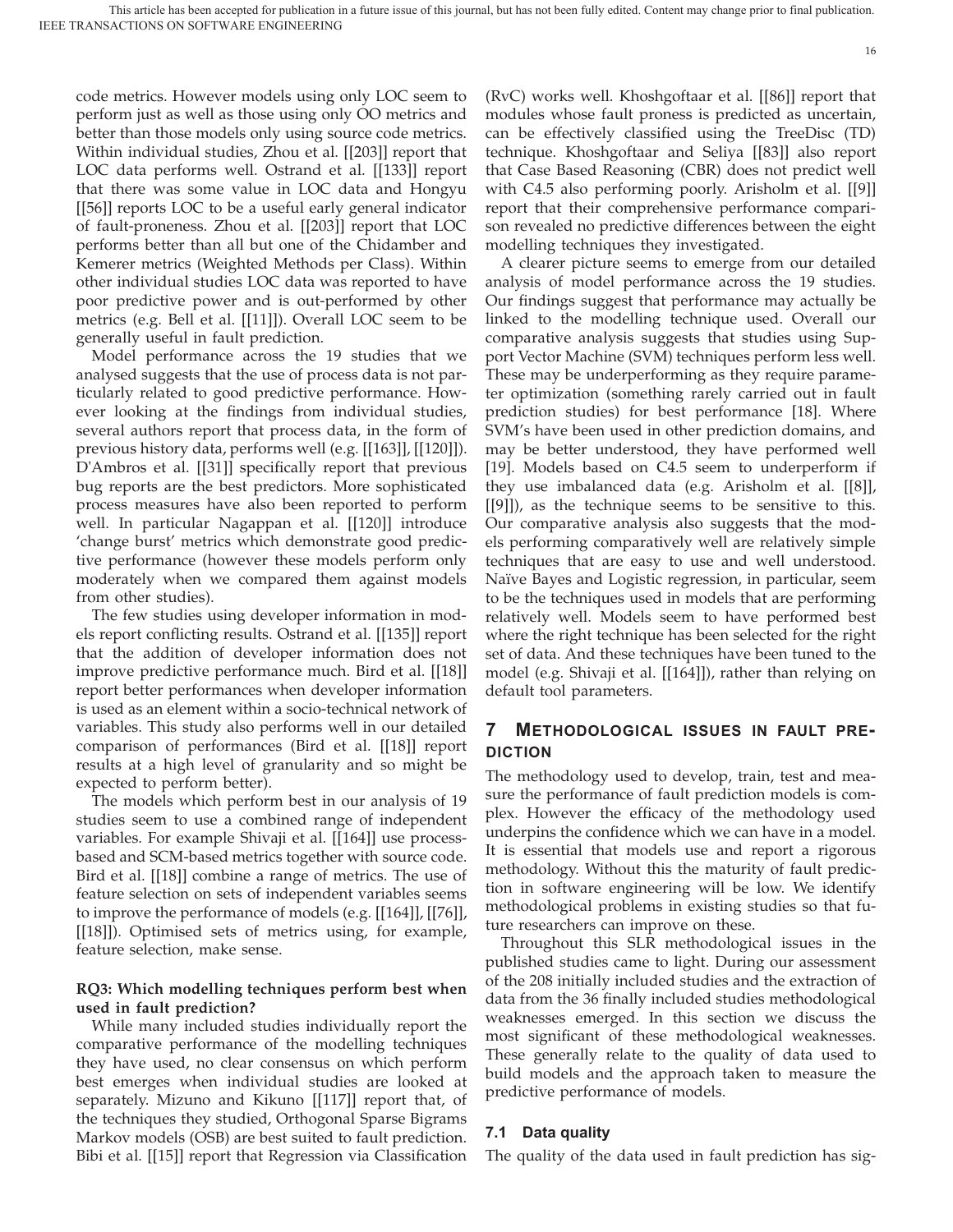code metrics. However models using only LOC seem to perform just as well as those using only OO metrics and better than those models only using source code metrics. Within individual studies, Zhou et al. [[203]] report that LOC data performs well. Ostrand et al. [[133]] report that there was some value in LOC data and Hongyu [[56]] reports LOC to be a useful early general indicator of fault-proneness. Zhou et al. [[203]] report that LOC performs better than all but one of the Chidamber and Kemerer metrics (Weighted Methods per Class). Within other individual studies LOC data was reported to have poor predictive power and is out-performed by other metrics (e.g. Bell et al. [[11]]). Overall LOC seem to be generally useful in fault prediction.

Model performance across the 19 studies that we analysed suggests that the use of process data is not particularly related to good predictive performance. However looking at the findings from individual studies, several authors report that process data, in the form of previous history data, performs well (e.g. [[163]], [[120]]). D'Ambros et al. [[31]] specifically report that previous bug reports are the best predictors. More sophisticated process measures have also been reported to perform well. In particular Nagappan et al. [[120]] introduce 'change burst' metrics which demonstrate good predictive performance (however these models perform only moderately when we compared them against models from other studies).

The few studies using developer information in models report conflicting results. Ostrand et al. [[135]] report that the addition of developer information does not improve predictive performance much. Bird et al. [[18]] report better performances when developer information is used as an element within a socio-technical network of variables. This study also performs well in our detailed comparison of performances (Bird et al. [[18]] report results at a high level of granularity and so might be expected to perform better).

The models which perform best in our analysis of 19 studies seem to use a combined range of independent variables. For example Shivaji et al. [[164]] use process-based and SCM-based metrics together with source code. Bird et al. [[18]] combine a range of metrics. The use of feature selection on sets of independent variables seems to improve the performance of models (e.g. [[164]], [[76]], [[18]]). Optimised sets of metrics using, for example, feature selection, make sense.

**RQ3: Which modelling techniques perform best when used in fault prediction?**

While many included studies individually report the comparative performance of the modelling techniques they have used, no clear consensus on which perform best emerges when individual studies are looked at separately. Mizuno and Kikuno [[117]] report that, of the techniques they studied, Orthogonal Sparse Bigrams Markov models (OSB) are best suited to fault prediction. Bibi et al. [[15]] report that Regression via Classification (RvC) works well. Khoshgoftaar et al. [[86]] report that modules whose fault proneness is predicted as uncertain, can be effectively classified using the TreeDisc (TD) technique. Khoshgoftaar and Seliya [[83]] also report that Case Based Reasoning (CBR) does not predict well with C4.5 also performing poorly. Arisholm et al. [[9]] report that their comprehensive performance comparison revealed no predictive differences between the eight modelling techniques they investigated.

A clearer picture seems to emerge from our detailed analysis of model performance across the 19 studies. Our findings suggest that performance may actually be linked to the modelling technique used. Overall our comparative analysis suggests that studies using Support Vector Machine (SVM) techniques perform less well. These may be underperforming as they require parameter optimization (something rarely carried out in fault prediction studies) for best performance [18]. Where SVM's have been used in other prediction domains, and may be better understood, they have performed well [19]. Models based on C4.5 seem to underperform if they use imbalanced data (e.g. Arisholm et al. [[8]], [[9]]), as the technique seems to be sensitive to this. Our comparative analysis also suggests that the models performing comparatively well are relatively simple techniques that are easy to use and well understood. Naïve Bayes and Logistic regression, in particular, seem to be the techniques used in models that are performing relatively well. Models seem to have performed best where the right technique has been selected for the right set of data. And these techniques have been tuned to the model (e.g. Shivaji et al. [[164]]), rather than relying on default tool parameters.

## 7 Methodological issues in fault prediction

The methodology used to develop, train, test and measure the performance of fault prediction models is complex. However the efficacy of the methodology used underpins the confidence which we can have in a model. It is essential that models use and report a rigorous methodology. Without this the maturity of fault prediction in software engineering will be low. We identify methodological problems in existing studies so that future researchers can improve on these.

Throughout this SLR methodological issues in the published studies came to light. During our assessment of the 208 initially included studies and the extraction of data from the 36 finally included studies methodological weaknesses emerged. In this section we discuss the most significant of these methodological weaknesses. These generally relate to the quality of data used to build models and the approach taken to measure the predictive performance of models.

### 7.1 Data quality

The quality of the data used in fault prediction has sig-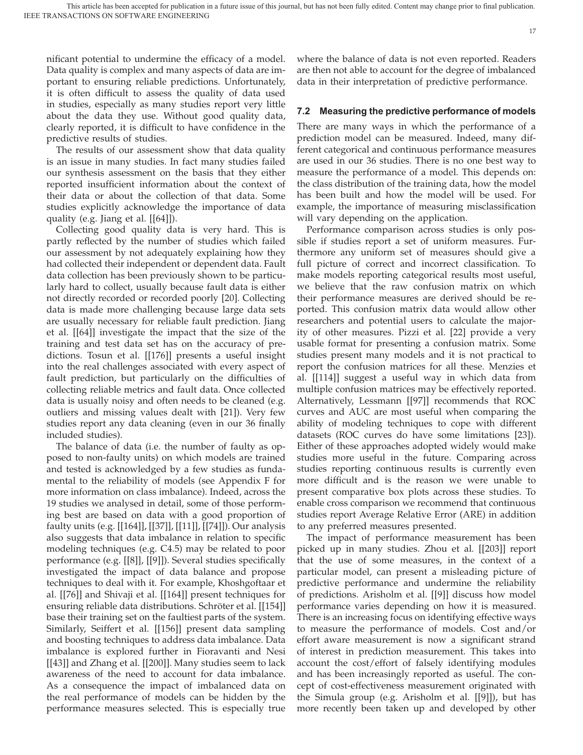nificant potential to undermine the efficacy of a model. Data quality is complex and many aspects of data are important to ensuring reliable predictions. Unfortunately, it is often difficult to assess the quality of data used in studies, especially as many studies report very little about the data they use. Without good quality data, clearly reported, it is difficult to have confidence in the predictive results of studies.

The results of our assessment show that data quality is an issue in many studies. In fact many studies failed our synthesis assessment on the basis that they either reported insufficient information about the context of their data or about the collection of that data. Some studies explicitly acknowledge the importance of data quality (e.g. Jiang et al. [[64]]).

Collecting good quality data is very hard. This is partly reflected by the number of studies which failed our assessment by not adequately explaining how they had collected their independent or dependent data. Fault data collection has been previously shown to be particularly hard to collect, usually because fault data is either not directly recorded or recorded poorly [20]. Collecting data is made more challenging because large data sets are usually necessary for reliable fault prediction. Jiang et al. [[64]] investigate the impact that the size of the training and test data set has on the accuracy of predictions. Tosun et al. [[176]] presents a useful insight into the real challenges associated with every aspect of fault prediction, but particularly on the difficulties of collecting reliable metrics and fault data. Once collected data is usually noisy and often needs to be cleaned (e.g. outliers and missing values dealt with [21]). Very few studies report any data cleaning (even in our 36 finally included studies).

The balance of data (i.e. the number of faulty as opposed to non-faulty units) on which models are trained and tested is acknowledged by a few studies as fundamental to the reliability of models (see Appendix F for more information on class imbalance). Indeed, across the 19 studies we analysed in detail, some of those performing best are based on data with a good proportion of faulty units (e.g. [[164]], [[37]], [[11]], [[74]]). Our analysis also suggests that data imbalance in relation to specific modeling techniques (e.g. C4.5) may be related to poor performance (e.g. [[8]], [[9]]). Several studies specifically investigated the impact of data balance and propose techniques to deal with it. For example, Khoshgoftaar et al. [[76]] and Shivaji et al. [[164]] present techniques for ensuring reliable data distributions. Schröter et al. [[154]] base their training set on the faultiest parts of the system. Similarly, Seiffert et al. [[156]] present data sampling and boosting techniques to address data imbalance. Data imbalance is explored further in Fioravanti and Nesi [[43]] and Zhang et al. [[200]]. Many studies seem to lack awareness of the need to account for data imbalance. As a consequence the impact of imbalanced data on the real performance of models can be hidden by the performance measures selected. This is especially true where the balance of data is not even reported. Readers are then not able to account for the degree of imbalanced data in their interpretation of predictive performance.

### 7.2 Measuring the predictive performance of models

There are many ways in which the performance of a prediction model can be measured. Indeed, many different categorical and continuous performance measures are used in our 36 studies. There is no one best way to measure the performance of a model. This depends on: the class distribution of the training data, how the model has been built and how the model will be used. For example, the importance of measuring misclassification will vary depending on the application.

Performance comparison across studies is only possible if studies report a set of uniform measures. Furthermore any uniform set of measures should give a full picture of correct and incorrect classification. To make models reporting categorical results most useful, we believe that the raw confusion matrix on which their performance measures are derived should be reported. This confusion matrix data would allow other researchers and potential users to calculate the majority of other measures. Pizzi et al. [22] provide a very usable format for presenting a confusion matrix. Some studies present many models and it is not practical to report the confusion matrices for all these. Menzies et al. [[114]] suggest a useful way in which data from multiple confusion matrices may be effectively reported. Alternatively, Lessmann [[97]] recommends that ROC curves and AUC are most useful when comparing the ability of modeling techniques to cope with different datasets (ROC curves do have some limitations [23]). Either of these approaches adopted widely would make studies more useful in the future. Comparing across studies reporting continuous results is currently even more difficult and is the reason we were unable to present comparative box plots across these studies. To enable cross comparison we recommend that continuous studies report Average Relative Error (ARE) in addition to any preferred measures presented.

The impact of performance measurement has been picked up in many studies. Zhou et al. [[203]] report that the use of some measures, in the context of a particular model, can present a misleading picture of predictive performance and undermine the reliability of predictions. Arisholm et al. [[9]] discuss how model performance varies depending on how it is measured. There is an increasing focus on identifying effective ways to measure the performance of models. Cost and/or effort aware measurement is now a significant strand of interest in prediction measurement. This takes into account the cost/effort of falsely identifying modules and has been increasingly reported as useful. The concept of cost-effectiveness measurement originated with the Simula group (e.g. Arisholm et al. [[9]]), but has more recently been taken up and developed by other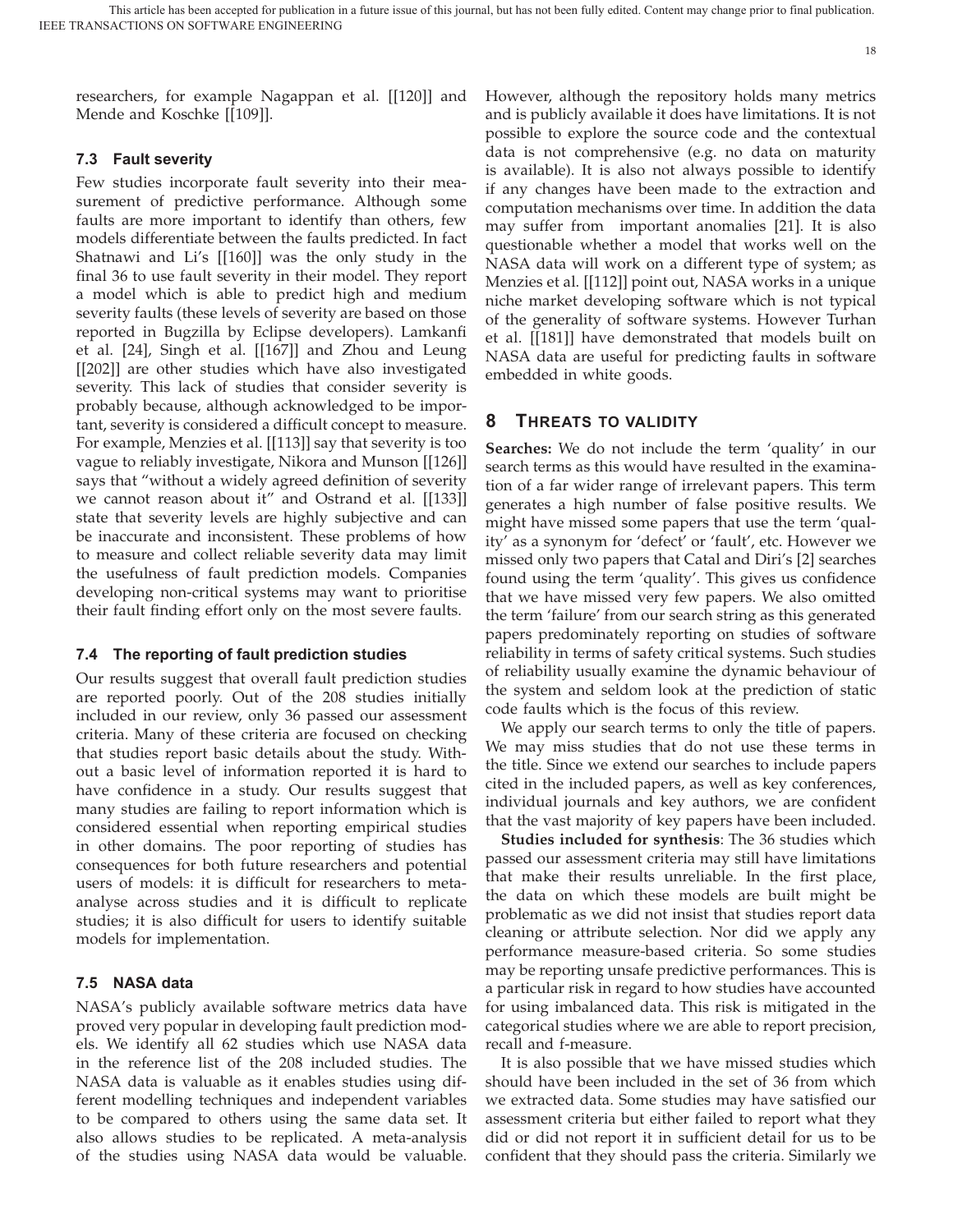researchers, for example Nagappan et al. [[120]] and Mende and Koschke [[109]].

### 7.3 Fault severity

Few studies incorporate fault severity into their measurement of predictive performance. Although some faults are more important to identify than others, few models differentiate between the faults predicted. In fact Shatnawi and Li's [[160]] was the only study in the final 36 to use fault severity in their model. They report a model which is able to predict high and medium severity faults (these levels of severity are based on those reported in Bugzilla by Eclipse developers). Lamkanfi et al. [24], Singh et al. [[167]] and Zhou and Leung [[202]] are other studies which have also investigated severity. This lack of studies that consider severity is probably because, although acknowledged to be important, severity is considered a difficult concept to measure. For example, Menzies et al. [[113]] say that severity is too vague to reliably investigate, Nikora and Munson [[126]] says that "without a widely agreed definition of severity we cannot reason about it" and Ostrand et al. [[133]] state that severity levels are highly subjective and can be inaccurate and inconsistent. These problems of how to measure and collect reliable severity data may limit the usefulness of fault prediction models. Companies developing non-critical systems may want to prioritise their fault finding effort only on the most severe faults.

### 7.4 The reporting of fault prediction studies

Our results suggest that overall fault prediction studies are reported poorly. Out of the 208 studies initially included in our review, only 36 passed our assessment criteria. Many of these criteria are focused on checking that studies report basic details about the study. Without a basic level of information reported it is hard to have confidence in a study. Our results suggest that many studies are failing to report information which is considered essential when reporting empirical studies in other domains. The poor reporting of studies has consequences for both future researchers and potential users of models: it is difficult for researchers to meta-analyse across studies and it is difficult to replicate studies; it is also difficult for users to identify suitable models for implementation.

### 7.5 NASA data

NASA's publicly available software metrics data have proved very popular in developing fault prediction models. We identify all 62 studies which use NASA data in the reference list of the 208 included studies. The NASA data is valuable as it enables studies using different modelling techniques and independent variables to be compared to others using the same data set. It also allows studies to be replicated. A meta-analysis of the studies using NASA data would be valuable. However, although the repository holds many metrics and is publicly available it does have limitations. It is not possible to explore the source code and the contextual data is not comprehensive (e.g. no data on maturity is available). It is also not always possible to identify if any changes have been made to the extraction and computation mechanisms over time. In addition the data may suffer from important anomalies [21]. It is also questionable whether a model that works well on the NASA data will work on a different type of system; as Menzies et al. [[112]] point out, NASA works in a unique niche market developing software which is not typical of the generality of software systems. However Turhan et al. [[181]] have demonstrated that models built on NASA data are useful for predicting faults in software embedded in white goods.

## 8 Threats to validity

**Searches:** We do not include the term 'quality' in our search terms as this would have resulted in the examination of a far wider range of irrelevant papers. This term generates a high number of false positive results. We might have missed some papers that use the term 'quality' as a synonym for 'defect' or 'fault', etc. However we missed only two papers that Catal and Diri's [2] searches found using the term 'quality'. This gives us confidence that we have missed very few papers. We also omitted the term 'failure' from our search string as this generated papers predominately reporting on studies of software reliability in terms of safety critical systems. Such studies of reliability usually examine the dynamic behaviour of the system and seldom look at the prediction of static code faults which is the focus of this review.

We apply our search terms to only the title of papers. We may miss studies that do not use these terms in the title. Since we extend our searches to include papers cited in the included papers, as well as key conferences, individual journals and key authors, we are confident that the vast majority of key papers have been included.

**Studies included for synthesis**: The 36 studies which passed our assessment criteria may still have limitations that make their results unreliable. In the first place, the data on which these models are built might be problematic as we did not insist that studies report data cleaning or attribute selection. Nor did we apply any performance measure-based criteria. So some studies may be reporting unsafe predictive performances. This is a particular risk in regard to how studies have accounted for using imbalanced data. This risk is mitigated in the categorical studies where we are able to report precision, recall and f-measure.

It is also possible that we have missed studies which should have been included in the set of 36 from which we extracted data. Some studies may have satisfied our assessment criteria but either failed to report what they did or did not report it in sufficient detail for us to be confident that they should pass the criteria. Similarly we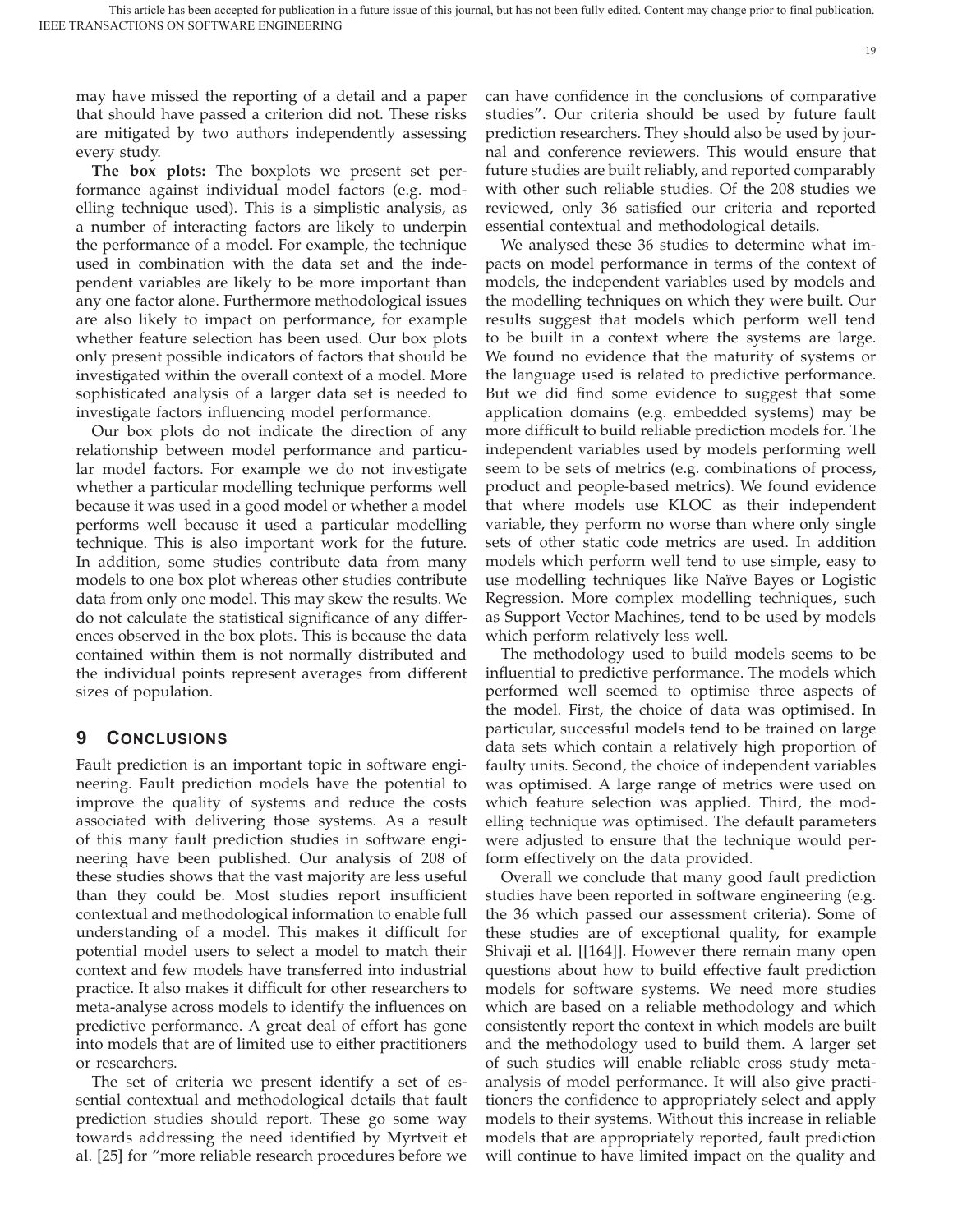may have missed the reporting of a detail and a paper that should have passed a criterion did not. These risks are mitigated by two authors independently assessing every study.

**The box plots:** The boxplots we present set performance against individual model factors (e.g. modelling technique used). This is a simplistic analysis, as a number of interacting factors are likely to underpin the performance of a model. For example, the technique used in combination with the data set and the independent variables are likely to be more important than any one factor alone. Furthermore methodological issues are also likely to impact on performance, for example whether feature selection has been used. Our box plots only present possible indicators of factors that should be investigated within the overall context of a model. More sophisticated analysis of a larger data set is needed to investigate factors influencing model performance.

Our box plots do not indicate the direction of any relationship between model performance and particular model factors. For example we do not investigate whether a particular modelling technique performs well because it was used in a good model or whether a model performs well because it used a particular modelling technique. This is also important work for the future. In addition, some studies contribute data from many models to one box plot whereas other studies contribute data from only one model. This may skew the results. We do not calculate the statistical significance of any differences observed in the box plots. This is because the data contained within them is not normally distributed and the individual points represent averages from different sizes of population.

## 9 Conclusions

Fault prediction is an important topic in software engineering. Fault prediction models have the potential to improve the quality of systems and reduce the costs associated with delivering those systems. As a result of this many fault prediction studies in software engineering have been published. Our analysis of 208 of these studies shows that the vast majority are less useful than they could be. Most studies report insufficient contextual and methodological information to enable full understanding of a model. This makes it difficult for potential model users to select a model to match their context and few models have transferred into industrial practice. It also makes it difficult for other researchers to meta-analyse across models to identify the influences on predictive performance. A great deal of effort has gone into models that are of limited use to either practitioners or researchers.

The set of criteria we present identify a set of essential contextual and methodological details that fault prediction studies should report. These go some way towards addressing the need identified by Myrtveit et al. [25] for "more reliable research procedures before we can have confidence in the conclusions of comparative studies". Our criteria should be used by future fault prediction researchers. They should also be used by journal and conference reviewers. This would ensure that future studies are built reliably, and reported comparably with other such reliable studies. Of the 208 studies we reviewed, only 36 satisfied our criteria and reported essential contextual and methodological details.

We analysed these 36 studies to determine what impacts on model performance in terms of the context of models, the independent variables used by models and the modelling techniques on which they were built. Our results suggest that models which perform well tend to be built in a context where the systems are large. We found no evidence that the maturity of systems or the language used is related to predictive performance. But we did find some evidence to suggest that some application domains (e.g. embedded systems) may be more difficult to build reliable prediction models for. The independent variables used by models performing well seem to be sets of metrics (e.g. combinations of process, product and people-based metrics). We found evidence that where models use KLOC as their independent variable, they perform no worse than where only single sets of other static code metrics are used. In addition models which perform well tend to use simple, easy to use modelling techniques like Naïve Bayes or Logistic Regression. More complex modelling techniques, such as Support Vector Machines, tend to be used by models which perform relatively less well.

The methodology used to build models seems to be influential to predictive performance. The models which performed well seemed to optimise three aspects of the model. First, the choice of data was optimised. In particular, successful models tend to be trained on large data sets which contain a relatively high proportion of faulty units. Second, the choice of independent variables was optimised. A large range of metrics were used on which feature selection was applied. Third, the modelling technique was optimised. The default parameters were adjusted to ensure that the technique would perform effectively on the data provided.

Overall we conclude that many good fault prediction studies have been reported in software engineering (e.g. the 36 which passed our assessment criteria). Some of these studies are of exceptional quality, for example Shivaji et al. [[164]]. However there remain many open questions about how to build effective fault prediction models for software systems. We need more studies which are based on a reliable methodology and which consistently report the context in which models are built and the methodology used to build them. A larger set of such studies will enable reliable cross study meta-analysis of model performance. It will also give practitioners the confidence to appropriately select and apply models to their systems. Without this increase in reliable models that are appropriately reported, fault prediction will continue to have limited impact on the quality and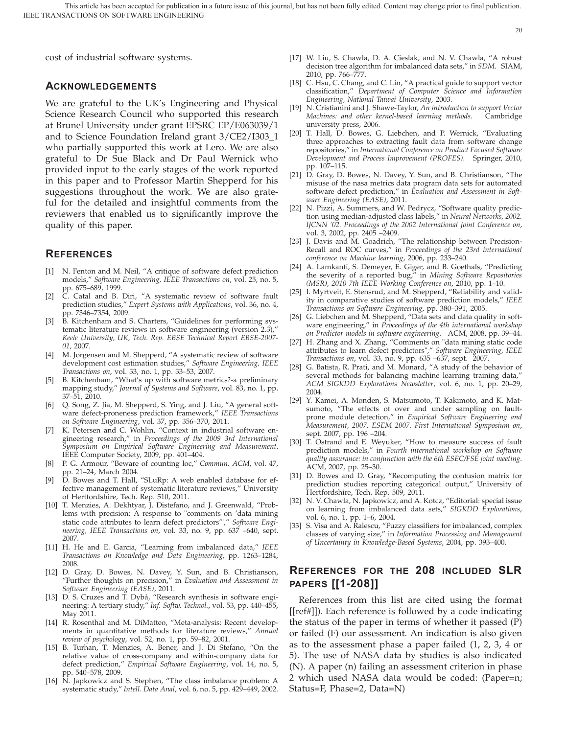cost of industrial software systems.

## Acknowledgements

We are grateful to the UK's Engineering and Physical Science Research Council who supported this research at Brunel University under grant EPSRC EP/E063039/1 and to Science Foundation Ireland grant 3/CE2/I303_1 who partially supported this work at Lero. We are also grateful to Dr Sue Black and Dr Paul Wernick who provided input to the early stages of the work reported in this paper and to Professor Martin Shepperd for his suggestions throughout the work. We are also grateful for the detailed and insightful comments from the reviewers that enabled us to significantly improve the quality of this paper.

## References

[1] N. Fenton and M. Neil, "A critique of software defect prediction models," *Software Engineering, IEEE Transactions on*, vol. 25, no. 5, pp. 675–689, 1999.

[2] C. Catal and B. Diri, "A systematic review of software fault prediction studies," *Expert Systems with Applications*, vol. 36, no. 4, pp. 7346–7354, 2009.

[3] B. Kitchenham and S. Charters, "Guidelines for performing systematic literature reviews in software engineering (version 2.3)," *Keele University, UK, Tech. Rep. EBSE Technical Report EBSE-2007-01*, 2007.

[4] M. Jorgensen and M. Shepperd, "A systematic review of software development cost estimation studies," *Software Engineering, IEEE Transactions on*, vol. 33, no. 1, pp. 33–53, 2007.

[5] B. Kitchenham, "What's up with software metrics?-a preliminary mapping study," *Journal of Systems and Software*, vol. 83, no. 1, pp. 37–51, 2010.

[6] Q. Song, Z. Jia, M. Shepperd, S. Ying, and J. Liu, "A general software defect-proneness prediction framework," *IEEE Transactions on Software Engineering*, vol. 37, pp. 356–370, 2011.

[7] K. Petersen and C. Wohlin, "Context in industrial software engineering research," in *Proceedings of the 2009 3rd International Symposium on Empirical Software Engineering and Measurement*. IEEE Computer Society, 2009, pp. 401–404.

[8] P. G. Armour, "Beware of counting loc," *Commun. ACM*, vol. 47, pp. 21–24, March 2004.

[9] D. Bowes and T. Hall, "SLuRp: A web enabled database for effective management of systematic literature reviews," University of Hertfordshire, Tech. Rep. 510, 2011.

[10] T. Menzies, A. Dekhtyar, J. Distefano, and J. Greenwald, "Problems with precision: A response to "comments on 'data mining static code attributes to learn defect predictors'"," *Software Engineering, IEEE Transactions on*, vol. 33, no. 9, pp. 637 –640, sept. 2007.

[11] H. He and E. Garcia, "Learning from imbalanced data," *IEEE Transactions on Knowledge and Data Engineering*, pp. 1263–1284, 2008.

[12] D. Gray, D. Bowes, N. Davey, Y. Sun, and B. Christianson, "Further thoughts on precision," in *Evaluation and Assessment in Software Engineering (EASE)*, 2011.

[13] D. S. Cruzes and T. Dybå, "Research synthesis in software engineering: A tertiary study," *Inf. Softw. Technol.*, vol. 53, pp. 440–455, May 2011.

[14] R. Rosenthal and M. DiMatteo, "Meta-analysis: Recent developments in quantitative methods for literature reviews," *Annual review of psychology*, vol. 52, no. 1, pp. 59–82, 2001.

[15] B. Turhan, T. Menzies, A. Bener, and J. Di Stefano, "On the relative value of cross-company and within-company data for defect prediction," *Empirical Software Engineering*, vol. 14, no. 5, pp. 540–578, 2009.

[16] N. Japkowicz and S. Stephen, "The class imbalance problem: A systematic study," *Intell. Data Anal*, vol. 6, no. 5, pp. 429–449, 2002.

[17] W. Liu, S. Chawla, D. A. Cieslak, and N. V. Chawla, "A robust decision tree algorithm for imbalanced data sets," in *SDM*. SIAM, 2010, pp. 766–777.

[18] C. Hsu, C. Chang, and C. Lin, "A practical guide to support vector classification," *Department of Computer Science and Information Engineering, National Taiwai University*, 2003.

[19] N. Cristianini and J. Shawe-Taylor, *An introduction to support Vector Machines: and other kernel-based learning methods*. Cambridge university press, 2006.

[20] T. Hall, D. Bowes, G. Liebchen, and P. Wernick, "Evaluating three approaches to extracting fault data from software change repositories," in *International Conference on Product Focused Software Development and Process Improvement (PROFES)*. Springer, 2010, pp. 107–115.

[21] D. Gray, D. Bowes, N. Davey, Y. Sun, and B. Christianson, "The misuse of the nasa metrics data program data sets for automated software defect prediction," in *Evaluation and Assessment in Software Engineering (EASE)*, 2011.

[22] N. Pizzi, A. Summers, and W. Pedrycz, "Software quality prediction using median-adjusted class labels," in *Neural Networks, 2002. IJCNN '02. Proceedings of the 2002 International Joint Conference on*, vol. 3, 2002, pp. 2405 –2409.

[23] J. Davis and M. Goadrich, "The relationship between Precision-Recall and ROC curves," in *Proceedings of the 23rd international conference on Machine learning*, 2006, pp. 233–240.

[24] A. Lamkanfi, S. Demeyer, E. Giger, and B. Goethals, "Predicting the severity of a reported bug," in *Mining Software Repositories (MSR), 2010 7th IEEE Working Conference on*, 2010, pp. 1–10.

[25] I. Myrtveit, E. Stensrud, and M. Shepperd, "Reliability and validity in comparative studies of software prediction models," *IEEE Transactions on Software Engineering*, pp. 380–391, 2005.

[26] G. Liebchen and M. Shepperd, "Data sets and data quality in software engineering," in *Proceedings of the 4th international workshop on Predictor models in software engineering*. ACM, 2008, pp. 39–44.

[27] H. Zhang and X. Zhang, "Comments on "data mining static code attributes to learn defect predictors"," *Software Engineering, IEEE Transactions on*, vol. 33, no. 9, pp. 635 –637, sept. 2007.

[28] G. Batista, R. Prati, and M. Monard, "A study of the behavior of several methods for balancing machine learning training data," *ACM SIGKDD Explorations Newsletter*, vol. 6, no. 1, pp. 20–29, 2004.

[29] Y. Kamei, A. Monden, S. Matsumoto, T. Kakimoto, and K. Matsumoto, "The effects of over and under sampling on fault-prone module detection," in *Empirical Software Engineering and Measurement, 2007. ESEM 2007. First International Symposium on*, sept. 2007, pp. 196 –204.

[30] T. Ostrand and E. Weyuker, "How to measure success of fault prediction models," in *Fourth international workshop on Software quality assurance: in conjunction with the 6th ESEC/FSE joint meeting*. ACM, 2007, pp. 25–30.

[31] D. Bowes and D. Gray, "Recomputing the confusion matrix for prediction studies reporting categorical output," University of Hertfordshire, Tech. Rep. 509, 2011.

[32] N. V. Chawla, N. Japkowicz, and A. Kotcz, "Editorial: special issue on learning from imbalanced data sets," *SIGKDD Explorations*, vol. 6, no. 1, pp. 1–6, 2004.

[33] S. Visa and A. Ralescu, "Fuzzy classifiers for imbalanced, complex classes of varying size," in *Information Processing and Management of Uncertainty in Knowledge-Based Systems*, 2004, pp. 393–400.

## References for the 208 included SLR papers [[1-208]]

References from this list are cited using the format [[ref#]]). Each reference is followed by a code indicating the status of the paper in terms of whether it passed (P) or failed (F) our assessment. An indication is also given as to the assessment phase a paper failed (1, 2, 3, 4 or 5). The use of NASA data by studies is also indicated (N). A paper (n) failing an assessment criterion in phase 2 which used NASA data would be coded: (Paper=n; Status=F, Phase=2, Data=N)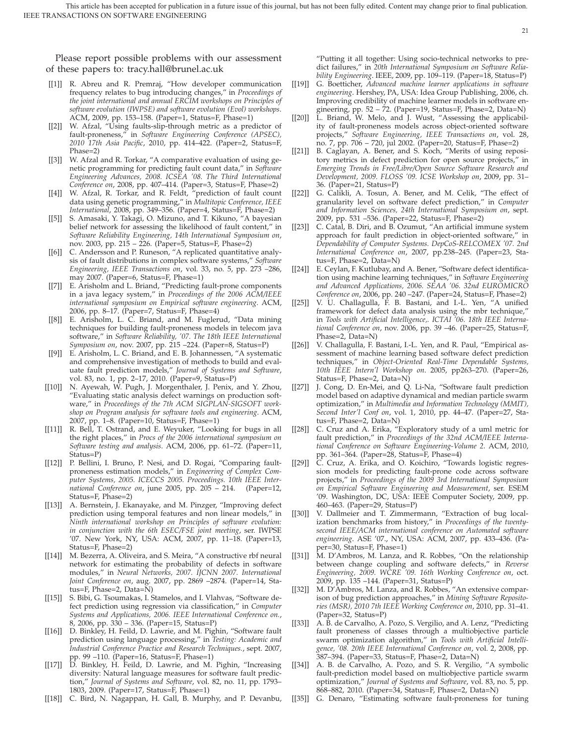Please report possible problems with our assessment of these papers to: tracy.hall@brunel.ac.uk

[[1]] R. Abreu and R. Premraj, "How developer communication frequency relates to bug introducing changes," in *Proceedings of the joint international and annual ERCIM workshops on Principles of software evolution (IWPSE) and software evolution (Evol) workshops*. ACM, 2009, pp. 153–158. (Paper=1, Status=F, Phase=1)

[[2]] W. Afzal, "Using faults-slip-through metric as a predictor of fault-proneness," in *Software Engineering Conference (APSEC), 2010 17th Asia Pacific*, 2010, pp. 414–422. (Paper=2, Status=F, Phase=2)

[[3]] W. Afzal and R. Torkar, "A comparative evaluation of using genetic programming for predicting fault count data," in *Software Engineering Advances, 2008. ICSEA '08. The Third International Conference on*, 2008, pp. 407–414. (Paper=3, Status=F, Phase=2)

[[4]] W. Afzal, R. Torkar, and R. Feldt, "prediction of fault count data using genetic programming," in *Multitopic Conference, IEEE International*, 2008, pp. 349–356. (Paper=4, Status=F, Phase=2)

[[5]] S. Amasaki, Y. Takagi, O. Mizuno, and T. Kikuno, "A bayesian belief network for assessing the likelihood of fault content," in *Software Reliability Engineering, 14th International Symposium on*, nov. 2003, pp. 215 – 226. (Paper=5, Status=F, Phase=2)

[[6]] C. Andersson and P. Runeson, "A replicated quantitative analysis of fault distributions in complex software systems," *Software Engineering, IEEE Transactions on*, vol. 33, no. 5, pp. 273 –286, may 2007. (Paper=6, Status=F, Phase=1)

[[7]] E. Arisholm and L. Briand, "Predicting fault-prone components in a java legacy system," in *Proceedings of the 2006 ACM/IEEE international symposium on Empirical software engineering*. ACM, 2006, pp. 8–17. (Paper=7, Status=F, Phase=4)

[[8]] E. Arisholm, L. C. Briand, and M. Fuglerud, "Data mining techniques for building fault-proneness models in telecom java software," in *Software Reliability, '07. The 18th IEEE International Symposium on*, nov. 2007, pp. 215 –224. (Paper=8, Status=P)

[[9]] E. Arisholm, L. C. Briand, and E. B. Johannessen, "A systematic and comprehensive investigation of methods to build and evaluate fault prediction models," *Journal of Systems and Software*, vol. 83, no. 1, pp. 2–17, 2010. (Paper=9, Status=P)

[[10]] N. Ayewah, W. Pugh, J. Morgenthaler, J. Penix, and Y. Zhou, "Evaluating static analysis defect warnings on production software," in *Proceedings of the 7th ACM SIGPLAN-SIGSOFT workshop on Program analysis for software tools and engineering*. ACM, 2007, pp. 1–8. (Paper=10, Status=F, Phase=1)

[[11]] R. Bell, T. Ostrand, and E. Weyuker, "Looking for bugs in all the right places," in *Procs of the 2006 international symposium on Software testing and analysis*. ACM, 2006, pp. 61–72. (Paper=11, Status=P)

[[12]] P. Bellini, I. Bruno, P. Nesi, and D. Rogai, "Comparing fault-proneness estimation models," in *Engineering of Complex Computer Systems, 2005. ICECCS 2005. Proceedings. 10th IEEE International Conference on*, june 2005, pp. 205 – 214. (Paper=12, Status=F, Phase=2)

[[13]] A. Bernstein, J. Ekanayake, and M. Pinzger, "Improving defect prediction using temporal features and non linear models," in *Ninth international workshop on Principles of software evolution: in conjunction with the 6th ESEC/FSE joint meeting*, ser. IWPSE '07. New York, NY, USA: ACM, 2007, pp. 11–18. (Paper=13, Status=F, Phase=2)

[[14]] M. Bezerra, A. Oliveira, and S. Meira, "A constructive rbf neural network for estimating the probability of defects in software modules," in *Neural Networks, 2007. IJCNN 2007. International Joint Conference on*, aug. 2007, pp. 2869 –2874. (Paper=14, Status=F, Phase=2, Data=N)

[[15]] S. Bibi, G. Tsoumakas, I. Stamelos, and I. Vlahvas, "Software defect prediction using regression via classification," in *Computer Systems and Applications, 2006. IEEE International Conference on.*, 8, 2006, pp. 330 – 336. (Paper=15, Status=P)

[[16]] D. Binkley, H. Feild, D. Lawrie, and M. Pighin, "Software fault prediction using language processing," in *Testing: Academic and Industrial Conference Practice and Research Techniques.*, sept. 2007, pp. 99 –110. (Paper=16, Status=F, Phase=1)

[[17]] D. Binkley, H. Feild, D. Lawrie, and M. Pighin, "Increasing diversity: Natural language measures for software fault prediction," *Journal of Systems and Software*, vol. 82, no. 11, pp. 1793–1803, 2009. (Paper=17, Status=F, Phase=1)

[[18]] C. Bird, N. Nagappan, H. Gall, B. Murphy, and P. Devanbu, "Putting it all together: Using socio-technical networks to predict failures," in *20th International Symposium on Software Reliability Engineering*. IEEE, 2009, pp. 109–119. (Paper=18, Status=P)

[[19]] G. Boetticher, *Advanced machine learner applications in software engineering*. Hershey, PA, USA: Idea Group Publishing, 2006, ch. Improving credibility of machine learner models in software engineering, pp. 52 – 72. (Paper=19, Status=F, Phase=2, Data=N)

[[20]] L. Briand, W. Melo, and J. Wust, "Assessing the applicability of fault-proneness models across object-oriented software projects," *Software Engineering, IEEE Transactions on*, vol. 28, no. 7, pp. 706 – 720, jul 2002. (Paper=20, Status=F, Phase=2)

[[21]] B. Caglayan, A. Bener, and S. Koch, "Merits of using repository metrics in defect prediction for open source projects," in *Emerging Trends in Free/Libre/Open Source Software Research and Development, 2009. FLOSS '09. ICSE Workshop on*, 2009, pp. 31–36. (Paper=21, Status=P)

[[22]] G. Calikli, A. Tosun, A. Bener, and M. Celik, "The effect of granularity level on software defect prediction," in *Computer and Information Sciences, 24th International Symposium on*, sept. 2009, pp. 531 –536. (Paper=22, Status=F, Phase=2)

[[23]] C. Catal, B. Diri, and B. Ozumut, "An artificial immune system approach for fault prediction in object-oriented software," in *Dependability of Computer Systems. DepCoS-RELCOMEX '07. 2nd International Conference on*, 2007, pp.238–245. (Paper=23, Status=F, Phase=2, Data=N)

[[24]] E. Ceylan, F. Kutlubay, and A. Bener, "Software defect identification using machine learning techniques," in *Software Engineering and Advanced Applications, 2006. SEAA '06. 32nd EUROMICRO Conference on*, 2006, pp. 240 –247. (Paper=24, Status=F, Phase=2)

[[25]] V. U. Challagulla, F. B. Bastani, and I.-L. Yen, "A unified framework for defect data analysis using the mbr technique," in *Tools with Artificial Intelligence,. ICTAI '06. 18th IEEE International Conference on*, nov. 2006, pp. 39 –46. (Paper=25, Status=F, Phase=2, Data=N)

[[26]] V. Challagulla, F. Bastani, I.-L. Yen, and R. Paul, "Empirical assessment of machine learning based software defect prediction techniques," in *Object-Oriented Real-Time Dependable Systems, 10th IEEE Intern'l Workshop on*. 2005, pp263–270. (Paper=26, Status=F, Phase=2, Data=N)

[[27]] J. Cong, D. En-Mei, and Q. Li-Na, "Software fault prediction model based on adaptive dynamical and median particle swarm optimization," in *Multimedia and Information Technology (MMIT), Second Inter'l Conf on*, vol. 1, 2010, pp. 44–47. (Paper=27, Status=F, Phase=2, Data=N)

[[28]] C. Cruz and A. Erika, "Exploratory study of a uml metric for fault prediction," in *Proceedings of the 32nd ACM/IEEE International Conference on Software Engineering-Volume 2*. ACM, 2010, pp. 361–364. (Paper=28, Status=F, Phase=4)

[[29]] C. Cruz, A. Erika, and O. Koichiro, "Towards logistic regression models for predicting fault-prone code across software projects," in *Proceedings of the 2009 3rd International Symposium on Empirical Software Engineering and Measurement*, ser. ESEM '09. Washington, DC, USA: IEEE Computer Society, 2009, pp. 460–463. (Paper=29, Status=P)

[[30]] V. Dallmeier and T. Zimmermann, "Extraction of bug localization benchmarks from history," in *Proceedings of the twenty-second IEEE/ACM international conference on Automated software engineering*. ASE '07., NY, USA: ACM, 2007, pp. 433–436. (Paper=30, Status=F, Phase=1)

[[31]] M. D'Ambros, M. Lanza, and R. Robbes, "On the relationship between change coupling and software defects," in *Reverse Engineering, 2009. WCRE '09. 16th Working Conference on*, oct. 2009, pp. 135 –144. (Paper=31, Status=P)

[[32]] M. D'Ambros, M. Lanza, and R. Robbes, "An extensive comparison of bug prediction approaches," in *Mining Software Repositories (MSR), 2010 7th IEEE Working Conference on*, 2010, pp. 31–41. (Paper=32, Status=P)

[[33]] A. B. de Carvalho, A. Pozo, S. Vergilio, and A. Lenz, "Predicting fault proneness of classes through a multiobjective particle swarm optimization algorithm," in *Tools with Artificial Intelligence, '08. 20th IEEE International Conference on*, vol. 2, 2008, pp. 387–394. (Paper=33, Status=F, Phase=2, Data=N)

[[34]] A. B. de Carvalho, A. Pozo, and S. R. Vergilio, "A symbolic fault-prediction model based on multiobjective particle swarm optimization," *Journal of Systems and Software*, vol. 83, no. 5, pp. 868–882, 2010. (Paper=34, Status=F, Phase=2, Data=N)

[[35]] G. Denaro, "Estimating software fault-proneness for tuning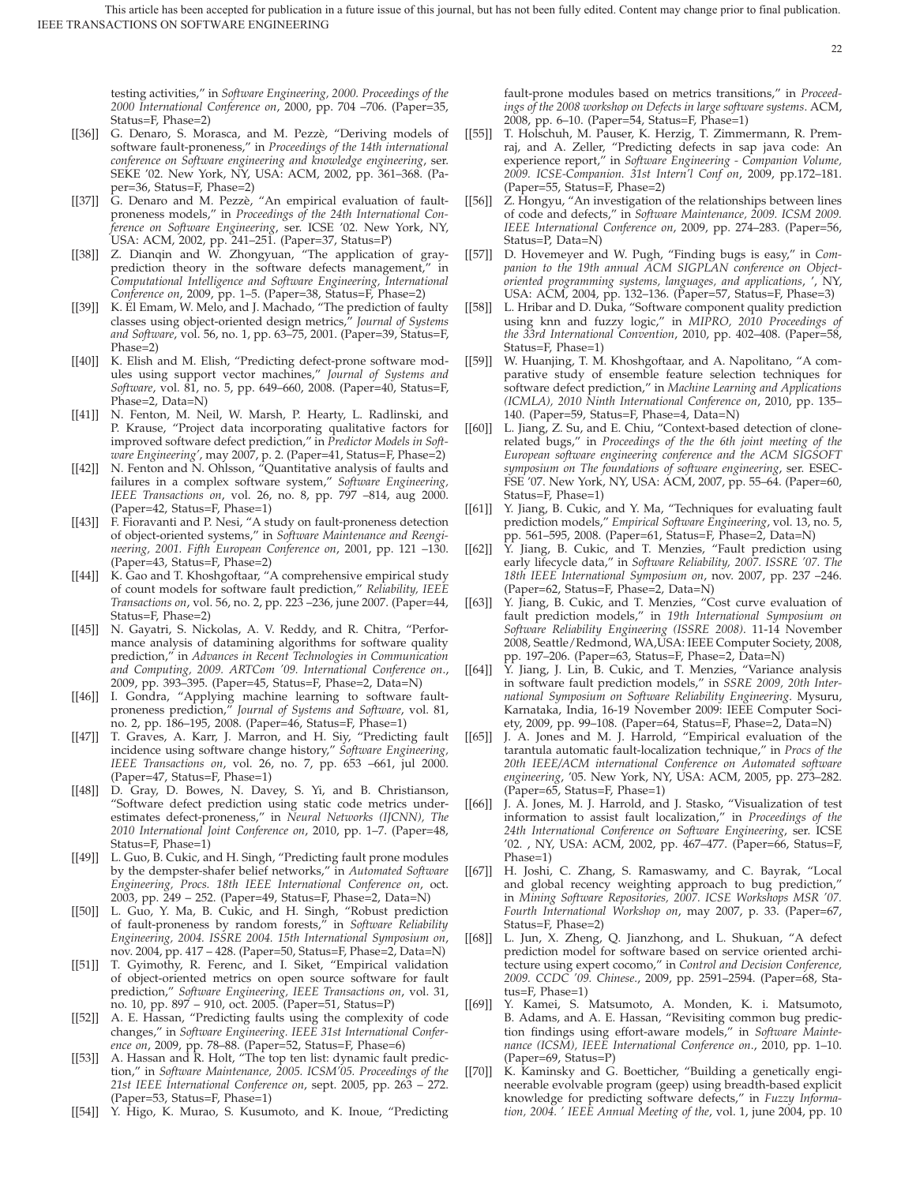testing activities," in *Software Engineering, 2000. Proceedings of the 2000 International Conference on*, 2000, pp. 704 –706. (Paper=35, Status=F, Phase=2)

- [[36]] G. Denaro, S. Morasca, and M. Pezzè, "Deriving models of software fault-proneness," in *Proceedings of the 14th international conference on Software engineering and knowledge engineering*, ser. SEKE '02. New York, NY, USA: ACM, 2002, pp. 361–368. (Paper=36, Status=F, Phase=2)
- [[37]] G. Denaro and M. Pezzè, "An empirical evaluation of fault-proneness models," in *Proceedings of the 24th International Conference on Software Engineering*, ser. ICSE '02. New York, NY, USA: ACM, 2002, pp. 241–251. (Paper=37, Status=P)
- [[38]] Z. Dianqin and W. Zhongyuan, "The application of gray-prediction theory in the software defects management," in *Computational Intelligence and Software Engineering, International Conference on*, 2009, pp. 1–5. (Paper=38, Status=F, Phase=2)
- [[39]] K. El Emam, W. Melo, and J. Machado, "The prediction of faulty classes using object-oriented design metrics," *Journal of Systems and Software*, vol. 56, no. 1, pp. 63–75, 2001. (Paper=39, Status=F, Phase=2)
- [[40]] K. Elish and M. Elish, "Predicting defect-prone software modules using support vector machines," *Journal of Systems and Software*, vol. 81, no. 5, pp. 649–660, 2008. (Paper=40, Status=F, Phase=2, Data=N)
- [[41]] N. Fenton, M. Neil, W. Marsh, P. Hearty, L. Radlinski, and P. Krause, "Project data incorporating qualitative factors for improved software defect prediction," in *Predictor Models in Software Engineering'*, may 2007, p. 2. (Paper=41, Status=F, Phase=2)
- [[42]] N. Fenton and N. Ohlsson, "Quantitative analysis of faults and failures in a complex software system," *Software Engineering, IEEE Transactions on*, vol. 26, no. 8, pp. 797 –814, aug 2000. (Paper=42, Status=F, Phase=1)
- [[43]] F. Fioravanti and P. Nesi, "A study on fault-proneness detection of object-oriented systems," in *Software Maintenance and Reengineering, 2001. Fifth European Conference on*, 2001, pp. 121 –130. (Paper=43, Status=F, Phase=2)
- [[44]] K. Gao and T. Khoshgoftaar, "A comprehensive empirical study of count models for software fault prediction," *Reliability, IEEE Transactions on*, vol. 56, no. 2, pp. 223 –236, june 2007. (Paper=44, Status=F, Phase=2)
- [[45]] N. Gayatri, S. Nickolas, A. V. Reddy, and R. Chitra, "Performance analysis of datamining algorithms for software quality prediction," in *Advances in Recent Technologies in Communication and Computing, 2009. ARTCom '09. International Conference on.*, 2009, pp. 393–395. (Paper=45, Status=F, Phase=2, Data=N)
- [[46]] I. Gondra, "Applying machine learning to software fault-proneness prediction," *Journal of Systems and Software*, vol. 81, no. 2, pp. 186–195, 2008. (Paper=46, Status=F, Phase=1)
- [[47]] T. Graves, A. Karr, J. Marron, and H. Siy, "Predicting fault incidence using software change history," *Software Engineering, IEEE Transactions on*, vol. 26, no. 7, pp. 653 –661, jul 2000. (Paper=47, Status=F, Phase=1)
- [[48]] D. Gray, D. Bowes, N. Davey, S. Yi, and B. Christianson, "Software defect prediction using static code metrics underestimates defect-proneness," in *Neural Networks (IJCNN), The 2010 International Joint Conference on*, 2010, pp. 1–7. (Paper=48, Status=F, Phase=1)
- [[49]] L. Guo, B. Cukic, and H. Singh, "Predicting fault prone modules by the dempster-shafer belief networks," in *Automated Software Engineering, Procs. 18th IEEE International Conference on*, oct. 2003, pp. 249 – 252. (Paper=49, Status=F, Phase=2, Data=N)
- [[50]] L. Guo, Y. Ma, B. Cukic, and H. Singh, "Robust prediction of fault-proneness by random forests," in *Software Reliability Engineering, 2004. ISSRE 2004. 15th International Symposium on*, nov. 2004, pp. 417 – 428. (Paper=50, Status=F, Phase=2, Data=N)
- [[51]] T. Gyimothy, R. Ferenc, and I. Siket, "Empirical validation of object-oriented metrics on open source software for fault prediction," *Software Engineering, IEEE Transactions on*, vol. 31, no. 10, pp. 897 – 910, oct. 2005. (Paper=51, Status=P)
- [[52]] A. E. Hassan, "Predicting faults using the complexity of code changes," in *Software Engineering. IEEE 31st International Conference on*, 2009, pp. 78–88. (Paper=52, Status=F, Phase=6)
- [[53]] A. Hassan and R. Holt, "The top ten list: dynamic fault prediction," in *Software Maintenance, 2005. ICSM'05. Proceedings of the 21st IEEE International Conference on*, sept. 2005, pp. 263 – 272. (Paper=53, Status=F, Phase=1)
- [[54]] Y. Higo, K. Murao, S. Kusumoto, and K. Inoue, "Predicting fault-prone modules based on metrics transitions," in *Proceedings of the 2008 workshop on Defects in large software systems*. ACM, 2008, pp. 6–10. (Paper=54, Status=F, Phase=1)
- [[55]] T. Holschuh, M. Pauser, K. Herzig, T. Zimmermann, R. Premraj, and A. Zeller, "Predicting defects in sap java code: An experience report," in *Software Engineering - Companion Volume, 2009. ICSE-Companion. 31st Intern'l Conf on*, 2009, pp.172–181. (Paper=55, Status=F, Phase=2)
- [[56]] Z. Hongyu, "An investigation of the relationships between lines of code and defects," in *Software Maintenance, 2009. ICSM 2009. IEEE International Conference on*, 2009, pp. 274–283. (Paper=56, Status=P, Data=N)
- [[57]] D. Hovemeyer and W. Pugh, "Finding bugs is easy," in *Companion to the 19th annual ACM SIGPLAN conference on Object-oriented programming systems, languages, and applications*, ', NY, USA: ACM, 2004, pp. 132–136. (Paper=57, Status=F, Phase=3)
- [[58]] L. Hribar and D. Duka, "Software component quality prediction using knn and fuzzy logic," in *MIPRO, 2010 Proceedings of the 33rd International Convention*, 2010, pp. 402–408. (Paper=58, Status=F, Phase=1)
- [[59]] W. Huanjing, T. M. Khoshgoftaar, and A. Napolitano, "A comparative study of ensemble feature selection techniques for software defect prediction," in *Machine Learning and Applications (ICMLA), 2010 Ninth International Conference on*, 2010, pp. 135–140. (Paper=59, Status=F, Phase=4, Data=N)
- [[60]] L. Jiang, Z. Su, and E. Chiu, "Context-based detection of clone-related bugs," in *Proceedings of the the 6th joint meeting of the European software engineering conference and the ACM SIGSOFT symposium on The foundations of software engineering*, ser. ESEC-FSE '07. New York, NY, USA: ACM, 2007, pp. 55–64. (Paper=60, Status=F, Phase=1)
- [[61]] Y. Jiang, B. Cukic, and Y. Ma, "Techniques for evaluating fault prediction models," *Empirical Software Engineering*, vol. 13, no. 5, pp. 561–595, 2008. (Paper=61, Status=F, Phase=2, Data=N)
- [[62]] Y. Jiang, B. Cukic, and T. Menzies, "Fault prediction using early lifecycle data," in *Software Reliability, 2007. ISSRE '07. The 18th IEEE International Symposium on*, nov. 2007, pp. 237 –246. (Paper=62, Status=F, Phase=2, Data=N)
- [[63]] Y. Jiang, B. Cukic, and T. Menzies, "Cost curve evaluation of fault prediction models," in *19th International Symposium on Software Reliability Engineering (ISSRE 2008)*. 11-14 November 2008, Seattle/Redmond, WA,USA: IEEE Computer Society, 2008, pp. 197–206. (Paper=63, Status=F, Phase=2, Data=N)
- [[64]] Y. Jiang, J. Lin, B. Cukic, and T. Menzies, "Variance analysis in software fault prediction models," in *SSRE 2009, 20th International Symposium on Software Reliability Engineering*. Mysuru, Karnataka, India, 16-19 November 2009: IEEE Computer Society, 2009, pp. 99–108. (Paper=64, Status=F, Phase=2, Data=N)
- [[65]] J. A. Jones and M. J. Harrold, "Empirical evaluation of the tarantula automatic fault-localization technique," in *Procs of the 20th IEEE/ACM international Conference on Automated software engineering*, '05. New York, NY, USA: ACM, 2005, pp. 273–282. (Paper=65, Status=F, Phase=1)
- [[66]] J. A. Jones, M. J. Harrold, and J. Stasko, "Visualization of test information to assist fault localization," in *Proceedings of the 24th International Conference on Software Engineering*, ser. ICSE '02. , NY, USA: ACM, 2002, pp. 467–477. (Paper=66, Status=F, Phase=1)
- [[67]] H. Joshi, C. Zhang, S. Ramaswamy, and C. Bayrak, "Local and global recency weighting approach to bug prediction," in *Mining Software Repositories, 2007. ICSE Workshops MSR '07. Fourth International Workshop on*, may 2007, p. 33. (Paper=67, Status=F, Phase=2)
- [[68]] L. Jun, X. Zheng, Q. Jianzhong, and L. Shukuan, "A defect prediction model for software based on service oriented architecture using expert cocomo," in *Control and Decision Conference, 2009. CCDC '09. Chinese.*, 2009, pp. 2591–2594. (Paper=68, Status=F, Phase=1)
- [[69]] Y. Kamei, S. Matsumoto, A. Monden, K. i. Matsumoto, B. Adams, and A. E. Hassan, "Revisiting common bug prediction findings using effort-aware models," in *Software Maintenance (ICSM), IEEE International Conference on.*, 2010, pp. 1–10. (Paper=69, Status=P)
- [[70]] K. Kaminsky and G. Boetticher, "Building a genetically engineerable evolvable program (geep) using breadth-based explicit knowledge for predicting software defects," in *Fuzzy Information, 2004. ' IEEE Annual Meeting of the*, vol. 1, june 2004, pp. 10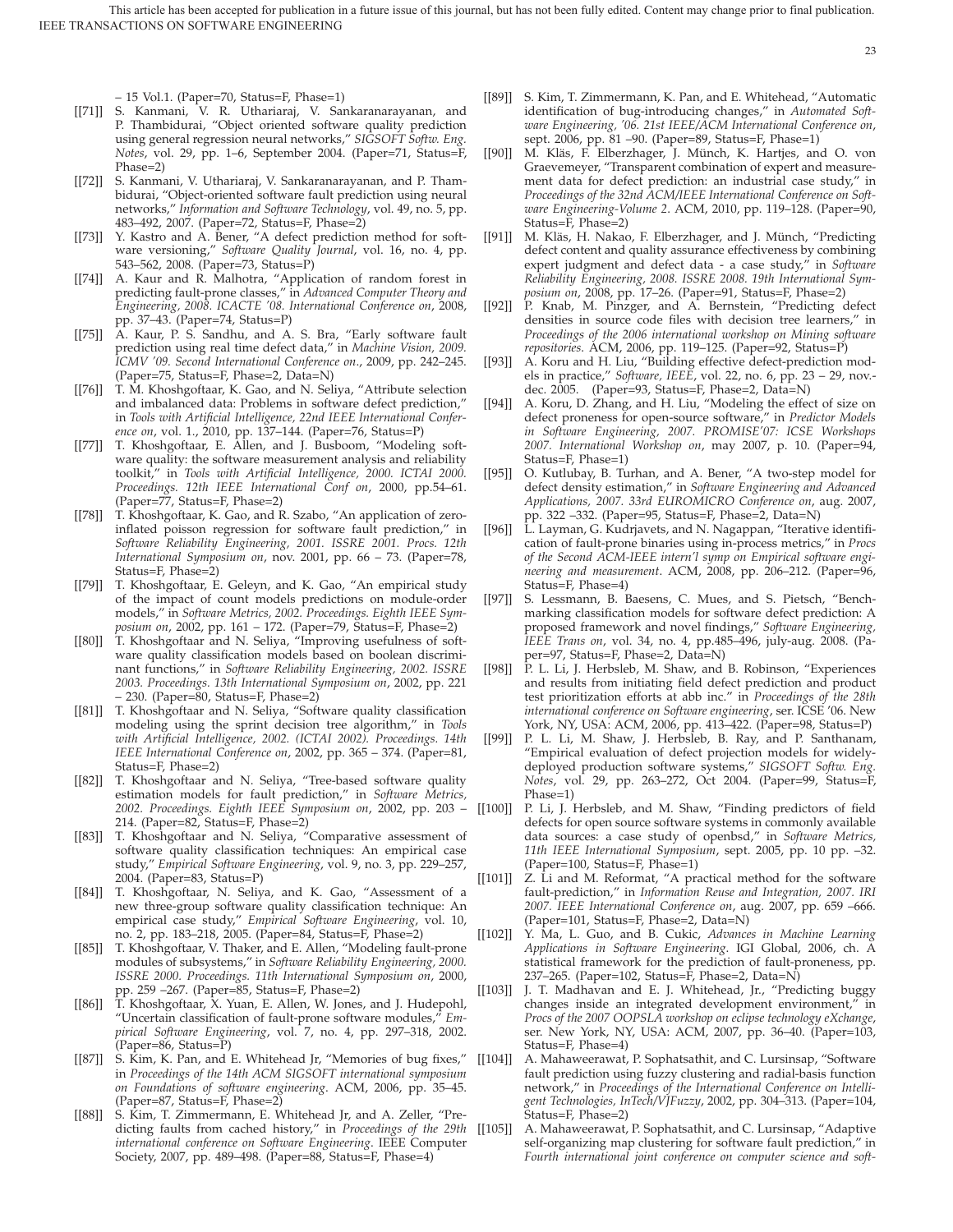– 15 Vol.1. (Paper=70, Status=F, Phase=1)

[[71]] S. Kanmani, V. R. Uthariaraj, V. Sankaranarayanan, and P. Thambidurai, "Object oriented software quality prediction using general regression neural networks," *SIGSOFT Softw. Eng. Notes*, vol. 29, pp. 1–6, September 2004. (Paper=71, Status=F, Phase=2)

[[72]] S. Kanmani, V. Uthariaraj, V. Sankaranarayanan, and P. Thambidurai, "Object-oriented software fault prediction using neural networks," *Information and Software Technology*, vol. 49, no. 5, pp. 483–492, 2007. (Paper=72, Status=F, Phase=2)

[[73]] Y. Kastro and A. Bener, "A defect prediction method for software versioning," *Software Quality Journal*, vol. 16, no. 4, pp. 543–562, 2008. (Paper=73, Status=P)

[[74]] A. Kaur and R. Malhotra, "Application of random forest in predicting fault-prone classes," in *Advanced Computer Theory and Engineering, 2008. ICACTE '08. International Conference on*, 2008, pp. 37–43. (Paper=74, Status=P)

[[75]] A. Kaur, P. S. Sandhu, and A. S. Bra, "Early software fault prediction using real time defect data," in *Machine Vision, 2009. ICMV '09. Second International Conference on.*, 2009, pp. 242–245. (Paper=75, Status=F, Phase=2, Data=N)

[[76]] T. M. Khoshgoftaar, K. Gao, and N. Seliya, "Attribute selection and imbalanced data: Problems in software defect prediction," in *Tools with Artificial Intelligence, 22nd IEEE International Conference on*, vol. 1., 2010, pp. 137–144. (Paper=76, Status=P)

[[77]] T. Khoshgoftaar, E. Allen, and J. Busboom, "Modeling software quality: the software measurement analysis and reliability toolkit," in *Tools with Artificial Intelligence, 2000. ICTAI 2000. Proceedings. 12th IEEE International Conf on*, 2000, pp.54–61. (Paper=77, Status=F, Phase=2)

[[78]] T. Khoshgoftaar, K. Gao, and R. Szabo, "An application of zero-inflated poisson regression for software fault prediction," in *Software Reliability Engineering, 2001. ISSRE 2001. Procs. 12th International Symposium on*, nov. 2001, pp. 66 – 73. (Paper=78, Status=F, Phase=2)

[[79]] T. Khoshgoftaar, E. Geleyn, and K. Gao, "An empirical study of the impact of count models predictions on module-order models," in *Software Metrics, 2002. Proceedings. Eighth IEEE Symposium on*, 2002, pp. 161 – 172. (Paper=79, Status=F, Phase=2)

[[80]] T. Khoshgoftaar and N. Seliya, "Improving usefulness of software quality classification models based on boolean discriminant functions," in *Software Reliability Engineering, 2002. ISSRE 2003. Proceedings. 13th International Symposium on*, 2002, pp. 221 – 230. (Paper=80, Status=F, Phase=2)

[[81]] T. Khoshgoftaar and N. Seliya, "Software quality classification modeling using the sprint decision tree algorithm," in *Tools with Artificial Intelligence, 2002. (ICTAI 2002). Proceedings. 14th IEEE International Conference on*, 2002, pp. 365 – 374. (Paper=81, Status=F, Phase=2)

[[82]] T. Khoshgoftaar and N. Seliya, "Tree-based software quality estimation models for fault prediction," in *Software Metrics, 2002. Proceedings. Eighth IEEE Symposium on*, 2002, pp. 203 – 214. (Paper=82, Status=F, Phase=2)

[[83]] T. Khoshgoftaar and N. Seliya, "Comparative assessment of software quality classification techniques: An empirical case study," *Empirical Software Engineering*, vol. 9, no. 3, pp. 229–257, 2004. (Paper=83, Status=P)

[[84]] T. Khoshgoftaar, N. Seliya, and K. Gao, "Assessment of a new three-group software quality classification technique: An empirical case study," *Empirical Software Engineering*, vol. 10, no. 2, pp. 183–218, 2005. (Paper=84, Status=F, Phase=2)

[[85]] T. Khoshgoftaar, V. Thaker, and E. Allen, "Modeling fault-prone modules of subsystems," in *Software Reliability Engineering, 2000. ISSRE 2000. Proceedings. 11th International Symposium on*, 2000, pp. 259 –267. (Paper=85, Status=F, Phase=2)

[[86]] T. Khoshgoftaar, X. Yuan, E. Allen, W. Jones, and J. Hudepohl, "Uncertain classification of fault-prone software modules," *Empirical Software Engineering*, vol. 7, no. 4, pp. 297–318, 2002. (Paper=86, Status=P)

[[87]] S. Kim, K. Pan, and E. Whitehead Jr, "Memories of bug fixes," in *Proceedings of the 14th ACM SIGSOFT international symposium on Foundations of software engineering*. ACM, 2006, pp. 35–45. (Paper=87, Status=F, Phase=2)

[[88]] S. Kim, T. Zimmermann, E. Whitehead Jr, and A. Zeller, "Predicting faults from cached history," in *Proceedings of the 29th international conference on Software Engineering*. IEEE Computer Society, 2007, pp. 489–498. (Paper=88, Status=F, Phase=4)

[[89]] S. Kim, T. Zimmermann, K. Pan, and E. Whitehead, "Automatic identification of bug-introducing changes," in *Automated Software Engineering, '06. 21st IEEE/ACM International Conference on*, sept. 2006, pp. 81 –90. (Paper=89, Status=F, Phase=1)

[[90]] M. Kläs, F. Elberzhager, J. Münch, K. Hartjes, and O. von Graevemeyer, "Transparent combination of expert and measurement data for defect prediction: an industrial case study," in *Proceedings of the 32nd ACM/IEEE International Conference on Software Engineering-Volume 2*. ACM, 2010, pp. 119–128. (Paper=90, Status=F, Phase=2)

[[91]] M. Kläs, H. Nakao, F. Elberzhager, and J. Münch, "Predicting defect content and quality assurance effectiveness by combining expert judgment and defect data - a case study," in *Software Reliability Engineering, 2008. ISSRE 2008. 19th International Symposium on*, 2008, pp. 17–26. (Paper=91, Status=F, Phase=2)

[[92]] P. Knab, M. Pinzger, and A. Bernstein, "Predicting defect densities in source code files with decision tree learners," in *Proceedings of the 2006 international workshop on Mining software repositories*. ACM, 2006, pp. 119–125. (Paper=92, Status=P)

[[93]] A. Koru and H. Liu, "Building effective defect-prediction models in practice," *Software, IEEE*, vol. 22, no. 6, pp. 23 – 29, nov.-dec. 2005. (Paper=93, Status=F, Phase=2, Data=N)

[[94]] A. Koru, D. Zhang, and H. Liu, "Modeling the effect of size on defect proneness for open-source software," in *Predictor Models in Software Engineering, 2007. PROMISE'07: ICSE Workshops 2007. International Workshop on*, may 2007, p. 10. (Paper=94, Status=F, Phase=1)

[[95]] O. Kutlubay, B. Turhan, and A. Bener, "A two-step model for defect density estimation," in *Software Engineering and Advanced Applications, 2007. 33rd EUROMICRO Conference on*, aug. 2007, pp. 322 –332. (Paper=95, Status=F, Phase=2, Data=N)

[[96]] L. Layman, G. Kudrjavets, and N. Nagappan, "Iterative identification of fault-prone binaries using in-process metrics," in *Procs of the Second ACM-IEEE intern'l symp on Empirical software engineering and measurement*. ACM, 2008, pp. 206–212. (Paper=96, Status=F, Phase=4)

[[97]] S. Lessmann, B. Baesens, C. Mues, and S. Pietsch, "Benchmarking classification models for software defect prediction: A proposed framework and novel findings," *Software Engineering, IEEE Trans on*, vol. 34, no. 4, pp.485–496, july-aug. 2008. (Paper=97, Status=F, Phase=2, Data=N)

[[98]] P. L. Li, J. Herbsleb, M. Shaw, and B. Robinson, "Experiences and results from initiating field defect prediction and product test prioritization efforts at abb inc." in *Proceedings of the 28th international conference on Software engineering*, ser. ICSE '06. New York, NY, USA: ACM, 2006, pp. 413–422. (Paper=98, Status=P)

[[99]] P. L. Li, M. Shaw, J. Herbsleb, B. Ray, and P. Santhanam, "Empirical evaluation of defect projection models for widely-deployed production software systems," *SIGSOFT Softw. Eng. Notes*, vol. 29, pp. 263–272, Oct 2004. (Paper=99, Status=F, Phase=1)

[[100]] P. Li, J. Herbsleb, and M. Shaw, "Finding predictors of field defects for open source software systems in commonly available data sources: a case study of openbsd," in *Software Metrics, 11th IEEE International Symposium*, sept. 2005, pp. 10 pp. –32. (Paper=100, Status=F, Phase=1)

[[101]] Z. Li and M. Reformat, "A practical method for the software fault-prediction," in *Information Reuse and Integration, 2007. IRI 2007. IEEE International Conference on*, aug. 2007, pp. 659 –666. (Paper=101, Status=F, Phase=2, Data=N)

[[102]] Y. Ma, L. Guo, and B. Cukic, *Advances in Machine Learning Applications in Software Engineering*. IGI Global, 2006, ch. A statistical framework for the prediction of fault-proneness, pp. 237–265. (Paper=102, Status=F, Phase=2, Data=N)

[[103]] J. T. Madhavan and E. J. Whitehead, Jr., "Predicting buggy changes inside an integrated development environment," in *Procs of the 2007 OOPSLA workshop on eclipse technology eXchange*, ser. New York, NY, USA: ACM, 2007, pp. 36–40. (Paper=103, Status=F, Phase=4)

[[104]] A. Mahaweerawat, P. Sophatsathit, and C. Lursinsap, "Software fault prediction using fuzzy clustering and radial-basis function network," in *Proceedings of the International Conference on Intelligent Technologies, InTech/VJFuzzy*, 2002, pp. 304–313. (Paper=104, Status=F, Phase=2)

[[105]] A. Mahaweerawat, P. Sophatsathit, and C. Lursinsap, "Adaptive self-organizing map clustering for software fault prediction," in *Fourth international joint conference on computer science and soft-*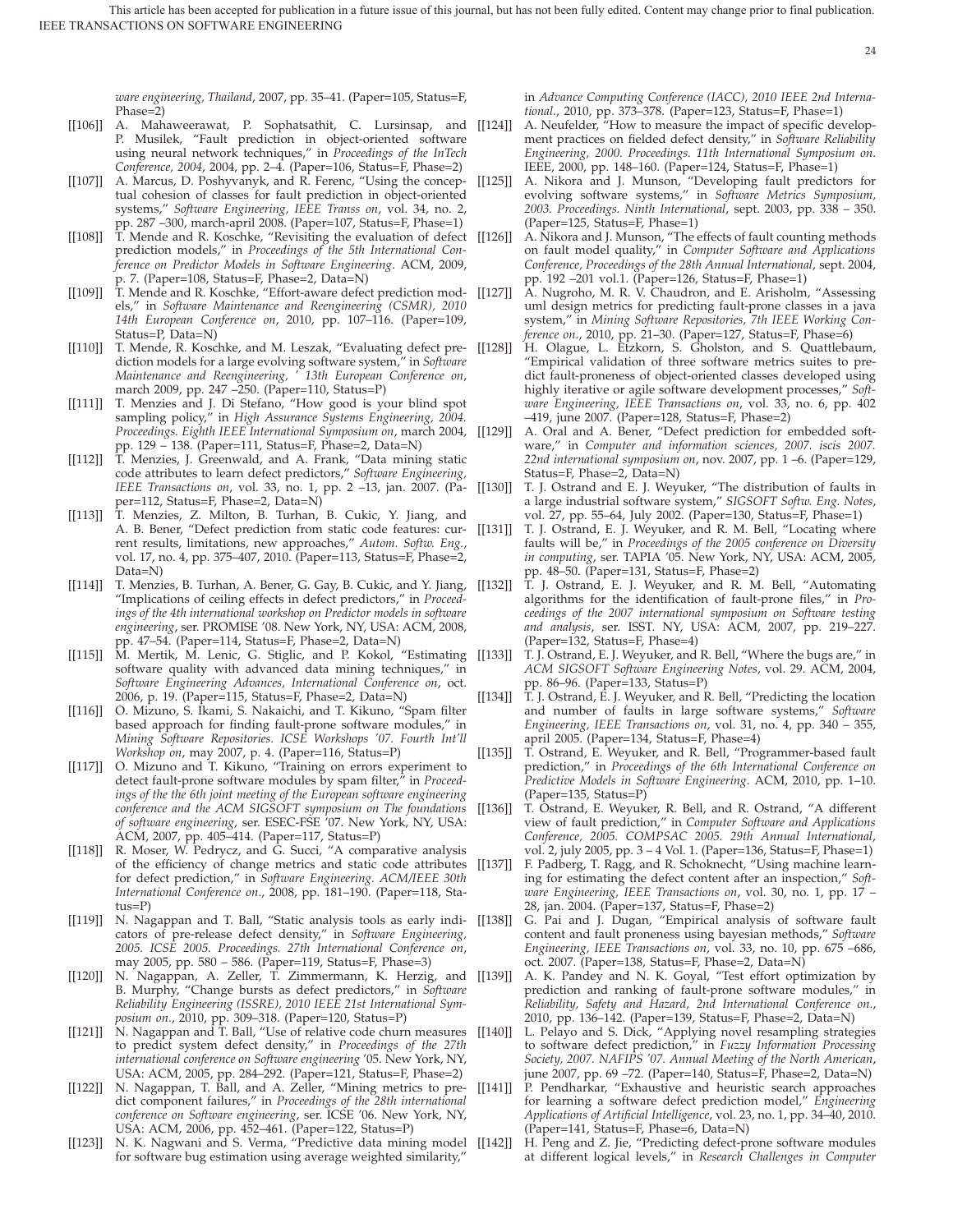*ware engineering, Thailand*, 2007, pp. 35–41. (Paper=105, Status=F, Phase=2)

[[106]] A. Mahaweerawat, P. Sophatsathit, C. Lursinsap, and P. Musilek, "Fault prediction in object-oriented software using neural network techniques," in *Proceedings of the InTech Conference, 2004*, 2004, pp. 2–4. (Paper=106, Status=F, Phase=2)

[[107]] A. Marcus, D. Poshyvanyk, and R. Ferenc, "Using the conceptual cohesion of classes for fault prediction in object-oriented systems," *Software Engineering, IEEE Transs on*, vol. 34, no. 2, pp. 287 –300, march-april 2008. (Paper=107, Status=F, Phase=1)

[[108]] T. Mende and R. Koschke, "Revisiting the evaluation of defect prediction models," in *Proceedings of the 5th International Conference on Predictor Models in Software Engineering*. ACM, 2009, p. 7. (Paper=108, Status=F, Phase=2, Data=N)

[[109]] T. Mende and R. Koschke, "Effort-aware defect prediction models," in *Software Maintenance and Reengineering (CSMR), 2010 14th European Conference on*, 2010, pp. 107–116. (Paper=109, Status=P, Data=N)

[[110]] T. Mende, R. Koschke, and M. Leszak, "Evaluating defect prediction models for a large evolving software system," in *Software Maintenance and Reengineering, ' 13th European Conference on*, march 2009, pp. 247 –250. (Paper=110, Status=P)

[[111]] T. Menzies and J. Di Stefano, "How good is your blind spot sampling policy," in *High Assurance Systems Engineering, 2004. Proceedings. Eighth IEEE International Symposium on*, march 2004, pp. 129 – 138. (Paper=111, Status=F, Phase=2, Data=N)

[[112]] T. Menzies, J. Greenwald, and A. Frank, "Data mining static code attributes to learn defect predictors," *Software Engineering, IEEE Transactions on*, vol. 33, no. 1, pp. 2 –13, jan. 2007. (Paper=112, Status=F, Phase=2, Data=N)

[[113]] T. Menzies, Z. Milton, B. Turhan, B. Cukic, Y. Jiang, and A. B. Bener, "Defect prediction from static code features: current results, limitations, new approaches," *Autom. Softw. Eng.*, vol. 17, no. 4, pp. 375–407, 2010. (Paper=113, Status=F, Phase=2, Data=N)

[[114]] T. Menzies, B. Turhan, A. Bener, G. Gay, B. Cukic, and Y. Jiang, "Implications of ceiling effects in defect predictors," in *Proceedings of the 4th international workshop on Predictor models in software engineering*, ser. PROMISE '08. New York, NY, USA: ACM, 2008, pp. 47–54. (Paper=114, Status=F, Phase=2, Data=N)

[[115]] M. Mertik, M. Lenic, G. Stiglic, and P. Kokol, "Estimating software quality with advanced data mining techniques," in *Software Engineering Advances, International Conference on*, oct. 2006, p. 19. (Paper=115, Status=F, Phase=2, Data=N)

[[116]] O. Mizuno, S. Ikami, S. Nakaichi, and T. Kikuno, "Spam filter based approach for finding fault-prone software modules," in *Mining Software Repositories. ICSE Workshops '07. Fourth Int'll Workshop on*, may 2007, p. 4. (Paper=116, Status=P)

[[117]] O. Mizuno and T. Kikuno, "Training on errors experiment to detect fault-prone software modules by spam filter," in *Proceedings of the the 6th joint meeting of the European software engineering conference and the ACM SIGSOFT symposium on The foundations of software engineering*, ser. ESEC-FSE '07. New York, NY, USA: ACM, 2007, pp. 405–414. (Paper=117, Status=P)

[[118]] R. Moser, W. Pedrycz, and G. Succi, "A comparative analysis of the efficiency of change metrics and static code attributes for defect prediction," in *Software Engineering. ACM/IEEE 30th International Conference on.*, 2008, pp. 181–190. (Paper=118, Status=P)

[[119]] N. Nagappan and T. Ball, "Static analysis tools as early indicators of pre-release defect density," in *Software Engineering, 2005. ICSE 2005. Proceedings. 27th International Conference on*, may 2005, pp. 580 – 586. (Paper=119, Status=F, Phase=3)

[[120]] N. Nagappan, A. Zeller, T. Zimmermann, K. Herzig, and B. Murphy, "Change bursts as defect predictors," in *Software Reliability Engineering (ISSRE), 2010 IEEE 21st International Symposium on.*, 2010, pp. 309–318. (Paper=120, Status=P)

[[121]] N. Nagappan and T. Ball, "Use of relative code churn measures to predict system defect density," in *Proceedings of the 27th international conference on Software engineering* '05. New York, NY, USA: ACM, 2005, pp. 284–292. (Paper=121, Status=F, Phase=2)

[[122]] N. Nagappan, T. Ball, and A. Zeller, "Mining metrics to predict component failures," in *Proceedings of the 28th international conference on Software engineering*, ser. ICSE '06. New York, NY, USA: ACM, 2006, pp. 452–461. (Paper=122, Status=P)

[[123]] N. K. Nagwani and S. Verma, "Predictive data mining model for software bug estimation using average weighted similarity," in *Advance Computing Conference (IACC), 2010 IEEE 2nd International.*, 2010, pp. 373–378. (Paper=123, Status=F, Phase=1)

[[124]] A. Neufelder, "How to measure the impact of specific development practices on fielded defect density," in *Software Reliability Engineering, 2000. Proceedings. 11th International Symposium on*. IEEE, 2000, pp. 148–160. (Paper=124, Status=F, Phase=1)

[[125]] A. Nikora and J. Munson, "Developing fault predictors for evolving software systems," in *Software Metrics Symposium, 2003. Proceedings. Ninth International*, sept. 2003, pp. 338 – 350. (Paper=125, Status=F, Phase=1)

[[126]] A. Nikora and J. Munson, "The effects of fault counting methods on fault model quality," in *Computer Software and Applications Conference, Proceedings of the 28th Annual International*, sept. 2004, pp. 192 –201 vol.1. (Paper=126, Status=F, Phase=1)

[[127]] A. Nugroho, M. R. V. Chaudron, and E. Arisholm, "Assessing uml design metrics for predicting fault-prone classes in a java system," in *Mining Software Repositories, 7th IEEE Working Conference on.*, 2010, pp. 21–30. (Paper=127, Status=F, Phase=6)

[[128]] H. Olague, L. Etzkorn, S. Gholston, and S. Quattlebaum, "Empirical validation of three software metrics suites to predict fault-proneness of object-oriented classes developed using highly iterative or agile software development processes," *Software Engineering, IEEE Transactions on*, vol. 33, no. 6, pp. 402 –419, june 2007. (Paper=128, Status=F, Phase=2)

[[129]] A. Oral and A. Bener, "Defect prediction for embedded software," in *Computer and information sciences, 2007. iscis 2007. 22nd international symposium on*, nov. 2007, pp. 1 –6. (Paper=129, Status=F, Phase=2, Data=N)

[[130]] T. J. Ostrand and E. J. Weyuker, "The distribution of faults in a large industrial software system," *SIGSOFT Softw. Eng. Notes*, vol. 27, pp. 55–64, July 2002. (Paper=130, Status=F, Phase=1)

[[131]] T. J. Ostrand, E. J. Weyuker, and R. M. Bell, "Locating where faults will be," in *Proceedings of the 2005 conference on Diversity in computing*, ser. TAPIA '05. New York, NY, USA: ACM, 2005, pp. 48–50. (Paper=131, Status=F, Phase=2)

[[132]] T. J. Ostrand, E. J. Weyuker, and R. M. Bell, "Automating algorithms for the identification of fault-prone files," in *Proceedings of the 2007 international symposium on Software testing and analysis*, ser. ISST. NY, USA: ACM, 2007, pp. 219–227. (Paper=132, Status=F, Phase=4)

[[133]] T. J. Ostrand, E. J. Weyuker, and R. Bell, "Where the bugs are," in *ACM SIGSOFT Software Engineering Notes*, vol. 29. ACM, 2004, pp. 86–96. (Paper=133, Status=P)

[[134]] T. J. Ostrand, E. J. Weyuker, and R. Bell, "Predicting the location and number of faults in large software systems," *Software Engineering, IEEE Transactions on*, vol. 31, no. 4, pp. 340 – 355, april 2005. (Paper=134, Status=F, Phase=4)

[[135]] T. Ostrand, E. Weyuker, and R. Bell, "Programmer-based fault prediction," in *Proceedings of the 6th International Conference on Predictive Models in Software Engineering*. ACM, 2010, pp. 1–10. (Paper=135, Status=P)

[[136]] T. Ostrand, E. Weyuker, R. Bell, and R. Ostrand, "A different view of fault prediction," in *Computer Software and Applications Conference, 2005. COMPSAC 2005. 29th Annual International*, vol. 2, july 2005, pp. 3 – 4 Vol. 1. (Paper=136, Status=F, Phase=1)

[[137]] F. Padberg, T. Ragg, and R. Schoknecht, "Using machine learning for estimating the defect content after an inspection," *Software Engineering, IEEE Transactions on*, vol. 30, no. 1, pp. 17 – 28, jan. 2004. (Paper=137, Status=F, Phase=2)

[[138]] G. Pai and J. Dugan, "Empirical analysis of software fault content and fault proneness using bayesian methods," *Software Engineering, IEEE Transactions on*, vol. 33, no. 10, pp. 675 –686, oct. 2007. (Paper=138, Status=F, Phase=2, Data=N)

[[139]] A. K. Pandey and N. K. Goyal, "Test effort optimization by prediction and ranking of fault-prone software modules," in *Reliability, Safety and Hazard, 2nd International Conference on.*, 2010, pp. 136–142. (Paper=139, Status=F, Phase=2, Data=N)

[[140]] L. Pelayo and S. Dick, "Applying novel resampling strategies to software defect prediction," in *Fuzzy Information Processing Society, 2007. NAFIPS '07. Annual Meeting of the North American*, june 2007, pp. 69 –72. (Paper=140, Status=F, Phase=2, Data=N)

[[141]] P. Pendharkar, "Exhaustive and heuristic search approaches for learning a software defect prediction model," *Engineering Applications of Artificial Intelligence*, vol. 23, no. 1, pp. 34–40, 2010. (Paper=141, Status=F, Phase=6, Data=N)

[[142]] H. Peng and Z. Jie, "Predicting defect-prone software modules at different logical levels," in *Research Challenges in Computer*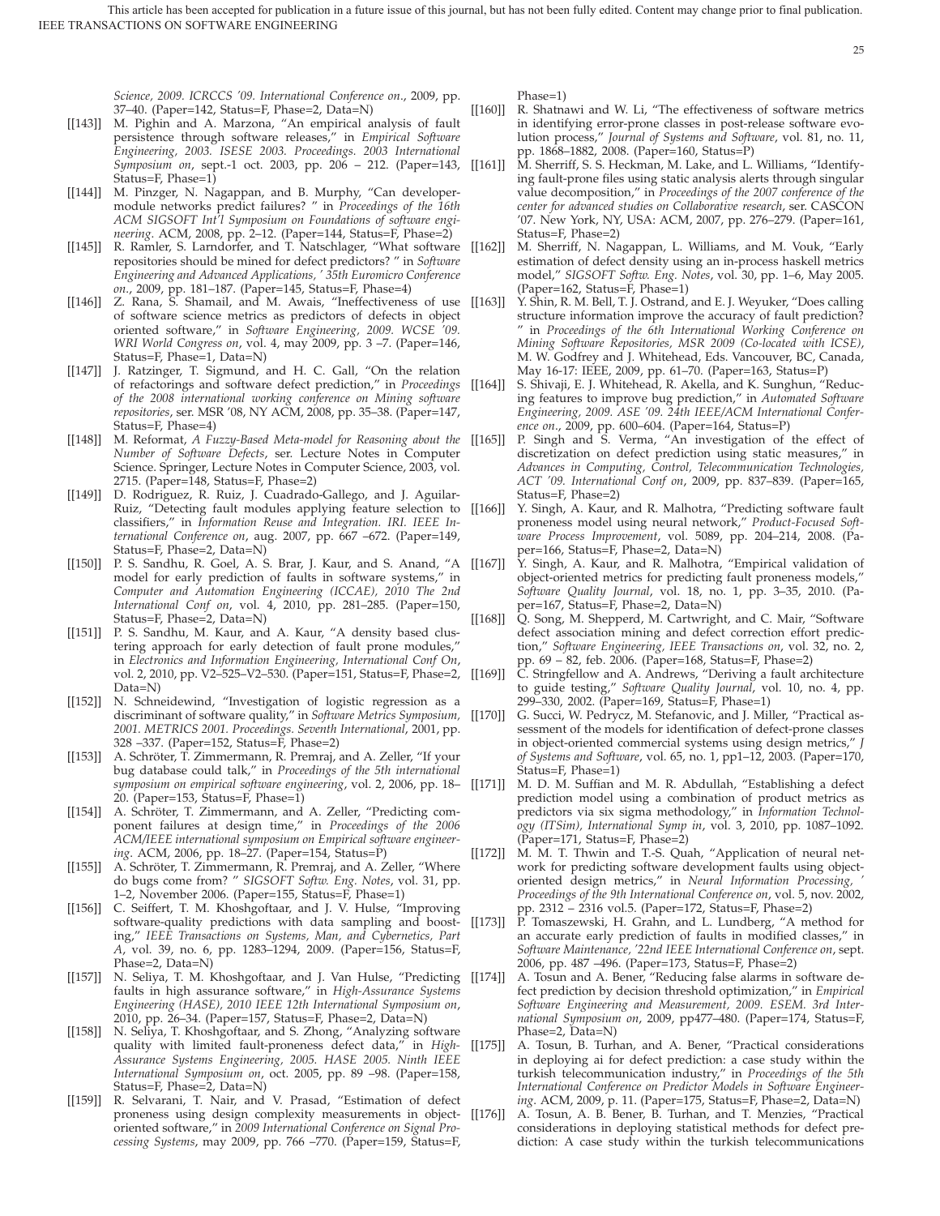*Science, 2009. ICRCCS '09. International Conference on*, 2009, pp. 37–40. (Paper=142, Status=F, Phase=2, Data=N)

[[143]] M. Pighin and A. Marzona, "An empirical analysis of fault persistence through software releases," in *Empirical Software Engineering, 2003. ISESE 2003. Proceedings. 2003 International Symposium on*, sept.-1 oct. 2003, pp. 206 – 212. (Paper=143, Status=F, Phase=1)

[[144]] M. Pinzger, N. Nagappan, and B. Murphy, "Can developer-module networks predict failures? " in *Proceedings of the 16th ACM SIGSOFT Int'l Symposium on Foundations of software engineering*. ACM, 2008, pp. 2–12. (Paper=144, Status=F, Phase=2)

[[145]] R. Ramler, S. Larndorfer, and T. Natschlager, "What software repositories should be mined for defect predictors? " in *Software Engineering and Advanced Applications, ' 35th Euromicro Conference on.*, 2009, pp. 181–187. (Paper=145, Status=F, Phase=4)

[[146]] Z. Rana, S. Shamail, and M. Awais, "Ineffectiveness of use of software science metrics as predictors of defects in object oriented software," in *Software Engineering, 2009. WCSE '09. WRI World Congress on*, vol. 4, may 2009, pp. 3 –7. (Paper=146, Status=F, Phase=1, Data=N)

[[147]] J. Ratzinger, T. Sigmund, and H. C. Gall, "On the relation of refactorings and software defect prediction," in *Proceedings of the 2008 international working conference on Mining software repositories*, ser. MSR '08, NY ACM, 2008, pp. 35–38. (Paper=147, Status=F, Phase=4)

[[148]] M. Reformat, *A Fuzzy-Based Meta-model for Reasoning about the Number of Software Defects*, ser. Lecture Notes in Computer Science. Springer, Lecture Notes in Computer Science, 2003, vol. 2715. (Paper=148, Status=F, Phase=2)

[[149]] D. Rodriguez, R. Ruiz, J. Cuadrado-Gallego, and J. Aguilar-Ruiz, "Detecting fault modules applying feature selection to classifiers," in *Information Reuse and Integration. IRI. IEEE International Conference on*, aug. 2007, pp. 667 –672. (Paper=149, Status=F, Phase=2, Data=N)

[[150]] P. S. Sandhu, R. Goel, A. S. Brar, J. Kaur, and S. Anand, "A model for early prediction of faults in software systems," in *Computer and Automation Engineering (ICCAE), 2010 The 2nd International Conf on*, vol. 4, 2010, pp. 281–285. (Paper=150, Status=F, Phase=2, Data=N)

[[151]] P. S. Sandhu, M. Kaur, and A. Kaur, "A density based clustering approach for early detection of fault prone modules," in *Electronics and Information Engineering, International Conf On*, vol. 2, 2010, pp. V2–525–V2–530. (Paper=151, Status=F, Phase=2, Data=N)

[[152]] N. Schneidewind, "Investigation of logistic regression as a discriminant of software quality," in *Software Metrics Symposium, 2001. METRICS 2001. Proceedings. Seventh International*, 2001, pp. 328 –337. (Paper=152, Status=F, Phase=2)

[[153]] A. Schröter, T. Zimmermann, R. Premraj, and A. Zeller, "If your bug database could talk," in *Proceedings of the 5th international symposium on empirical software engineering*, vol. 2, 2006, pp. 18–20. (Paper=153, Status=F, Phase=1)

[[154]] A. Schröter, T. Zimmermann, and A. Zeller, "Predicting component failures at design time," in *Proceedings of the 2006 ACM/IEEE international symposium on Empirical software engineering*. ACM, 2006, pp. 18–27. (Paper=154, Status=P)

[[155]] A. Schröter, T. Zimmermann, R. Premraj, and A. Zeller, "Where do bugs come from? " *SIGSOFT Softw. Eng. Notes*, vol. 31, pp. 1–2, November 2006. (Paper=155, Status=F, Phase=1)

[[156]] C. Seiffert, T. M. Khoshgoftaar, and J. V. Hulse, "Improving software-quality predictions with data sampling and boosting," *IEEE Transactions on Systems, Man, and Cybernetics, Part A*, vol. 39, no. 6, pp. 1283–1294, 2009. (Paper=156, Status=F, Phase=2, Data=N)

[[157]] N. Seliya, T. M. Khoshgoftaar, and J. Van Hulse, "Predicting faults in high assurance software," in *High-Assurance Systems Engineering (HASE), 2010 IEEE 12th International Symposium on*, 2010, pp. 26–34. (Paper=157, Status=F, Phase=2, Data=N)

[[158]] N. Seliya, T. Khoshgoftaar, and S. Zhong, "Analyzing software quality with limited fault-proneness defect data," in *High-Assurance Systems Engineering, 2005. HASE 2005. Ninth IEEE International Symposium on*, oct. 2005, pp. 89 –98. (Paper=158, Status=F, Phase=2, Data=N)

[[159]] R. Selvarani, T. Nair, and V. Prasad, "Estimation of defect proneness using design complexity measurements in object-oriented software," in *2009 International Conference on Signal Processing Systems*, may 2009, pp. 766 –770. (Paper=159, Status=F, Phase=1)

[[160]] R. Shatnawi and W. Li, "The effectiveness of software metrics in identifying error-prone classes in post-release software evolution process," *Journal of Systems and Software*, vol. 81, no. 11, pp. 1868–1882, 2008. (Paper=160, Status=P)

[[161]] M. Sherriff, S. S. Heckman, M. Lake, and L. Williams, "Identifying fault-prone files using static analysis alerts through singular value decomposition," in *Proceedings of the 2007 conference of the center for advanced studies on Collaborative research*, ser. CASCON '07. New York, NY, USA: ACM, 2007, pp. 276–279. (Paper=161, Status=F, Phase=2)

[[162]] M. Sherriff, N. Nagappan, L. Williams, and M. Vouk, "Early estimation of defect density using an in-process haskell metrics model," *SIGSOFT Softw. Eng. Notes*, vol. 30, pp. 1–6, May 2005. (Paper=162, Status=F, Phase=1)

[[163]] Y. Shin, R. M. Bell, T. J. Ostrand, and E. J. Weyuker, "Does calling structure information improve the accuracy of fault prediction? " in *Proceedings of the 6th International Working Conference on Mining Software Repositories, MSR 2009 (Co-located with ICSE)*, M. W. Godfrey and J. Whitehead, Eds. Vancouver, BC, Canada, May 16-17: IEEE, 2009, pp. 61–70. (Paper=163, Status=P)

[[164]] S. Shivaji, E. J. Whitehead, R. Akella, and K. Sunghun, "Reducing features to improve bug prediction," in *Automated Software Engineering, 2009. ASE '09. 24th IEEE/ACM International Conference on.*, 2009, pp. 600–604. (Paper=164, Status=P)

[[165]] P. Singh and S. Verma, "An investigation of the effect of discretization on defect prediction using static measures," in *Advances in Computing, Control, Telecommunication Technologies, ACT '09. International Conf on*, 2009, pp. 837–839. (Paper=165, Status=F, Phase=2)

[[166]] Y. Singh, A. Kaur, and R. Malhotra, "Predicting software fault proneness model using neural network," *Product-Focused Software Process Improvement*, vol. 5089, pp. 204–214, 2008. (Paper=166, Status=F, Phase=2, Data=N)

[[167]] Y. Singh, A. Kaur, and R. Malhotra, "Empirical validation of object-oriented metrics for predicting fault proneness models," *Software Quality Journal*, vol. 18, no. 1, pp. 3–35, 2010. (Paper=167, Status=F, Phase=2, Data=N)

[[168]] Q. Song, M. Shepperd, M. Cartwright, and C. Mair, "Software defect association mining and defect correction effort prediction," *Software Engineering, IEEE Transactions on*, vol. 32, no. 2, pp. 69 – 82, feb. 2006. (Paper=168, Status=F, Phase=2)

[[169]] C. Stringfellow and A. Andrews, "Deriving a fault architecture to guide testing," *Software Quality Journal*, vol. 10, no. 4, pp. 299–330, 2002. (Paper=169, Status=F, Phase=1)

[[170]] G. Succi, W. Pedrycz, M. Stefanovic, and J. Miller, "Practical assessment of the models for identification of defect-prone classes in object-oriented commercial systems using design metrics," *J of Systems and Software*, vol. 65, no. 1, pp1–12, 2003. (Paper=170, Status=F, Phase=1)

[[171]] M. D. M. Suffian and M. R. Abdullah, "Establishing a defect prediction model using a combination of product metrics as predictors via six sigma methodology," in *Information Technology (ITSim), International Symp in*, vol. 3, 2010, pp. 1087–1092. (Paper=171, Status=F, Phase=2)

[[172]] M. M. T. Thwin and T.-S. Quah, "Application of neural network for predicting software development faults using object-oriented design metrics," in *Neural Information Processing, ' Proceedings of the 9th International Conference on*, vol. 5, nov. 2002, pp. 2312 – 2316 vol.5. (Paper=172, Status=F, Phase=2)

[[173]] P. Tomaszewski, H. Grahn, and L. Lundberg, "A method for an accurate early prediction of faults in modified classes," in *Software Maintenance, '22nd IEEE International Conference on*, sept. 2006, pp. 487 –496. (Paper=173, Status=F, Phase=2)

[[174]] A. Tosun and A. Bener, "Reducing false alarms in software defect prediction by decision threshold optimization," in *Empirical Software Engineering and Measurement, 2009. ESEM. 3rd International Symposium on*, 2009, pp477–480. (Paper=174, Status=F, Phase=2, Data=N)

[[175]] A. Tosun, B. Turhan, and A. Bener, "Practical considerations in deploying ai for defect prediction: a case study within the turkish telecommunication industry," in *Proceedings of the 5th International Conference on Predictor Models in Software Engineering*. ACM, 2009, p. 11. (Paper=175, Status=F, Phase=2, Data=N)

[[176]] A. Tosun, A. B. Bener, B. Turhan, and T. Menzies, "Practical considerations in deploying statistical methods for defect prediction: A case study within the turkish telecommunications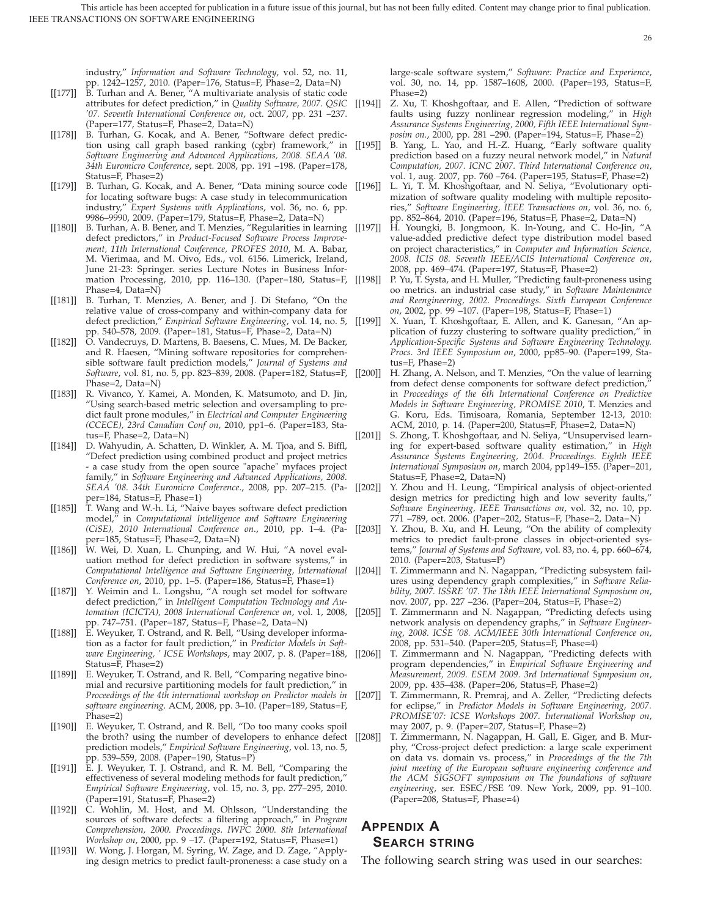industry," *Information and Software Technology*, vol. 52, no. 11, pp. 1242–1257, 2010. (Paper=176, Status=F, Phase=2, Data=N)

[[177]] B. Turhan and A. Bener, "A multivariate analysis of static code attributes for defect prediction," in *Quality Software, 2007. QSIC '07. Seventh International Conference on*, oct. 2007, pp. 231 –237. (Paper=177, Status=F, Phase=2, Data=N)

[[178]] B. Turhan, G. Kocak, and A. Bener, "Software defect prediction using call graph based ranking (cgbr) framework," in *Software Engineering and Advanced Applications, 2008. SEAA '08. 34th Euromicro Conference*, sept. 2008, pp. 191 –198. (Paper=178, Status=F, Phase=2)

[[179]] B. Turhan, G. Kocak, and A. Bener, "Data mining source code for locating software bugs: A case study in telecommunication industry," *Expert Systems with Applications*, vol. 36, no. 6, pp. 9986–9990, 2009. (Paper=179, Status=F, Phase=2, Data=N)

[[180]] B. Turhan, A. B. Bener, and T. Menzies, "Regularities in learning defect predictors," in *Product-Focused Software Process Improvement, 11th International Conference, PROFES 2010*, M. A. Babar, M. Vierimaa, and M. Oivo, Eds., vol. 6156. Limerick, Ireland, June 21-23: Springer. series Lecture Notes in Business Information Processing, 2010, pp. 116–130. (Paper=180, Status=F, Phase=4, Data=N)

[[181]] B. Turhan, T. Menzies, A. Bener, and J. Di Stefano, "On the relative value of cross-company and within-company data for defect prediction," *Empirical Software Engineering*, vol. 14, no. 5, pp. 540–578, 2009. (Paper=181, Status=F, Phase=2, Data=N)

[[182]] O. Vandecruys, D. Martens, B. Baesens, C. Mues, M. De Backer, and R. Haesen, "Mining software repositories for comprehensible software fault prediction models," *Journal of Systems and Software*, vol. 81, no. 5, pp. 823–839, 2008. (Paper=182, Status=F, Phase=2, Data=N)

[[183]] R. Vivanco, Y. Kamei, A. Monden, K. Matsumoto, and D. Jin, "Using search-based metric selection and oversampling to predict fault prone modules," in *Electrical and Computer Engineering (CCECE), 23rd Canadian Conf on*, 2010, pp1–6. (Paper=183, Status=F, Phase=2, Data=N)

[[184]] D. Wahyudin, A. Schatten, D. Winkler, A. M. Tjoa, and S. Biffl, "Defect prediction using combined product and project metrics - a case study from the open source "apache" myfaces project family," in *Software Engineering and Advanced Applications, 2008. SEAA '08. 34th Euromicro Conference.*, 2008, pp. 207–215. (Paper=184, Status=F, Phase=1)

[[185]] T. Wang and W.-h. Li, "Naive bayes software defect prediction model," in *Computational Intelligence and Software Engineering (CiSE), 2010 International Conference on.*, 2010, pp. 1–4. (Paper=185, Status=F, Phase=2, Data=N)

[[186]] W. Wei, D. Xuan, L. Chunping, and W. Hui, "A novel evaluation method for defect prediction in software systems," in *Computational Intelligence and Software Engineering, International Conference on*, 2010, pp. 1–5. (Paper=186, Status=F, Phase=1)

[[187]] Y. Weimin and L. Longshu, "A rough set model for software defect prediction," in *Intelligent Computation Technology and Automation (ICICTA), 2008 International Conference on*, vol. 1, 2008, pp. 747–751. (Paper=187, Status=F, Phase=2, Data=N)

[[188]] E. Weyuker, T. Ostrand, and R. Bell, "Using developer information as a factor for fault prediction," in *Predictor Models in Software Engineering, ' ICSE Workshops*, may 2007, p. 8. (Paper=188, Status=F, Phase=2)

[[189]] E. Weyuker, T. Ostrand, and R. Bell, "Comparing negative binomial and recursive partitioning models for fault prediction," in *Proceedings of the 4th international workshop on Predictor models in software engineering*. ACM, 2008, pp. 3–10. (Paper=189, Status=F, Phase=2)

[[190]] E. Weyuker, T. Ostrand, and R. Bell, "Do too many cooks spoil the broth? using the number of developers to enhance defect prediction models," *Empirical Software Engineering*, vol. 13, no. 5, pp. 539–559, 2008. (Paper=190, Status=P)

[[191]] E. J. Weyuker, T. J. Ostrand, and R. M. Bell, "Comparing the effectiveness of several modeling methods for fault prediction," *Empirical Software Engineering*, vol. 15, no. 3, pp. 277–295, 2010. (Paper=191, Status=F, Phase=2)

[[192]] C. Wohlin, M. Host, and M. Ohlsson, "Understanding the sources of software defects: a filtering approach," in *Program Comprehension, 2000. Proceedings. IWPC 2000. 8th International Workshop on*, 2000, pp. 9 –17. (Paper=192, Status=F, Phase=1)

[[193]] W. Wong, J. Horgan, M. Syring, W. Zage, and D. Zage, "Applying design metrics to predict fault-proneness: a case study on a large-scale software system," *Software: Practice and Experience*, vol. 30, no. 14, pp. 1587–1608, 2000. (Paper=193, Status=F, Phase=2)

[[194]] Z. Xu, T. Khoshgoftaar, and E. Allen, "Prediction of software faults using fuzzy nonlinear regression modeling," in *High Assurance Systems Engineering, 2000, Fifth IEEE International Symposim on.*, 2000, pp. 281 –290. (Paper=194, Status=F, Phase=2)

[[195]] B. Yang, L. Yao, and H.-Z. Huang, "Early software quality prediction based on a fuzzy neural network model," in *Natural Computation, 2007. ICNC 2007. Third International Conference on*, vol. 1, aug. 2007, pp. 760 –764. (Paper=195, Status=F, Phase=2)

[[196]] L. Yi, T. M. Khoshgoftaar, and N. Seliya, "Evolutionary optimization of software quality modeling with multiple repositories," *Software Engineering, IEEE Transactions on*, vol. 36, no. 6, pp. 852–864, 2010. (Paper=196, Status=F, Phase=2, Data=N)

[[197]] H. Youngki, B. Jongmoon, K. In-Young, and C. Ho-Jin, "A value-added predictive defect type distribution model based on project characteristics," in *Computer and Information Science, 2008. ICIS 08. Seventh IEEE/ACIS International Conference on*, 2008, pp. 469–474. (Paper=197, Status=F, Phase=2)

[[198]] P. Yu, T. Systa, and H. Muller, "Predicting fault-proneness using oo metrics. an industrial case study," in *Software Maintenance and Reengineering, 2002. Proceedings. Sixth European Conference on*, 2002, pp. 99 –107. (Paper=198, Status=F, Phase=1)

[[199]] X. Yuan, T. Khoshgoftaar, E. Allen, and K. Ganesan, "An application of fuzzy clustering to software quality prediction," in *Application-Specific Systems and Software Engineering Technology. Procs. 3rd IEEE Symposium on*, 2000, pp85–90. (Paper=199, Status=F, Phase=2)

[[200]] H. Zhang, A. Nelson, and T. Menzies, "On the value of learning from defect dense components for software defect prediction," in *Proceedings of the 6th International Conference on Predictive Models in Software Engineering, PROMISE 2010*, T. Menzies and G. Koru, Eds. Timisoara, Romania, September 12-13, 2010: ACM, 2010, p. 14. (Paper=200, Status=F, Phase=2, Data=N)

[[201]] S. Zhong, T. Khoshgoftaar, and N. Seliya, "Unsupervised learning for expert-based software quality estimation," in *High Assurance Systems Engineering, 2004. Proceedings. Eighth IEEE International Symposium on*, march 2004, pp149–155. (Paper=201, Status=F, Phase=2, Data=N)

[[202]] Y. Zhou and H. Leung, "Empirical analysis of object-oriented design metrics for predicting high and low severity faults," *Software Engineering, IEEE Transactions on*, vol. 32, no. 10, pp. 771 –789, oct. 2006. (Paper=202, Status=F, Phase=2, Data=N)

[[203]] Y. Zhou, B. Xu, and H. Leung, "On the ability of complexity metrics to predict fault-prone classes in object-oriented systems," *Journal of Systems and Software*, vol. 83, no. 4, pp. 660–674, 2010. (Paper=203, Status=P)

[[204]] T. Zimmermann and N. Nagappan, "Predicting subsystem failures using dependency graph complexities," in *Software Reliability, 2007. ISSRE '07. The 18th IEEE International Symposium on*, nov. 2007, pp. 227 –236. (Paper=204, Status=F, Phase=2)

[[205]] T. Zimmermann and N. Nagappan, "Predicting defects using network analysis on dependency graphs," in *Software Engineering, 2008. ICSE '08. ACM/IEEE 30th International Conference on*, 2008, pp. 531–540. (Paper=205, Status=F, Phase=4)

[[206]] T. Zimmermann and N. Nagappan, "Predicting defects with program dependencies," in *Empirical Software Engineering and Measurement, 2009. ESEM 2009. 3rd International Symposium on*, 2009, pp. 435–438. (Paper=206, Status=F, Phase=2)

[[207]] T. Zimmermann, R. Premraj, and A. Zeller, "Predicting defects for eclipse," in *Predictor Models in Software Engineering, 2007. PROMISE'07: ICSE Workshops 2007. International Workshop on*, may 2007, p. 9. (Paper=207, Status=F, Phase=2)

[[208]] T. Zimmermann, N. Nagappan, H. Gall, E. Giger, and B. Murphy, "Cross-project defect prediction: a large scale experiment on data vs. domain vs. process," in *Proceedings of the the 7th joint meeting of the European software engineering conference and the ACM SIGSOFT symposium on The foundations of software engineering*, ser. ESEC/FSE '09. New York, 2009, pp. 91–100. (Paper=208, Status=F, Phase=4)

## Appendix A
## Search string

The following search string was used in our searches: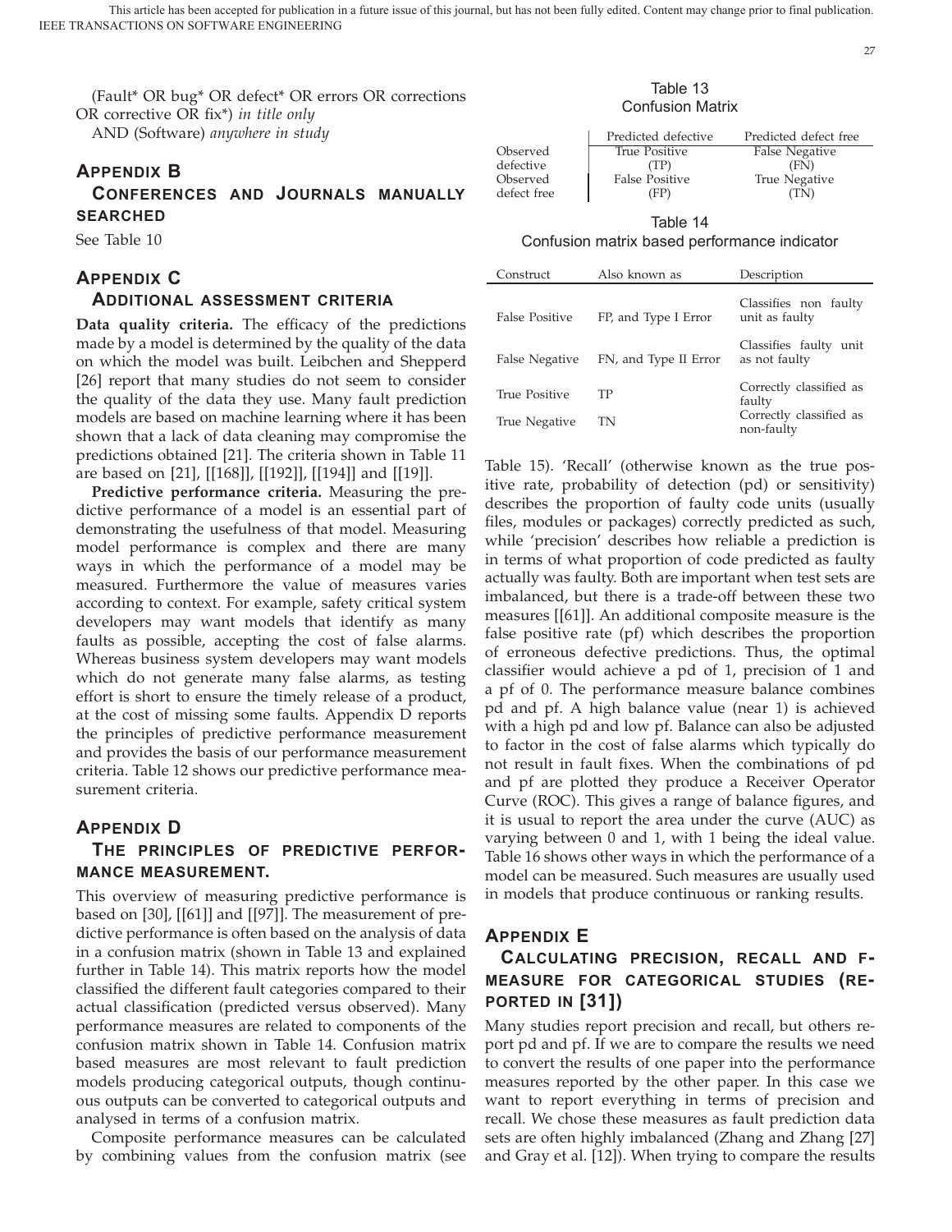(Fault* OR bug* OR defect* OR errors OR corrections OR corrective OR fix*) *in title only*
AND (Software) *anywhere in study*

## APPENDIX B
## CONFERENCES AND JOURNALS MANUALLY SEARCHED

See Table 10

## APPENDIX C
## ADDITIONAL ASSESSMENT CRITERIA

**Data quality criteria.** The efficacy of the predictions made by a model is determined by the quality of the data on which the model was built. Leibchen and Shepperd [26] report that many studies do not seem to consider the quality of the data they use. Many fault prediction models are based on machine learning where it has been shown that a lack of data cleaning may compromise the predictions obtained [21]. The criteria shown in Table 11 are based on [21], [[168]], [[192]], [[194]] and [[19]].

**Predictive performance criteria.** Measuring the predictive performance of a model is an essential part of demonstrating the usefulness of that model. Measuring model performance is complex and there are many ways in which the performance of a model may be measured. Furthermore the value of measures varies according to context. For example, safety critical system developers may want models that identify as many faults as possible, accepting the cost of false alarms. Whereas business system developers may want models which do not generate many false alarms, as testing effort is short to ensure the timely release of a product, at the cost of missing some faults. Appendix D reports the principles of predictive performance measurement and provides the basis of our performance measurement criteria. Table 12 shows our predictive performance measurement criteria.

## APPENDIX D
## THE PRINCIPLES OF PREDICTIVE PERFORMANCE MEASUREMENT.

This overview of measuring predictive performance is based on [30], [[61]] and [[97]]. The measurement of predictive performance is often based on the analysis of data in a confusion matrix (shown in Table 13 and explained further in Table 14). This matrix reports how the model classified the different fault categories compared to their actual classification (predicted versus observed). Many performance measures are related to components of the confusion matrix shown in Table 14. Confusion matrix based measures are most relevant to fault prediction models producing categorical outputs, though continuous outputs can be converted to categorical outputs and analysed in terms of a confusion matrix.

Composite performance measures can be calculated by combining values from the confusion matrix (see Table 15). 'Recall' (otherwise known as the true positive rate, probability of detection (pd) or sensitivity) describes the proportion of faulty code units (usually files, modules or packages) correctly predicted as such, while 'precision' describes how reliable a prediction is in terms of what proportion of code predicted as faulty actually was faulty. Both are important when test sets are imbalanced, but there is a trade-off between these two measures [[61]]. An additional composite measure is the false positive rate (pf) which describes the proportion of erroneous defective predictions. Thus, the optimal classifier would achieve a pd of 1, precision of 1 and a pf of 0. The performance measure balance combines pd and pf. A high balance value (near 1) is achieved with a high pd and low pf. Balance can also be adjusted to factor in the cost of false alarms which typically do not result in fault fixes. When the combinations of pd and pf are plotted they produce a Receiver Operator Curve (ROC). This gives a range of balance figures, and it is usual to report the area under the curve (AUC) as varying between 0 and 1, with 1 being the ideal value. Table 16 shows other ways in which the performance of a model can be measured. Such measures are usually used in models that produce continuous or ranking results.

Table 13
Confusion Matrix

| | Predicted defective | Predicted defect free |
|---|---|---|
| Observed defective | True Positive (TP) | False Negative (FN) |
| Observed defect free | False Positive (FP) | True Negative (TN) |

Table 14
Confusion matrix based performance indicator

| Construct | Also known as | Description |
|---|---|---|
| False Positive | FP, and Type I Error | Classifies non faulty unit as faulty |
| False Negative | FN, and Type II Error | Classifies faulty unit as not faulty |
| True Positive | TP | Correctly classified as faulty |
| True Negative | TN | Correctly classified as non-faulty |

## APPENDIX E
## CALCULATING PRECISION, RECALL AND F-MEASURE FOR CATEGORICAL STUDIES (REPORTED IN [31])

Many studies report precision and recall, but others report pd and pf. If we are to compare the results we need to convert the results of one paper into the performance measures reported by the other paper. In this case we want to report everything in terms of precision and recall. We chose these measures as fault prediction data sets are often highly imbalanced (Zhang and Zhang [27] and Gray et al. [12]). When trying to compare the results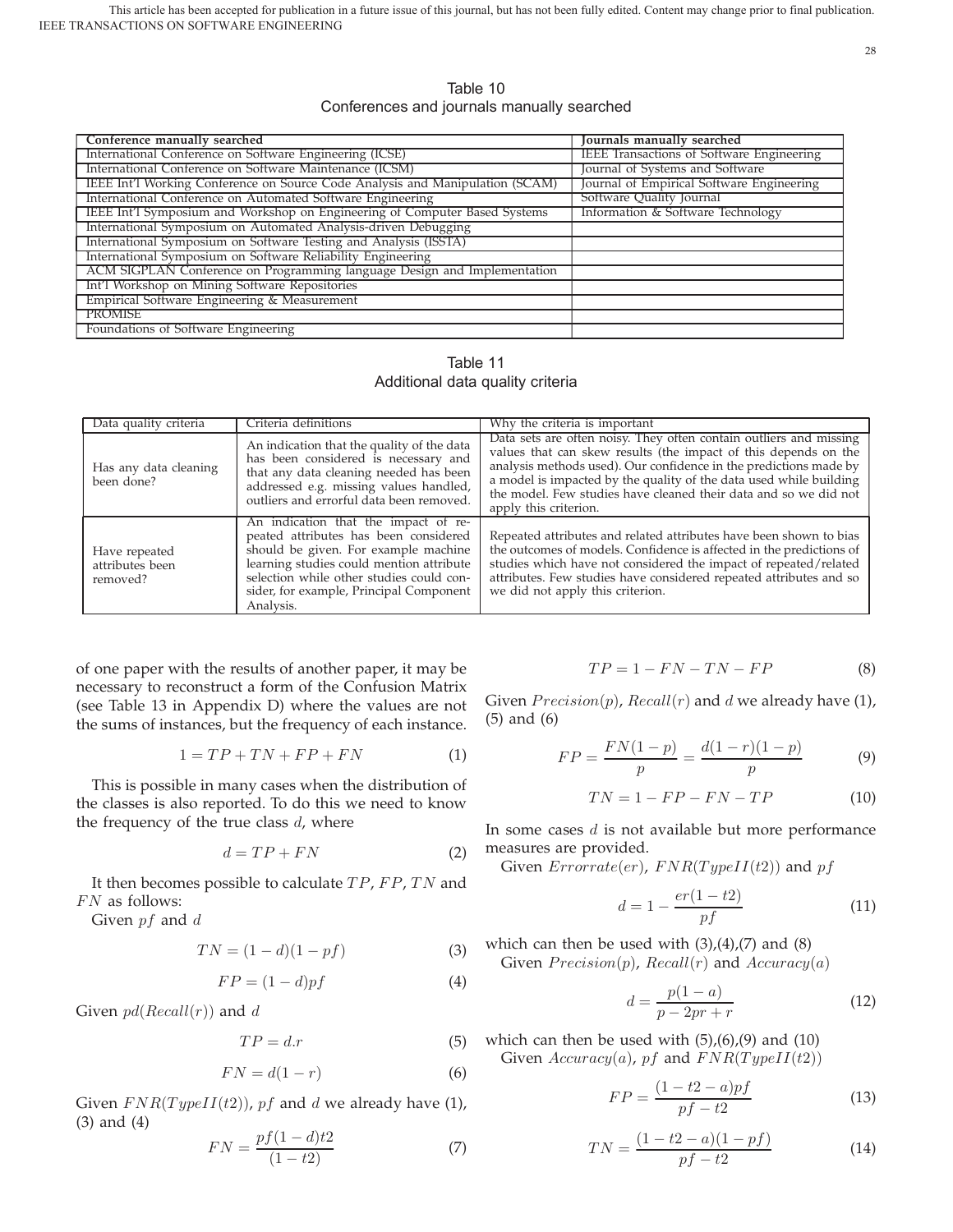Table 10
Conferences and journals manually searched

| Conference manually searched | Journals manually searched |
|---|---|
| International Conference on Software Engineering (ICSE) | IEEE Transactions of Software Engineering |
| International Conference on Software Maintenance (ICSM) | Journal of Systems and Software |
| IEEE Int'l Working Conference on Source Code Analysis and Manipulation (SCAM) | Journal of Empirical Software Engineering |
| International Conference on Automated Software Engineering | Software Quality Journal |
| IEEE Int'l Symposium and Workshop on Engineering of Computer Based Systems | Information & Software Technology |
| International Symposium on Automated Analysis-driven Debugging | |
| International Symposium on Software Testing and Analysis (ISSTA) | |
| International Symposium on Software Reliability Engineering | |
| ACM SIGPLAN Conference on Programming language Design and Implementation | |
| Int'l Workshop on Mining Software Repositories | |
| Empirical Software Engineering & Measurement | |
| PROMISE | |
| Foundations of Software Engineering | |

Table 11
Additional data quality criteria

| Data quality criteria | Criteria definitions | Why the criteria is important |
|---|---|---|
| Has any data cleaning been done? | An indication that the quality of the data has been considered is necessary and that any data cleaning needed has been addressed e.g. missing values handled, outliers and errorful data been removed. | Data sets are often noisy. They often contain outliers and missing values that can skew results (the impact of this depends on the analysis methods used). Our confidence in the predictions made by a model is impacted by the quality of the data used while building the model. Few studies have cleaned their data and so we did not apply this criterion. |
| Have repeated attributes been removed? | An indication that the impact of repeated attributes has been considered should be given. For example machine learning studies could mention attribute selection while other studies could consider, for example, Principal Component Analysis. | Repeated attributes and related attributes have been shown to bias the outcomes of models. Confidence is affected in the predictions of studies which have not considered the impact of repeated/related attributes. Few studies have considered repeated attributes and so we did not apply this criterion. |

of one paper with the results of another paper, it may be necessary to reconstruct a form of the Confusion Matrix (see Table 13 in Appendix D) where the values are not the sums of instances, but the frequency of each instance.

$$1 = TP + TN + FP + FN \quad (1)$$

This is possible in many cases when the distribution of the classes is also reported. To do this we need to know the frequency of the true class $d$, where

$$d = TP + FN \quad (2)$$

It then becomes possible to calculate $TP$, $FP$, $TN$ and $FN$ as follows:

Given $pf$ and $d$

$$TN = (1 - d)(1 - pf) \quad (3)$$

$$FP = (1 - d)pf \quad (4)$$

Given $pd(Recall(r))$ and $d$

$$TP = d.r \quad (5)$$

$$FN = d(1 - r) \quad (6)$$

Given $FNR(TypeII(t2))$, $pf$ and $d$ we already have (1), (3) and (4)

$$FN = \frac{pf(1 - d)t2}{(1 - t2)} \quad (7)$$

$$TP = 1 - FN - TN - FP \quad (8)$$

Given $Precision(p)$, $Recall(r)$ and $d$ we already have (1), (5) and (6)

$$FP = \frac{FN(1 - p)}{p} = \frac{d(1 - r)(1 - p)}{p} \quad (9)$$

$$TN = 1 - FP - FN - TP \quad (10)$$

In some cases $d$ is not available but more performance measures are provided.

Given $Errorrate(er)$, $FNR(TypeII(t2))$ and $pf$

$$d = 1 - \frac{er(1 - t2)}{pf} \quad (11)$$

which can then be used with (3),(4),(7) and (8)

Given $Precision(p)$, $Recall(r)$ and $Accuracy(a)$

$$d = \frac{p(1 - a)}{p - 2pr + r} \quad (12)$$

which can then be used with (5),(6),(9) and (10)

Given $Accuracy(a)$, $pf$ and $FNR(TypeII(t2))$

$$FP = \frac{(1 - t2 - a)pf}{pf - t2} \quad (13)$$

$$TN = \frac{(1 - t2 - a)(1 - pf)}{pf - t2} \quad (14)$$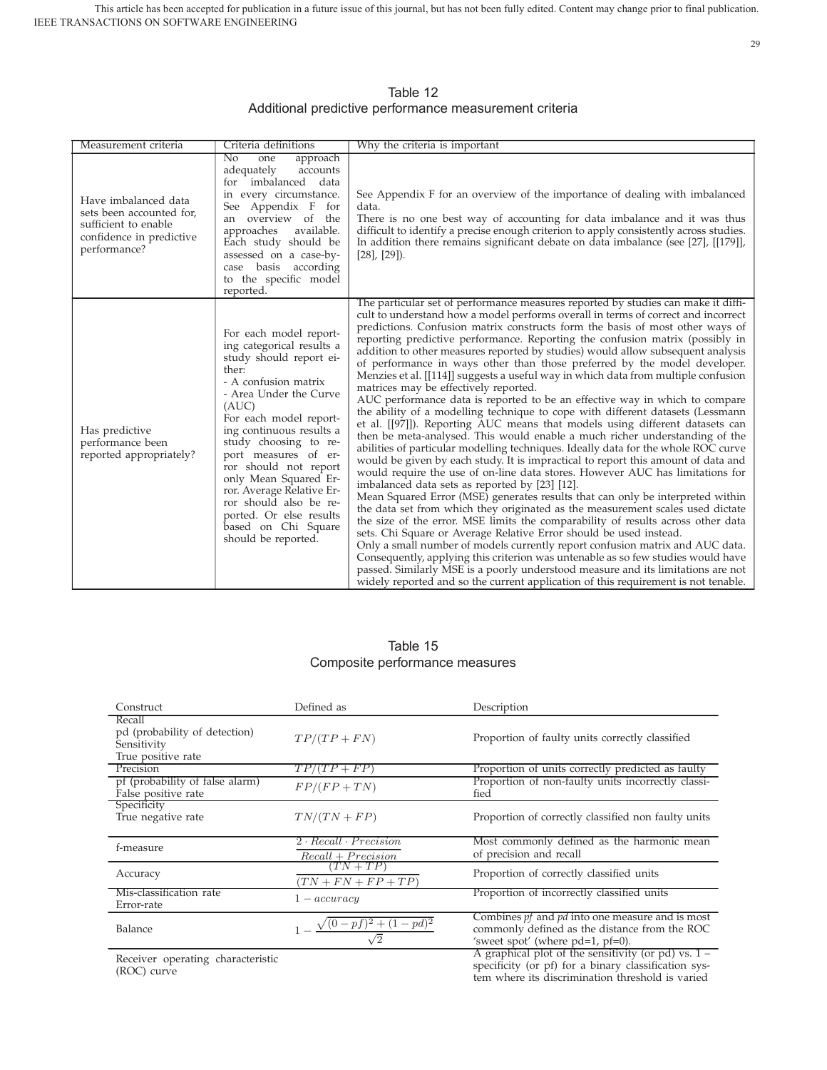Table 12
Additional predictive performance measurement criteria

| Measurement criteria | Criteria definitions | Why the criteria is important |
|---|---|---|
| Have imbalanced data sets been accounted for, sufficient to enable confidence in predictive performance? | No one approach adequately accounts for imbalanced data in every circumstance. See Appendix F for an overview of the approaches available. Each study should be assessed on a case-by-case basis according to the specific model reported. | See Appendix F for an overview of the importance of dealing with imbalanced data.<br>There is no one best way of accounting for data imbalance and it was thus difficult to identify a precise enough criterion to apply consistently across studies. In addition there remains significant debate on data imbalance (see [27], [[179]], [28], [29]). |
| Has predictive performance been reported appropriately? | For each model reporting categorical results a study should report either:<br>- A confusion matrix<br>- Area Under the Curve (AUC)<br>For each model reporting continuous results a study choosing to report measures of error should not report only Mean Squared Error. Average Relative Error should also be reported. Or else results based on Chi Square should be reported. | The particular set of performance measures reported by studies can make it difficult to understand how a model performs overall in terms of correct and incorrect predictions. Confusion matrix constructs form the basis of most other ways of reporting predictive performance. Reporting the confusion matrix (possibly in addition to other measures reported by studies) would allow subsequent analysis of performance in ways other than those preferred by the model developer. Menzies et al. [[114]] suggests a useful way in which data from multiple confusion matrices may be effectively reported.<br>AUC performance data is reported to be an effective way in which to compare the ability of a modelling technique to cope with different datasets (Lessmann et al. [[97]]). Reporting AUC means that models using different datasets can then be meta-analysed. This would enable a much richer understanding of the abilities of particular modelling techniques. Ideally data for the whole ROC curve would be given by each study. It is impractical to report this amount of data and would require the use of on-line data stores. However AUC has limitations for imbalanced data sets as reported by [23] [12].<br>Mean Squared Error (MSE) generates results that can only be interpreted within the data set from which they originated as the measurement scales used dictate the size of the error. MSE limits the comparability of results across other data sets. Chi Square or Average Relative Error should be used instead.<br>Only a small number of models currently report confusion matrix and AUC data. Consequently, applying this criterion was untenable as so few studies would have passed. Similarly MSE is a poorly understood measure and its limitations are not widely reported and so the current application of this requirement is not tenable. |

Table 15
Composite performance measures

| Construct | Defined as | Description |
|---|---|---|
| Recall<br>pd (probability of detection)<br>Sensitivity<br>True positive rate | $TP/(TP + FN)$ | Proportion of faulty units correctly classified |
| Precision | $TP/(TP + FP)$ | Proportion of units correctly predicted as faulty |
| pf (probability of false alarm)<br>False positive rate | $FP/(FP + TN)$ | Proportion of non-faulty units incorrectly classified |
| Specificity<br>True negative rate | $TN/(TN + FP)$ | Proportion of correctly classified non faulty units |
| f-measure | $\frac{2 \cdot Recall \cdot Precision}{Recall + Precision}$ | Most commonly defined as the harmonic mean of precision and recall |
| Accuracy | $\frac{(TN + TP)}{(TN + FN + FP + TP)}$ | Proportion of correctly classified units |
| Mis-classification rate<br>Error-rate | $1 - accuracy$ | Proportion of incorrectly classified units |
| Balance | $1 - \frac{\sqrt{(0 - pf)^2 + (1 - pd)^2}}{\sqrt{2}}$ | Combines *pf* and *pd* into one measure and is most commonly defined as the distance from the ROC 'sweet spot' (where pd=1, pf=0). |
| Receiver operating characteristic (ROC) curve | | A graphical plot of the sensitivity (or pd) vs. 1 – specificity (or pf) for a binary classification system where its discrimination threshold is varied |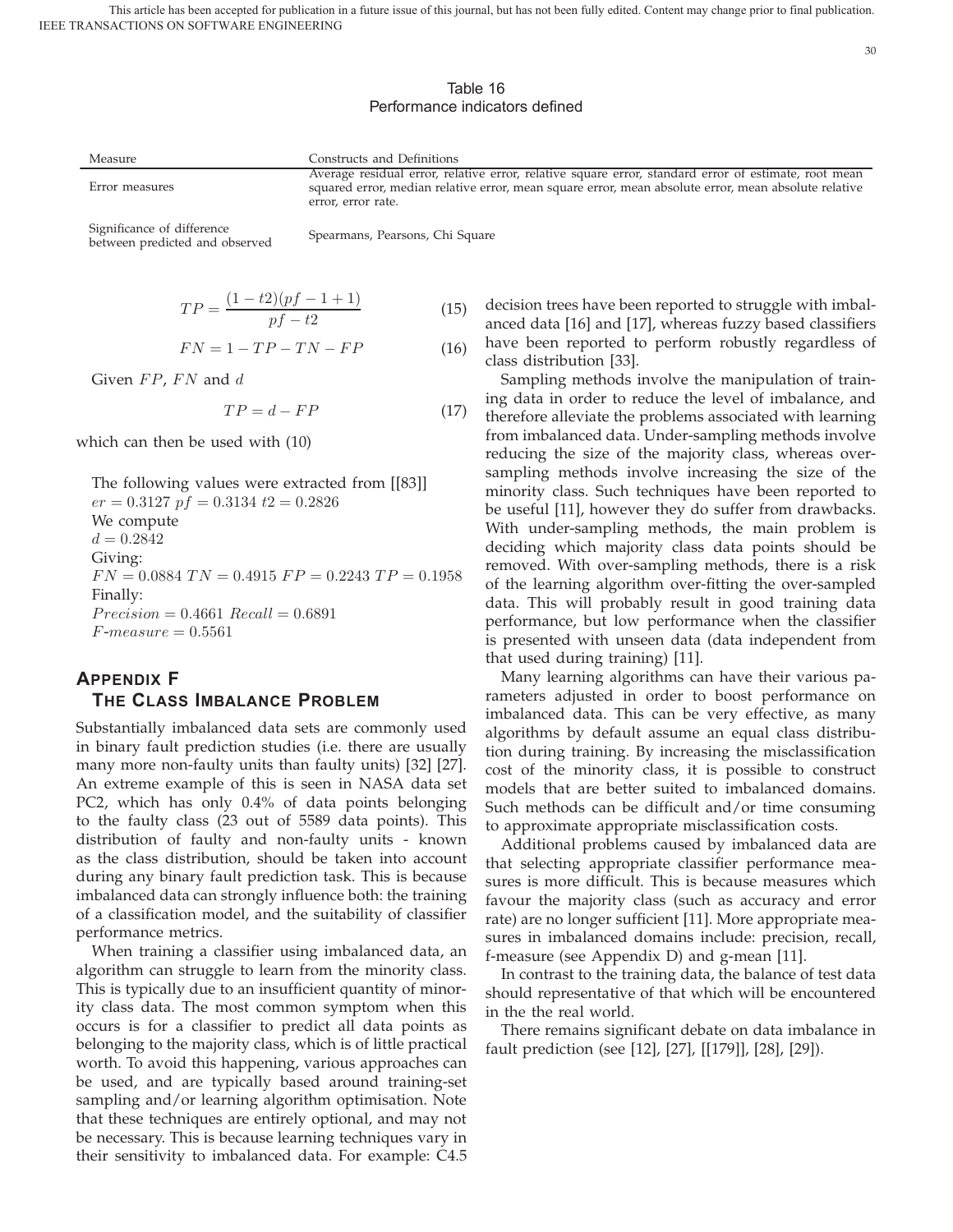Table 16
Performance indicators defined

| Measure | Constructs and Definitions |
| --- | --- |
| Error measures | Average residual error, relative error, relative square error, standard error of estimate, root mean squared error, median relative error, mean square error, mean absolute error, mean absolute relative error, error rate. |
| Significance of difference between predicted and observed | Spearmans, Pearsons, Chi Square |

$$TP = \frac{(1-t2)(pf-1+1)}{pf-t2} \tag{15}$$

$$FN = 1 - TP - TN - FP \tag{16}$$

Given $FP$, $FN$ and $d$

$$TP = d - FP \tag{17}$$

which can then be used with (10)

The following values were extracted from [[83]]
$er = 0.3127$ $pf = 0.3134$ $t2 = 0.2826$
We compute
$d = 0.2842$
Giving:
$FN = 0.0884$ $TN = 0.4915$ $FP = 0.2243$ $TP = 0.1958$
Finally:
$Precision = 0.4661$ $Recall = 0.6891$
$F\text{-}measure = 0.5561$

## Appendix F
## The Class Imbalance Problem

Substantially imbalanced data sets are commonly used in binary fault prediction studies (i.e. there are usually many more non-faulty units than faulty units) [32] [27]. An extreme example of this is seen in NASA data set PC2, which has only 0.4% of data points belonging to the faulty class (23 out of 5589 data points). This distribution of faulty and non-faulty units - known as the class distribution, should be taken into account during any binary fault prediction task. This is because imbalanced data can strongly influence both: the training of a classification model, and the suitability of classifier performance metrics.

When training a classifier using imbalanced data, an algorithm can struggle to learn from the minority class. This is typically due to an insufficient quantity of minority class data. The most common symptom when this occurs is for a classifier to predict all data points as belonging to the majority class, which is of little practical worth. To avoid this happening, various approaches can be used, and are typically based around training-set sampling and/or learning algorithm optimisation. Note that these techniques are entirely optional, and may not be necessary. This is because learning techniques vary in their sensitivity to imbalanced data. For example: C4.5 decision trees have been reported to struggle with imbalanced data [16] and [17], whereas fuzzy based classifiers have been reported to perform robustly regardless of class distribution [33].

Sampling methods involve the manipulation of training data in order to reduce the level of imbalance, and therefore alleviate the problems associated with learning from imbalanced data. Under-sampling methods involve reducing the size of the majority class, whereas over-sampling methods involve increasing the size of the minority class. Such techniques have been reported to be useful [11], however they do suffer from drawbacks. With under-sampling methods, the main problem is deciding which majority class data points should be removed. With over-sampling methods, there is a risk of the learning algorithm over-fitting the over-sampled data. This will probably result in good training data performance, but low performance when the classifier is presented with unseen data (data independent from that used during training) [11].

Many learning algorithms can have their various parameters adjusted in order to boost performance on imbalanced data. This can be very effective, as many algorithms by default assume an equal class distribution during training. By increasing the misclassification cost of the minority class, it is possible to construct models that are better suited to imbalanced domains. Such methods can be difficult and/or time consuming to approximate appropriate misclassification costs.

Additional problems caused by imbalanced data are that selecting appropriate classifier performance measures is more difficult. This is because measures which favour the majority class (such as accuracy and error rate) are no longer sufficient [11]. More appropriate measures in imbalanced domains include: precision, recall, f-measure (see Appendix D) and g-mean [11].

In contrast to the training data, the balance of test data should representative of that which will be encountered in the the real world.

There remains significant debate on data imbalance in fault prediction (see [12], [27], [[179]], [28], [29]).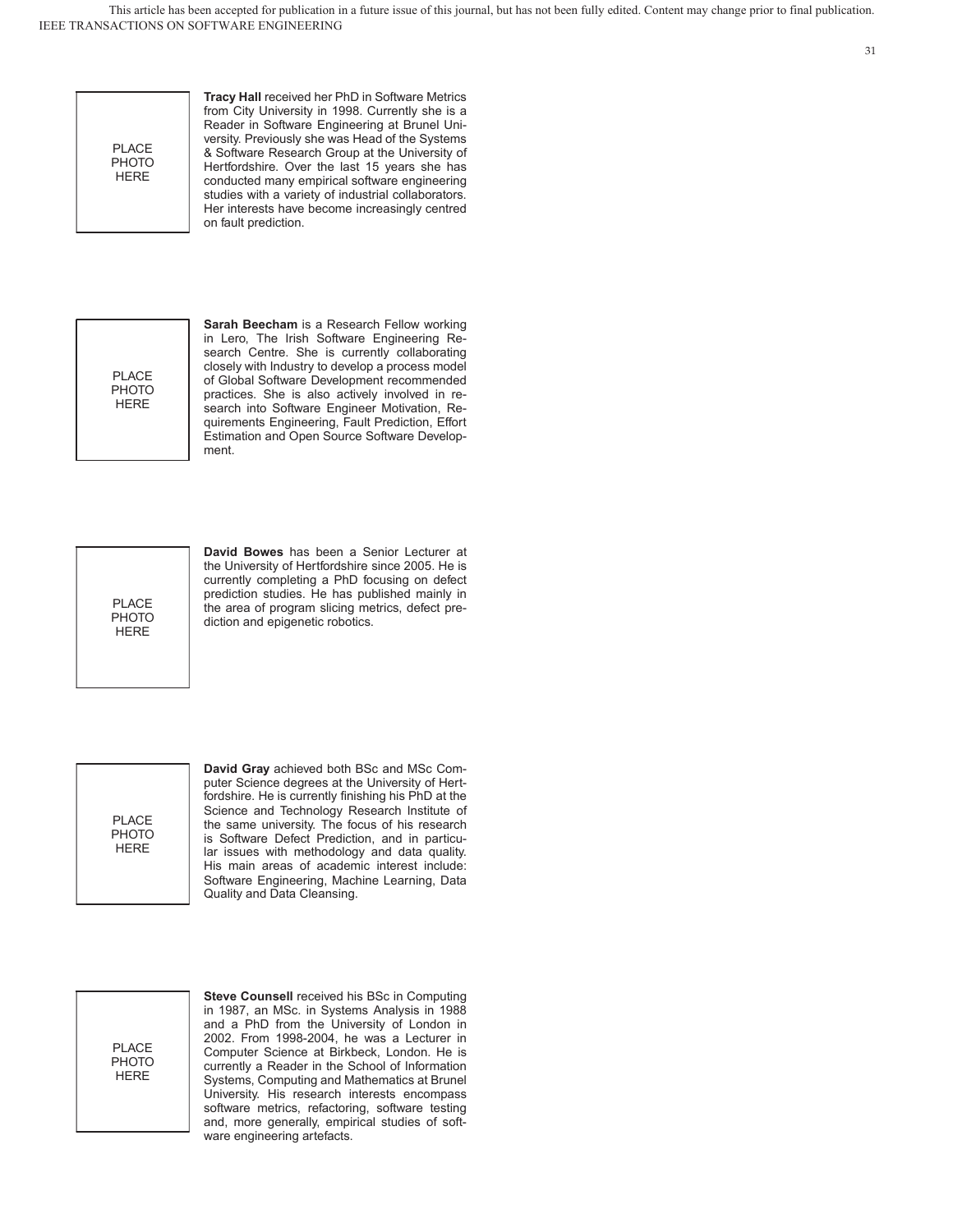PLACE PHOTO HERE

**Tracy Hall** received her PhD in Software Metrics from City University in 1998. Currently she is a Reader in Software Engineering at Brunel University. Previously she was Head of the Systems & Software Research Group at the University of Hertfordshire. Over the last 15 years she has conducted many empirical software engineering studies with a variety of industrial collaborators. Her interests have become increasingly centred on fault prediction.

PLACE PHOTO HERE

**Sarah Beecham** is a Research Fellow working in Lero, The Irish Software Engineering Research Centre. She is currently collaborating closely with Industry to develop a process model of Global Software Development recommended practices. She is also actively involved in research into Software Engineer Motivation, Requirements Engineering, Fault Prediction, Effort Estimation and Open Source Software Development.

PLACE PHOTO HERE

**David Bowes** has been a Senior Lecturer at the University of Hertfordshire since 2005. He is currently completing a PhD focusing on defect prediction studies. He has published mainly in the area of program slicing metrics, defect prediction and epigenetic robotics.

PLACE PHOTO HERE

**David Gray** achieved both BSc and MSc Computer Science degrees at the University of Hertfordshire. He is currently finishing his PhD at the Science and Technology Research Institute of the same university. The focus of his research is Software Defect Prediction, and in particular issues with methodology and data quality. His main areas of academic interest include: Software Engineering, Machine Learning, Data Quality and Data Cleansing.

PLACE PHOTO HERE

**Steve Counsell** received his BSc in Computing in 1987, an MSc. in Systems Analysis in 1988 and a PhD from the University of London in 2002. From 1998-2004, he was a Lecturer in Computer Science at Birkbeck, London. He is currently a Reader in the School of Information Systems, Computing and Mathematics at Brunel University. His research interests encompass software metrics, refactoring, software testing and, more generally, empirical studies of software engineering artefacts.